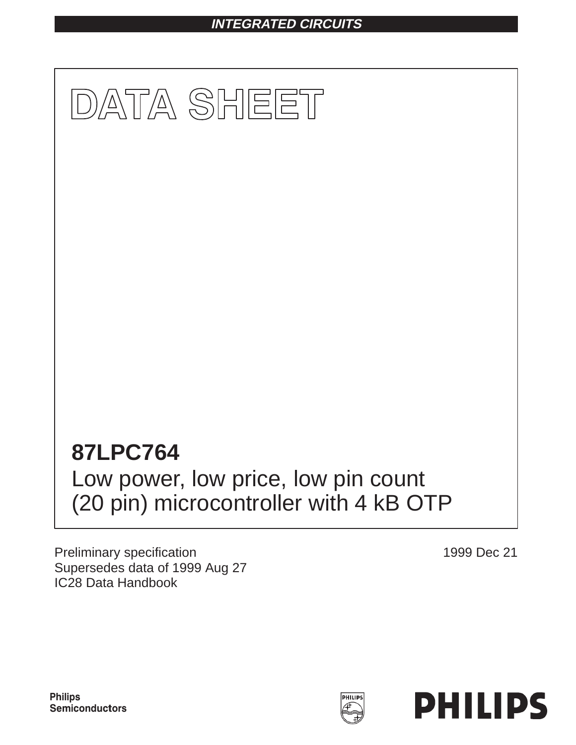INTEGRATED CIRCUITS

# DATA SHEET

## 87LPC764

Low power, low price, low pin count (20 pin) microcontroller with 4 kB OTP

Preliminary specification
Supersedes data of 1999 Aug 27
IC28 Data Handbook

1999 Dec 21

Philips Semiconductors

PHILIPS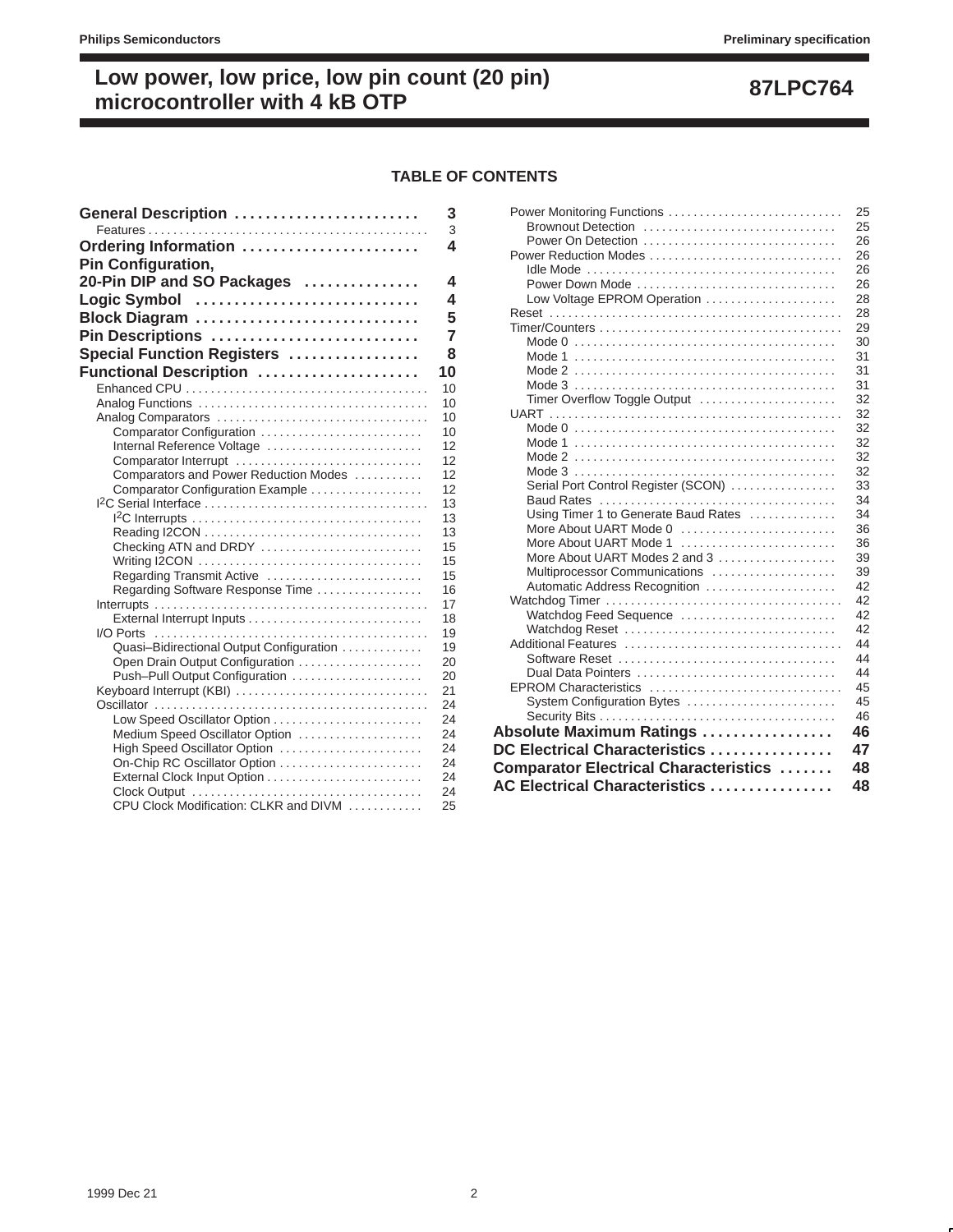## TABLE OF CONTENTS

**General Description** .......................... 3
- Features .......................... 3

**Ordering Information** .......................... 4

**Pin Configuration, 20-Pin DIP and SO Packages** .......................... 4

**Logic Symbol** .......................... 4

**Block Diagram** .......................... 5

**Pin Descriptions** .......................... 7

**Special Function Registers** .......................... 8

**Functional Description** .......................... 10
- Enhanced CPU .......................... 10
- Analog Functions .......................... 10
- Analog Comparators .......................... 10
  - Comparator Configuration .......................... 10
  - Internal Reference Voltage .......................... 12
  - Comparator Interrupt .......................... 12
  - Comparators and Power Reduction Modes .......................... 12
  - Comparator Configuration Example .......................... 12
- I2C Serial Interface .......................... 13
  - I2C Interrupts .......................... 13
  - Reading I2CON .......................... 13
  - Checking ATN and DRDY .......................... 15
  - Writing I2CON .......................... 15
  - Regarding Transmit Active .......................... 15
  - Regarding Software Response Time .......................... 16
- Interrupts .......................... 17
  - External Interrupt Inputs .......................... 18
- I/O Ports .......................... 19
  - Quasi–Bidirectional Output Configuration .......................... 19
  - Open Drain Output Configuration .......................... 20
  - Push–Pull Output Configuration .......................... 20
- Keyboard Interrupt (KBI) .......................... 21
- Oscillator .......................... 24
  - Low Speed Oscillator Option .......................... 24
  - Medium Speed Oscillator Option .......................... 24
  - High Speed Oscillator Option .......................... 24
  - On-Chip RC Oscillator Option .......................... 24
  - External Clock Input Option .......................... 24
  - Clock Output .......................... 24
  - CPU Clock Modification: CLKR and DIVM .......................... 25
- Power Monitoring Functions .......................... 25
  - Brownout Detection .......................... 25
  - Power On Detection .......................... 26
- Power Reduction Modes .......................... 26
  - Idle Mode .......................... 26
  - Power Down Mode .......................... 26
  - Low Voltage EPROM Operation .......................... 28
- Reset .......................... 28
- Timer/Counters .......................... 29
  - Mode 0 .......................... 30
  - Mode 1 .......................... 31
  - Mode 2 .......................... 31
  - Mode 3 .......................... 31
  - Timer Overflow Toggle Output .......................... 32
- UART .......................... 32
  - Mode 0 .......................... 32
  - Mode 1 .......................... 32
  - Mode 2 .......................... 32
  - Mode 3 .......................... 32
  - Serial Port Control Register (SCON) .......................... 33
  - Baud Rates .......................... 34
  - Using Timer 1 to Generate Baud Rates .......................... 34
  - More About UART Mode 0 .......................... 36
  - More About UART Mode 1 .......................... 36
  - More About UART Modes 2 and 3 .......................... 39
  - Multiprocessor Communications .......................... 39
  - Automatic Address Recognition .......................... 42
- Watchdog Timer .......................... 42
  - Watchdog Feed Sequence .......................... 42
  - Watchdog Reset .......................... 42
- Additional Features .......................... 44
  - Software Reset .......................... 44
  - Dual Data Pointers .......................... 44
- EPROM Characteristics .......................... 45
  - System Configuration Bytes .......................... 45
  - Security Bits .......................... 46

**Absolute Maximum Ratings** .......................... 46

**DC Electrical Characteristics** .......................... 47

**Comparator Electrical Characteristics** .......................... 48

**AC Electrical Characteristics** .......................... 48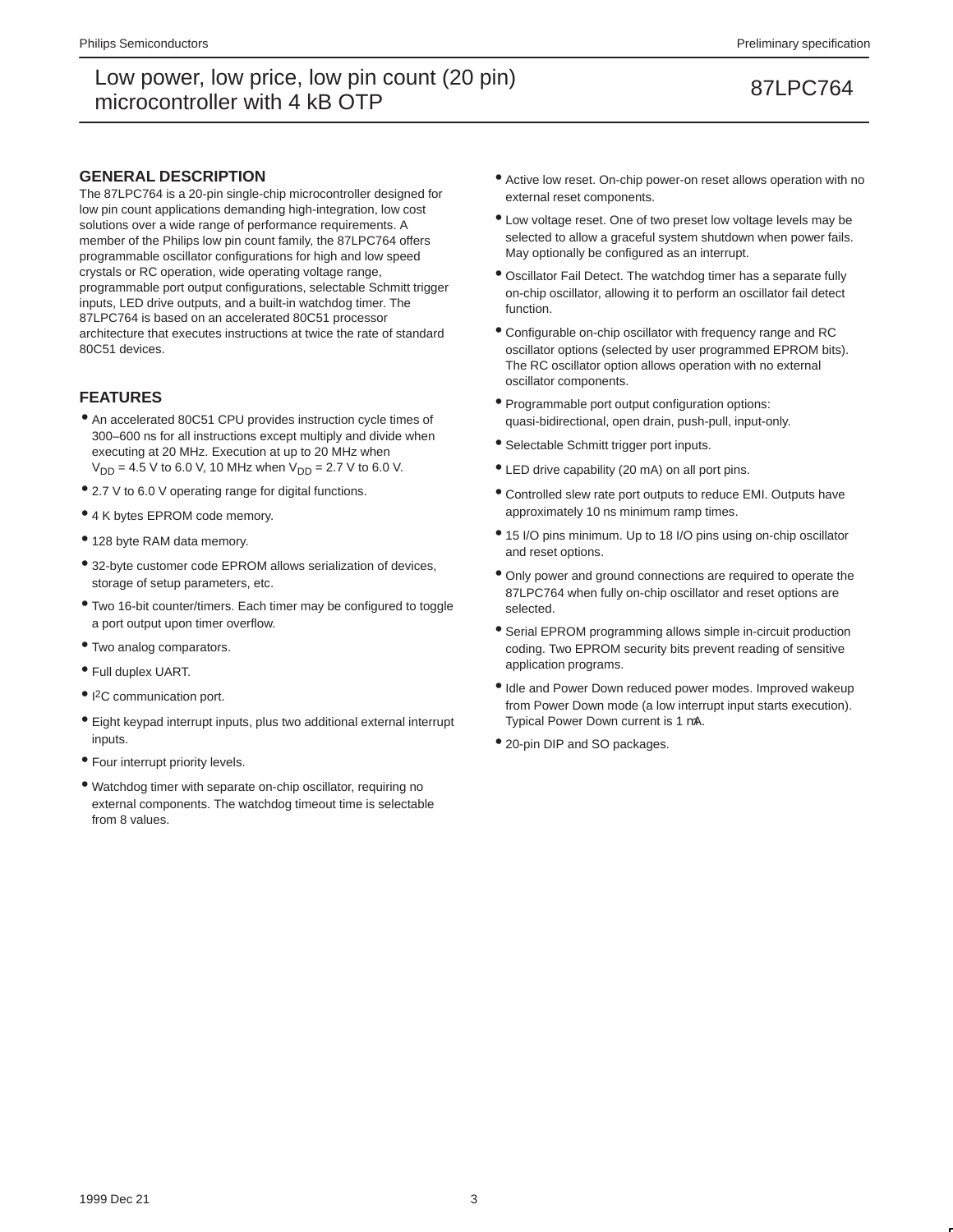## GENERAL DESCRIPTION

The 87LPC764 is a 20-pin single-chip microcontroller designed for low pin count applications demanding high-integration, low cost solutions over a wide range of performance requirements. A member of the Philips low pin count family, the 87LPC764 offers programmable oscillator configurations for high and low speed crystals or RC operation, wide operating voltage range, programmable port output configurations, selectable Schmitt trigger inputs, LED drive outputs, and a built-in watchdog timer. The 87LPC764 is based on an accelerated 80C51 processor architecture that executes instructions at twice the rate of standard 80C51 devices.

## FEATURES

- An accelerated 80C51 CPU provides instruction cycle times of 300–600 ns for all instructions except multiply and divide when executing at 20 MHz. Execution at up to 20 MHz when $V_{DD}$ = 4.5 V to 6.0 V, 10 MHz when $V_{DD}$ = 2.7 V to 6.0 V.
- 2.7 V to 6.0 V operating range for digital functions.
- 4 K bytes EPROM code memory.
- 128 byte RAM data memory.
- 32-byte customer code EPROM allows serialization of devices, storage of setup parameters, etc.
- Two 16-bit counter/timers. Each timer may be configured to toggle a port output upon timer overflow.
- Two analog comparators.
- Full duplex UART.
- $I^2C$ communication port.
- Eight keypad interrupt inputs, plus two additional external interrupt inputs.
- Four interrupt priority levels.
- Watchdog timer with separate on-chip oscillator, requiring no external components. The watchdog timeout time is selectable from 8 values.
- Active low reset. On-chip power-on reset allows operation with no external reset components.
- Low voltage reset. One of two preset low voltage levels may be selected to allow a graceful system shutdown when power fails. May optionally be configured as an interrupt.
- Oscillator Fail Detect. The watchdog timer has a separate fully on-chip oscillator, allowing it to perform an oscillator fail detect function.
- Configurable on-chip oscillator with frequency range and RC oscillator options (selected by user programmed EPROM bits). The RC oscillator option allows operation with no external oscillator components.
- Programmable port output configuration options: quasi-bidirectional, open drain, push-pull, input-only.
- Selectable Schmitt trigger port inputs.
- LED drive capability (20 mA) on all port pins.
- Controlled slew rate port outputs to reduce EMI. Outputs have approximately 10 ns minimum ramp times.
- 15 I/O pins minimum. Up to 18 I/O pins using on-chip oscillator and reset options.
- Only power and ground connections are required to operate the 87LPC764 when fully on-chip oscillator and reset options are selected.
- Serial EPROM programming allows simple in-circuit production coding. Two EPROM security bits prevent reading of sensitive application programs.
- Idle and Power Down reduced power modes. Improved wakeup from Power Down mode (a low interrupt input starts execution). Typical Power Down current is 1 μA.
- 20-pin DIP and SO packages.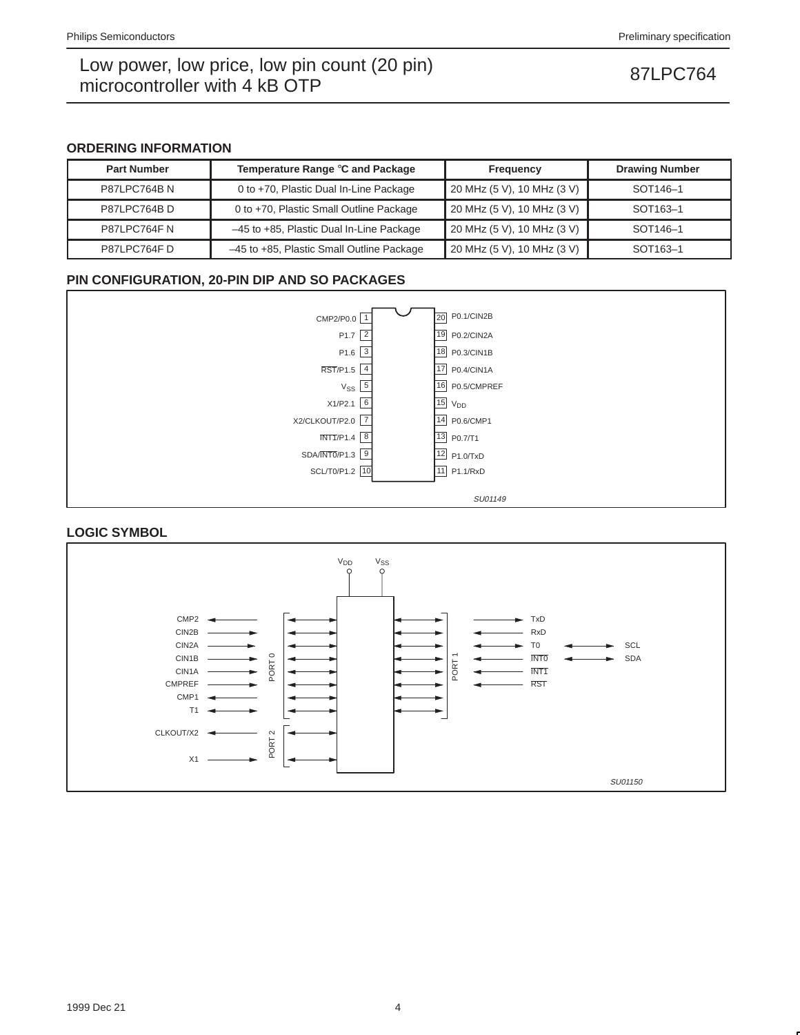## ORDERING INFORMATION

| Part Number | Temperature Range °C and Package | Frequency | Drawing Number |
|---|---|---|---|
| P87LPC764B N | 0 to +70, Plastic Dual In-Line Package | 20 MHz (5 V), 10 MHz (3 V) | SOT146–1 |
| P87LPC764B D | 0 to +70, Plastic Small Outline Package | 20 MHz (5 V), 10 MHz (3 V) | SOT163–1 |
| P87LPC764F N | –45 to +85, Plastic Dual In-Line Package | 20 MHz (5 V), 10 MHz (3 V) | SOT146–1 |
| P87LPC764F D | –45 to +85, Plastic Small Outline Package | 20 MHz (5 V), 10 MHz (3 V) | SOT163–1 |

## PIN CONFIGURATION, 20-PIN DIP AND SO PACKAGES

| Pin | Function | Pin | Function |
|---|---|---|---|
| 1 | CMP2/P0.0 | 20 | P0.1/CIN2B |
| 2 | P1.7 | 19 | P0.2/CIN2A |
| 3 | P1.6 | 18 | P0.3/CIN1B |
| 4 | RST/P1.5 | 17 | P0.4/CIN1A |
| 5 | $V_{SS}$ | 16 | P0.5/CMPREF |
| 6 | X1/P2.1 | 15 | $V_{DD}$ |
| 7 | X2/CLKOUT/P2.0 | 14 | P0.6/CMP1 |
| 8 | INT1/P1.4 | 13 | P0.7/T1 |
| 9 | SDA/INT0/P1.3 | 12 | P1.0/TxD |
| 10 | SCL/T0/P1.2 | 11 | P1.1/RxD |

SU01149

## LOGIC SYMBOL

$V_{DD}$ $V_{SS}$

PORT 0: CMP2, CIN2B, CIN2A, CIN1B, CIN1A, CMPREF, CMP1, T1

PORT 2: CLKOUT/X2, X1

PORT 1: TxD, RxD, T0, INT0, INT1, RST; SCL, SDA

SU01150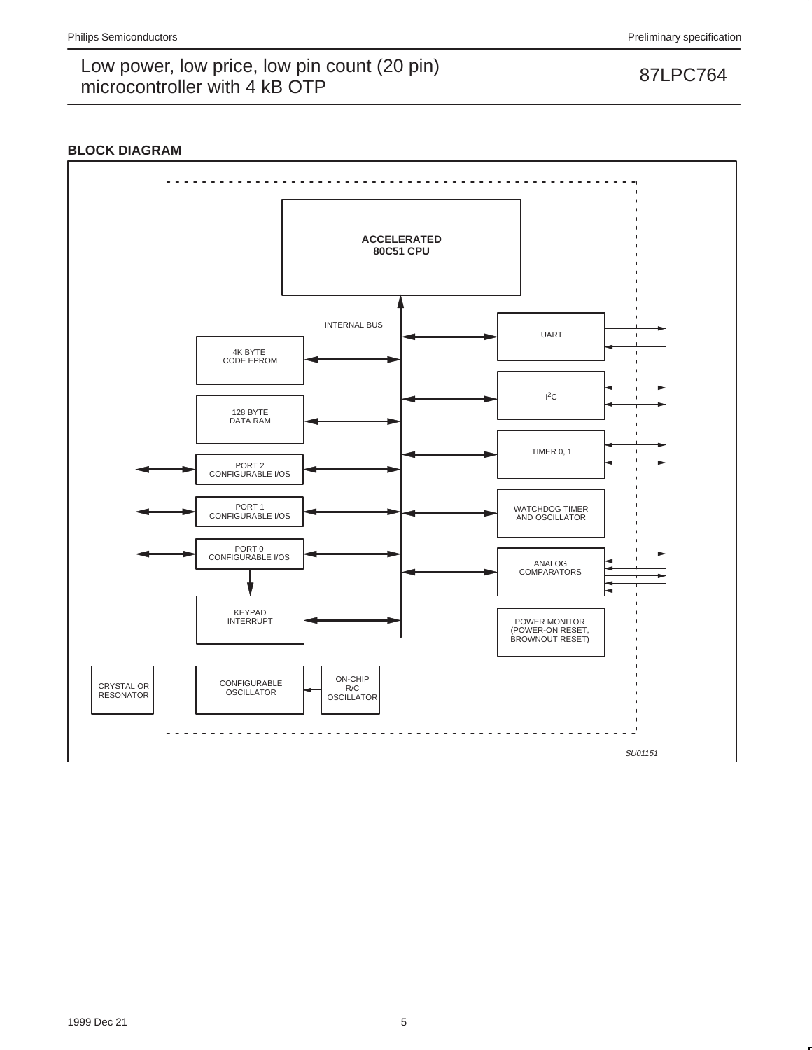## BLOCK DIAGRAM

ACCELERATED 80C51 CPU

INTERNAL BUS

4K BYTE CODE EPROM

128 BYTE DATA RAM

PORT 2 CONFIGURABLE I/OS

PORT 1 CONFIGURABLE I/OS

PORT 0 CONFIGURABLE I/OS

KEYPAD INTERRUPT

UART

I2C

TIMER 0, 1

WATCHDOG TIMER AND OSCILLATOR

ANALOG COMPARATORS

POWER MONITOR (POWER-ON RESET, BROWNOUT RESET)

CRYSTAL OR RESONATOR

CONFIGURABLE OSCILLATOR

ON-CHIP R/C OSCILLATOR

*SU01151*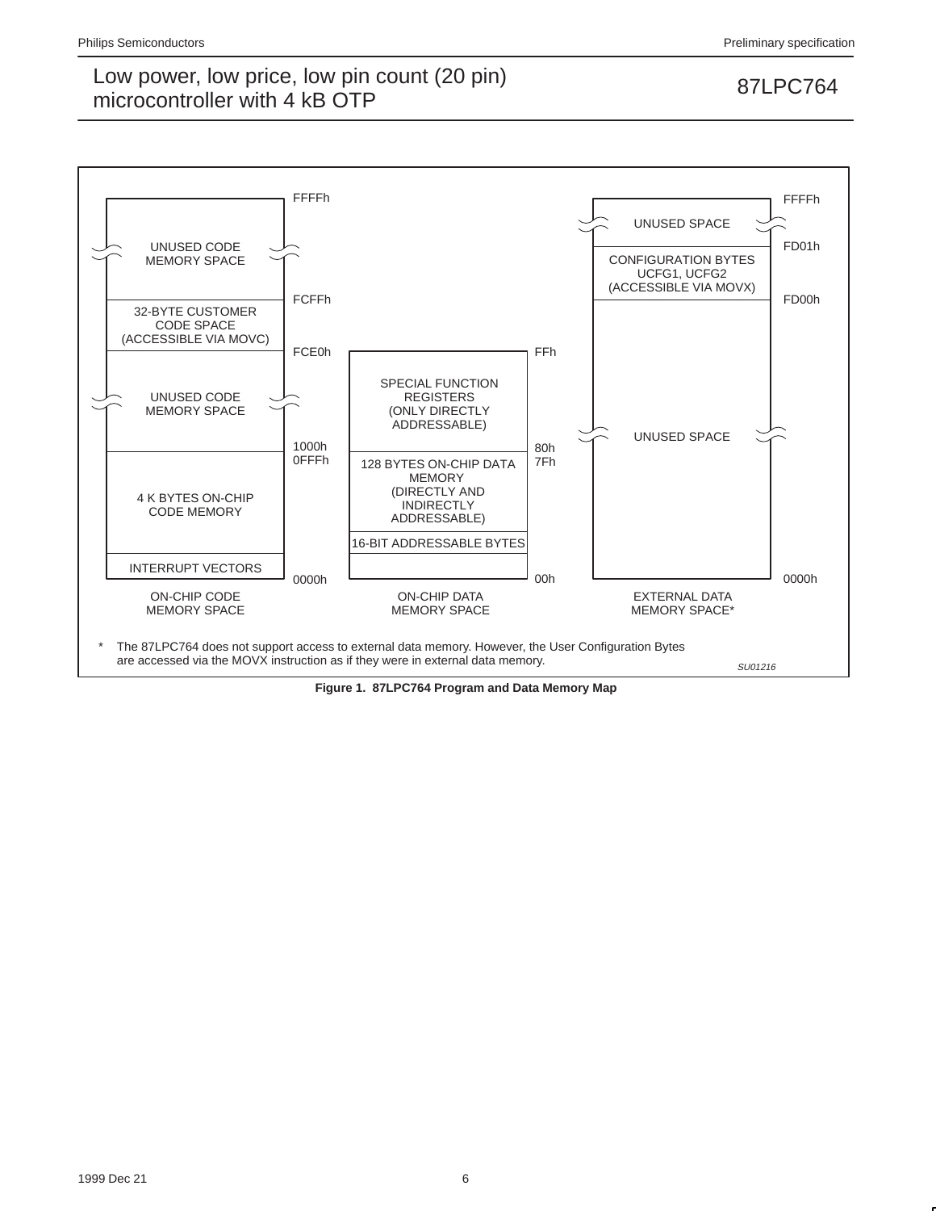ON-CHIP CODE MEMORY SPACE

| Address | Contents |
|---|---|
| FFFFh – FD00h | UNUSED CODE MEMORY SPACE |
| FCFFh – FCE0h | 32-BYTE CUSTOMER CODE SPACE (ACCESSIBLE VIA MOVC) |
| … – 1000h | UNUSED CODE MEMORY SPACE |
| 0FFFh – 0000h | 4 K BYTES ON-CHIP CODE MEMORY |
| (bottom, ending at 0000h) | INTERRUPT VECTORS |

ON-CHIP DATA MEMORY SPACE

| Address | Contents |
|---|---|
| FFh – 80h | SPECIAL FUNCTION REGISTERS (ONLY DIRECTLY ADDRESSABLE) |
| 7Fh – 00h | 128 BYTES ON-CHIP DATA MEMORY (DIRECTLY AND INDIRECTLY ADDRESSABLE) |
| (within 128 bytes) | 16-BIT ADDRESSABLE BYTES |

EXTERNAL DATA MEMORY SPACE*

| Address | Contents |
|---|---|
| FFFFh – FD01h | UNUSED SPACE |
| FD01h – FD00h | CONFIGURATION BYTES UCFG1, UCFG2 (ACCESSIBLE VIA MOVX) |
| … – 0000h | UNUSED SPACE |

\* The 87LPC764 does not support access to external data memory. However, the User Configuration Bytes are accessed via the MOVX instruction as if they were in external data memory.

SU01216

**Figure 1. 87LPC764 Program and Data Memory Map**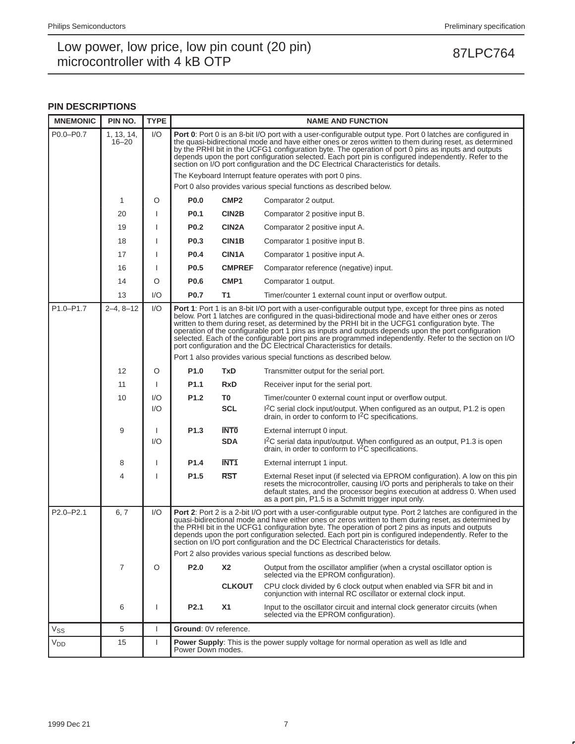## PIN DESCRIPTIONS

| MNEMONIC | PIN NO. | TYPE | NAME AND FUNCTION | | |
|---|---|---|---|---|---|
| P0.0–P0.7 | 1, 13, 14, 16–20 | I/O | **Port 0**: Port 0 is an 8-bit I/O port with a user-configurable output type. Port 0 latches are configured in the quasi-bidirectional mode and have either ones or zeros written to them during reset, as determined by the PRHI bit in the UCFG1 configuration byte. The operation of port 0 pins as inputs and outputs depends upon the port configuration selected. Each port pin is configured independently. Refer to the section on I/O port configuration and the DC Electrical Characteristics for details.<br>The Keyboard Interrupt feature operates with port 0 pins.<br>Port 0 also provides various special functions as described below. | | |
| | 1 | O | **P0.0** | **CMP2** | Comparator 2 output. |
| | 20 | I | **P0.1** | **CIN2B** | Comparator 2 positive input B. |
| | 19 | I | **P0.2** | **CIN2A** | Comparator 2 positive input A. |
| | 18 | I | **P0.3** | **CIN1B** | Comparator 1 positive input B. |
| | 17 | I | **P0.4** | **CIN1A** | Comparator 1 positive input A. |
| | 16 | I | **P0.5** | **CMPREF** | Comparator reference (negative) input. |
| | 14 | O | **P0.6** | **CMP1** | Comparator 1 output. |
| | 13 | I/O | **P0.7** | **T1** | Timer/counter 1 external count input or overflow output. |
| P1.0–P1.7 | 2–4, 8–12 | I/O | **Port 1**: Port 1 is an 8-bit I/O port with a user-configurable output type, except for three pins as noted below. Port 1 latches are configured in the quasi-bidirectional mode and have either ones or zeros written to them during reset, as determined by the PRHI bit in the UCFG1 configuration byte. The operation of the configurable port 1 pins as inputs and outputs depends upon the port configuration selected. Each of the configurable port pins are programmed independently. Refer to the section on I/O port configuration and the DC Electrical Characteristics for details.<br>Port 1 also provides various special functions as described below. | | |
| | 12 | O | **P1.0** | **TxD** | Transmitter output for the serial port. |
| | 11 | I | **P1.1** | **RxD** | Receiver input for the serial port. |
| | 10 | I/O | **P1.2** | **T0** | Timer/counter 0 external count input or overflow output. |
| | | I/O | | **SCL** | $I^2C$ serial clock input/output. When configured as an output, P1.2 is open drain, in order to conform to $I^2C$ specifications. |
| | 9 | I | **P1.3** | **$\overline{INT0}$** | External interrupt 0 input. |
| | | I/O | | **SDA** | $I^2C$ serial data input/output. When configured as an output, P1.3 is open drain, in order to conform to $I^2C$ specifications. |
| | 8 | I | **P1.4** | **$\overline{INT1}$** | External interrupt 1 input. |
| | 4 | I | **P1.5** | **$\overline{RST}$** | External Reset input (if selected via EPROM configuration). A low on this pin resets the microcontroller, causing I/O ports and peripherals to take on their default states, and the processor begins execution at address 0. When used as a port pin, P1.5 is a Schmitt trigger input only. |
| P2.0–P2.1 | 6, 7 | I/O | **Port 2**: Port 2 is a 2-bit I/O port with a user-configurable output type. Port 2 latches are configured in the quasi-bidirectional mode and have either ones or zeros written to them during reset, as determined by the PRHI bit in the UCFG1 configuration byte. The operation of port 2 pins as inputs and outputs depends upon the port configuration selected. Each port pin is configured independently. Refer to the section on I/O port configuration and the DC Electrical Characteristics for details.<br>Port 2 also provides various special functions as described below. | | |
| | 7 | O | **P2.0** | **X2** | Output from the oscillator amplifier (when a crystal oscillator option is selected via the EPROM configuration). |
| | | | | **CLKOUT** | CPU clock divided by 6 clock output when enabled via SFR bit and in conjunction with internal RC oscillator or external clock input. |
| | 6 | I | **P2.1** | **X1** | Input to the oscillator circuit and internal clock generator circuits (when selected via the EPROM configuration). |
| $V_{SS}$ | 5 | I | **Ground**: 0V reference. | | |
| $V_{DD}$ | 15 | I | **Power Supply**: This is the power supply voltage for normal operation as well as Idle and Power Down modes. | | |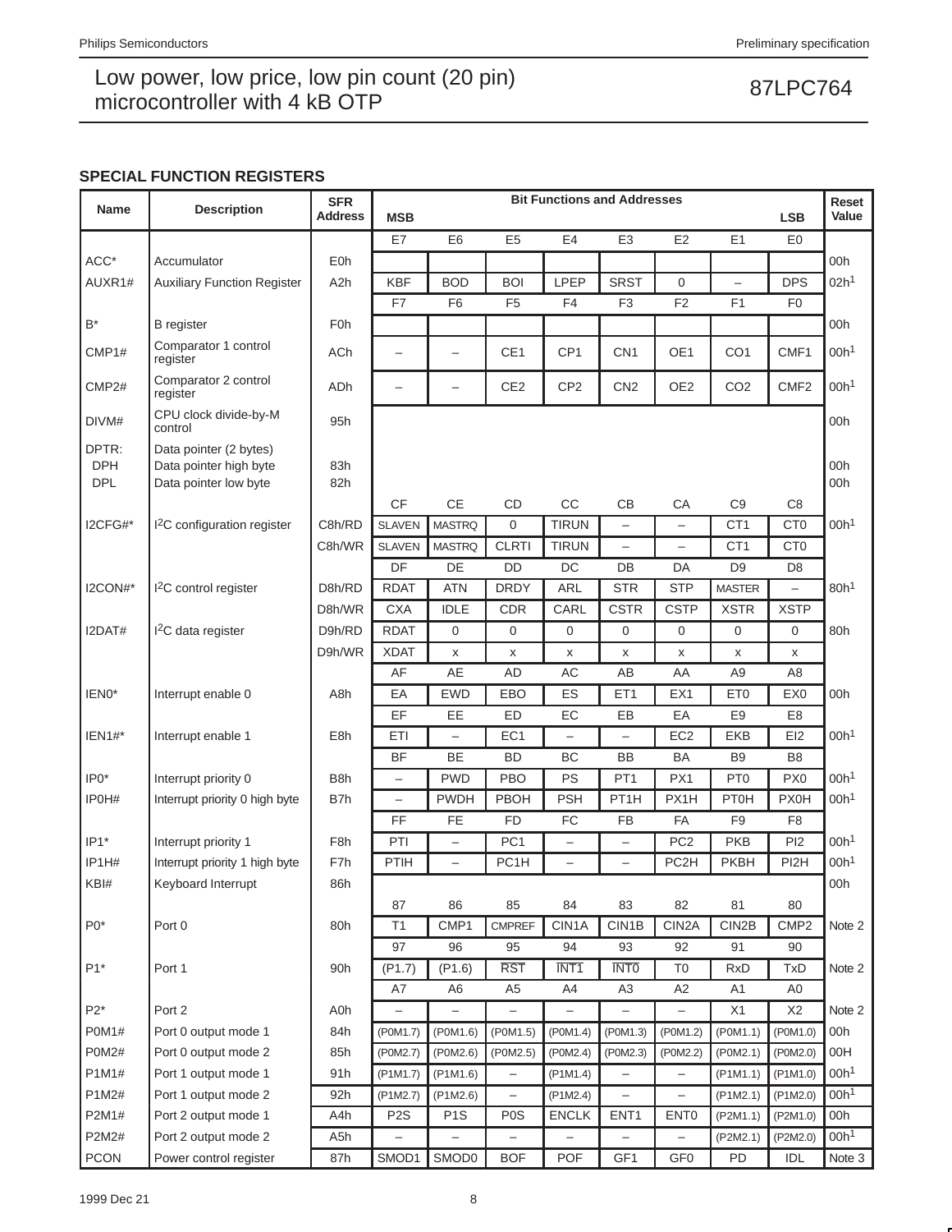## SPECIAL FUNCTION REGISTERS

| Name | Description | SFR Address | MSB | | | | | | | LSB | Reset Value |
|---|---|---|---|---|---|---|---|---|---|---|---|
| | | | E7 | E6 | E5 | E4 | E3 | E2 | E1 | E0 | |
| ACC* | Accumulator | E0h | | | | | | | | | 00h |
| AUXR1# | Auxiliary Function Register | A2h | KBF | BOD | BOI | LPEP | SRST | 0 | – | DPS | 02h[1] |
| | | | F7 | F6 | F5 | F4 | F3 | F2 | F1 | F0 | |
| B* | B register | F0h | | | | | | | | | 00h |
| CMP1# | Comparator 1 control register | ACh | – | – | CE1 | CP1 | CN1 | OE1 | CO1 | CMF1 | 00h[1] |
| CMP2# | Comparator 2 control register | ADh | – | – | CE2 | CP2 | CN2 | OE2 | CO2 | CMF2 | 00h[1] |
| DIVM# | CPU clock divide-by-M control | 95h | | | | | | | | | 00h |
| DPTR: | Data pointer (2 bytes) | | | | | | | | | | |
| DPH | Data pointer high byte | 83h | | | | | | | | | 00h |
| DPL | Data pointer low byte | 82h | | | | | | | | | 00h |
| | | | CF | CE | CD | CC | CB | CA | C9 | C8 | |
| I2CFG#* | I$^2$C configuration register | C8h/RD | SLAVEN | MASTRQ | 0 | TIRUN | – | – | CT1 | CT0 | 00h[1] |
| | | C8h/WR | SLAVEN | MASTRQ | CLRTI | TIRUN | – | – | CT1 | CT0 | |
| | | | DF | DE | DD | DC | DB | DA | D9 | D8 | |
| I2CON#* | I$^2$C control register | D8h/RD | RDAT | ATN | DRDY | ARL | STR | STP | MASTER | – | 80h[1] |
| | | D8h/WR | CXA | IDLE | CDR | CARL | CSTR | CSTP | XSTR | XSTP | |
| I2DAT# | I$^2$C data register | D9h/RD | RDAT | 0 | 0 | 0 | 0 | 0 | 0 | 0 | 80h |
| | | D9h/WR | XDAT | x | x | x | x | x | x | x | |
| | | | AF | AE | AD | AC | AB | AA | A9 | A8 | |
| IEN0* | Interrupt enable 0 | A8h | EA | EWD | EBO | ES | ET1 | EX1 | ET0 | EX0 | 00h |
| | | | EF | EE | ED | EC | EB | EA | E9 | E8 | |
| IEN1#* | Interrupt enable 1 | E8h | ETI | – | EC1 | – | – | EC2 | EKB | EI2 | 00h[1] |
| | | | BF | BE | BD | BC | BB | BA | B9 | B8 | |
| IP0* | Interrupt priority 0 | B8h | – | PWD | PBO | PS | PT1 | PX1 | PT0 | PX0 | 00h[1] |
| IP0H# | Interrupt priority 0 high byte | B7h | – | PWDH | PBOH | PSH | PT1H | PX1H | PT0H | PX0H | 00h[1] |
| | | | FF | FE | FD | FC | FB | FA | F9 | F8 | |
| IP1* | Interrupt priority 1 | F8h | PTI | – | PC1 | – | – | PC2 | PKB | PI2 | 00h[1] |
| IP1H# | Interrupt priority 1 high byte | F7h | PTIH | – | PC1H | – | – | PC2H | PKBH | PI2H | 00h[1] |
| KBI# | Keyboard Interrupt | 86h | | | | | | | | | 00h |
| | | | 87 | 86 | 85 | 84 | 83 | 82 | 81 | 80 | |
| P0* | Port 0 | 80h | T1 | CMP1 | CMPREF | CIN1A | CIN1B | CIN2A | CIN2B | CMP2 | Note 2 |
| | | | 97 | 96 | 95 | 94 | 93 | 92 | 91 | 90 | |
| P1* | Port 1 | 90h | (P1.7) | (P1.6) | $\overline{\text{RST}}$ | $\overline{\text{INT1}}$ | $\overline{\text{INT0}}$ | T0 | RxD | TxD | Note 2 |
| | | | A7 | A6 | A5 | A4 | A3 | A2 | A1 | A0 | |
| P2* | Port 2 | A0h | – | – | – | – | – | – | X1 | X2 | Note 2 |
| P0M1# | Port 0 output mode 1 | 84h | (P0M1.7) | (P0M1.6) | (P0M1.5) | (P0M1.4) | (P0M1.3) | (P0M1.2) | (P0M1.1) | (P0M1.0) | 00h |
| P0M2# | Port 0 output mode 2 | 85h | (P0M2.7) | (P0M2.6) | (P0M2.5) | (P0M2.4) | (P0M2.3) | (P0M2.2) | (P0M2.1) | (P0M2.0) | 00H |
| P1M1# | Port 1 output mode 1 | 91h | (P1M1.7) | (P1M1.6) | – | (P1M1.4) | – | – | (P1M1.1) | (P1M1.0) | 00h[1] |
| P1M2# | Port 1 output mode 2 | 92h | (P1M2.7) | (P1M2.6) | – | (P1M2.4) | – | – | (P1M2.1) | (P1M2.0) | 00h[1] |
| P2M1# | Port 2 output mode 1 | A4h | P2S | P1S | P0S | ENCLK | ENT1 | ENT0 | (P2M1.1) | (P2M1.0) | 00h |
| P2M2# | Port 2 output mode 2 | A5h | – | – | – | – | – | – | (P2M2.1) | (P2M2.0) | 00h[1] |
| PCON | Power control register | 87h | SMOD1 | SMOD0 | BOF | POF | GF1 | GF0 | PD | IDL | Note 3 |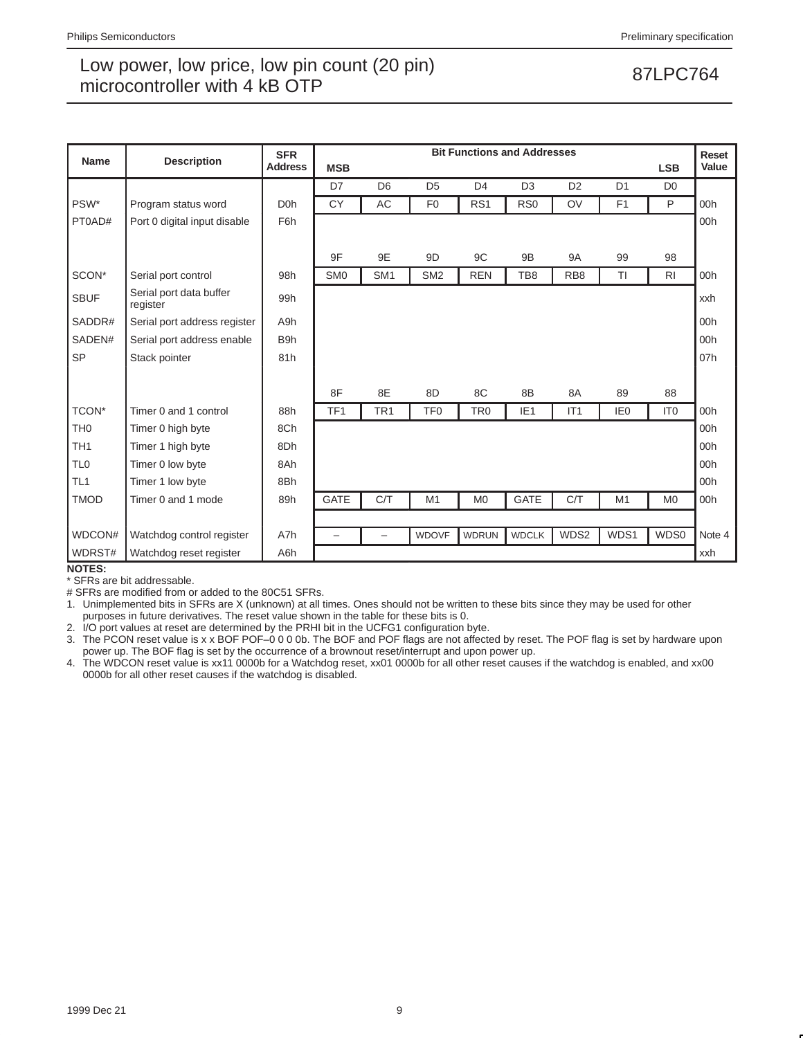| Name | Description | SFR Address | Bit Functions and Addresses MSB | | | | | | | LSB | Reset Value |
|---|---|---|---|---|---|---|---|---|---|---|---|
| | | | D7 | D6 | D5 | D4 | D3 | D2 | D1 | D0 | |
| PSW* | Program status word | D0h | CY | AC | F0 | RS1 | RS0 | OV | F1 | P | 00h |
| PT0AD# | Port 0 digital input disable | F6h | | | | | | | | | 00h |
| | | | 9F | 9E | 9D | 9C | 9B | 9A | 99 | 98 | |
| SCON* | Serial port control | 98h | SM0 | SM1 | SM2 | REN | TB8 | RB8 | TI | RI | 00h |
| SBUF | Serial port data buffer register | 99h | | | | | | | | | xxh |
| SADDR# | Serial port address register | A9h | | | | | | | | | 00h |
| SADEN# | Serial port address enable | B9h | | | | | | | | | 00h |
| SP | Stack pointer | 81h | | | | | | | | | 07h |
| | | | 8F | 8E | 8D | 8C | 8B | 8A | 89 | 88 | |
| TCON* | Timer 0 and 1 control | 88h | TF1 | TR1 | TF0 | TR0 | IE1 | IT1 | IE0 | IT0 | 00h |
| TH0 | Timer 0 high byte | 8Ch | | | | | | | | | 00h |
| TH1 | Timer 1 high byte | 8Dh | | | | | | | | | 00h |
| TL0 | Timer 0 low byte | 8Ah | | | | | | | | | 00h |
| TL1 | Timer 1 low byte | 8Bh | | | | | | | | | 00h |
| TMOD | Timer 0 and 1 mode | 89h | GATE | C/T | M1 | M0 | GATE | C/T | M1 | M0 | 00h |
| WDCON# | Watchdog control register | A7h | – | – | WDOVF | WDRUN | WDCLK | WDS2 | WDS1 | WDS0 | Note 4 |
| WDRST# | Watchdog reset register | A6h | | | | | | | | | xxh |

**NOTES:**

\* SFRs are bit addressable.

\# SFRs are modified from or added to the 80C51 SFRs.

1. Unimplemented bits in SFRs are X (unknown) at all times. Ones should not be written to these bits since they may be used for other purposes in future derivatives. The reset value shown in the table for these bits is 0.
2. I/O port values at reset are determined by the PRHI bit in the UCFG1 configuration byte.
3. The PCON reset value is x x BOF POF–0 0 0 0b. The BOF and POF flags are not affected by reset. The POF flag is set by hardware upon power up. The BOF flag is set by the occurrence of a brownout reset/interrupt and upon power up.
4. The WDCON reset value is xx11 0000b for a Watchdog reset, xx01 0000b for all other reset causes if the watchdog is enabled, and xx00 0000b for all other reset causes if the watchdog is disabled.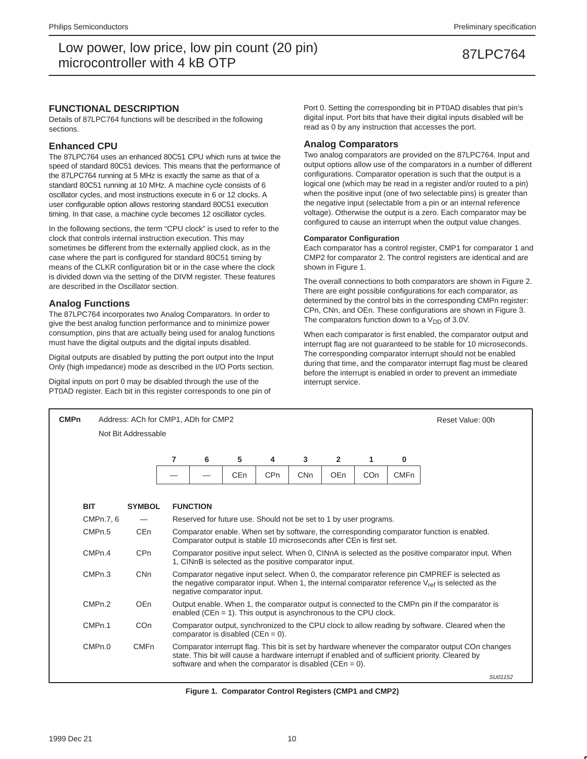## FUNCTIONAL DESCRIPTION

Details of 87LPC764 functions will be described in the following sections.

### Enhanced CPU

The 87LPC764 uses an enhanced 80C51 CPU which runs at twice the speed of standard 80C51 devices. This means that the performance of the 87LPC764 running at 5 MHz is exactly the same as that of a standard 80C51 running at 10 MHz. A machine cycle consists of 6 oscillator cycles, and most instructions execute in 6 or 12 clocks. A user configurable option allows restoring standard 80C51 execution timing. In that case, a machine cycle becomes 12 oscillator cycles.

In the following sections, the term “CPU clock” is used to refer to the clock that controls internal instruction execution. This may sometimes be different from the externally applied clock, as in the case where the part is configured for standard 80C51 timing by means of the CLKR configuration bit or in the case where the clock is divided down via the setting of the DIVM register. These features are described in the Oscillator section.

### Analog Functions

The 87LPC764 incorporates two Analog Comparators. In order to give the best analog function performance and to minimize power consumption, pins that are actually being used for analog functions must have the digital outputs and the digital inputs disabled.

Digital outputs are disabled by putting the port output into the Input Only (high impedance) mode as described in the I/O Ports section.

Digital inputs on port 0 may be disabled through the use of the PT0AD register. Each bit in this register corresponds to one pin of Port 0. Setting the corresponding bit in PT0AD disables that pin’s digital input. Port bits that have their digital inputs disabled will be read as 0 by any instruction that accesses the port.

### Analog Comparators

Two analog comparators are provided on the 87LPC764. Input and output options allow use of the comparators in a number of different configurations. Comparator operation is such that the output is a logical one (which may be read in a register and/or routed to a pin) when the positive input (one of two selectable pins) is greater than the negative input (selectable from a pin or an internal reference voltage). Otherwise the output is a zero. Each comparator may be configured to cause an interrupt when the output value changes.

#### Comparator Configuration

Each comparator has a control register, CMP1 for comparator 1 and CMP2 for comparator 2. The control registers are identical and are shown in Figure 1.

The overall connections to both comparators are shown in Figure 2. There are eight possible configurations for each comparator, as determined by the control bits in the corresponding CMPn register: CPn, CNn, and OEn. These configurations are shown in Figure 3. The comparators function down to a $V_{DD}$ of 3.0V.

When each comparator is first enabled, the comparator output and interrupt flag are not guaranteed to be stable for 10 microseconds. The corresponding comparator interrupt should not be enabled during that time, and the comparator interrupt flag must be cleared before the interrupt is enabled in order to prevent an immediate interrupt service.

**CMPn** Address: ACh for CMP1, ADh for CMP2 — Reset Value: 00h

Not Bit Addressable

| 7 | 6 | 5 | 4 | 3 | 2 | 1 | 0 |
|---|---|---|---|---|---|---|---|
| — | — | CEn | CPn | CNn | OEn | COn | CMFn |

| BIT | SYMBOL | FUNCTION |
|---|---|---|
| CMPn.7, 6 | — | Reserved for future use. Should not be set to 1 by user programs. |
| CMPn.5 | CEn | Comparator enable. When set by software, the corresponding comparator function is enabled. Comparator output is stable 10 microseconds after CEn is first set. |
| CMPn.4 | CPn | Comparator positive input select. When 0, CINnA is selected as the positive comparator input. When 1, CINnB is selected as the positive comparator input. |
| CMPn.3 | CNn | Comparator negative input select. When 0, the comparator reference pin CMPREF is selected as the negative comparator input. When 1, the internal comparator reference $V_{ref}$ is selected as the negative comparator input. |
| CMPn.2 | OEn | Output enable. When 1, the comparator output is connected to the CMPn pin if the comparator is enabled (CEn = 1). This output is asynchronous to the CPU clock. |
| CMPn.1 | COn | Comparator output, synchronized to the CPU clock to allow reading by software. Cleared when the comparator is disabled (CEn = 0). |
| CMPn.0 | CMFn | Comparator interrupt flag. This bit is set by hardware whenever the comparator output COn changes state. This bit will cause a hardware interrupt if enabled and of sufficient priority. Cleared by software and when the comparator is disabled (CEn = 0). |

SU01152

**Figure 1. Comparator Control Registers (CMP1 and CMP2)**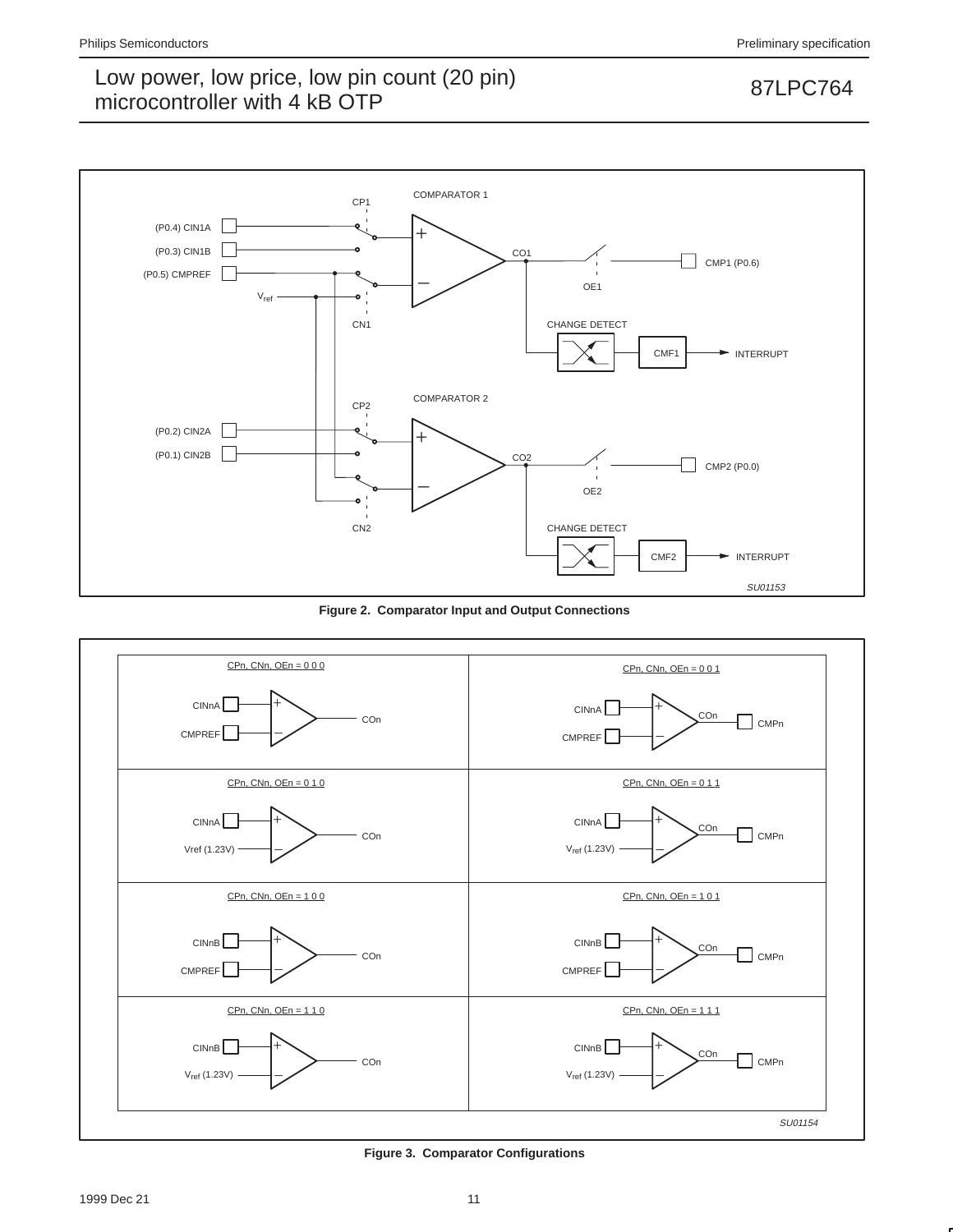Figure 2. Comparator Input and Output Connections

Figure 3. Comparator Configurations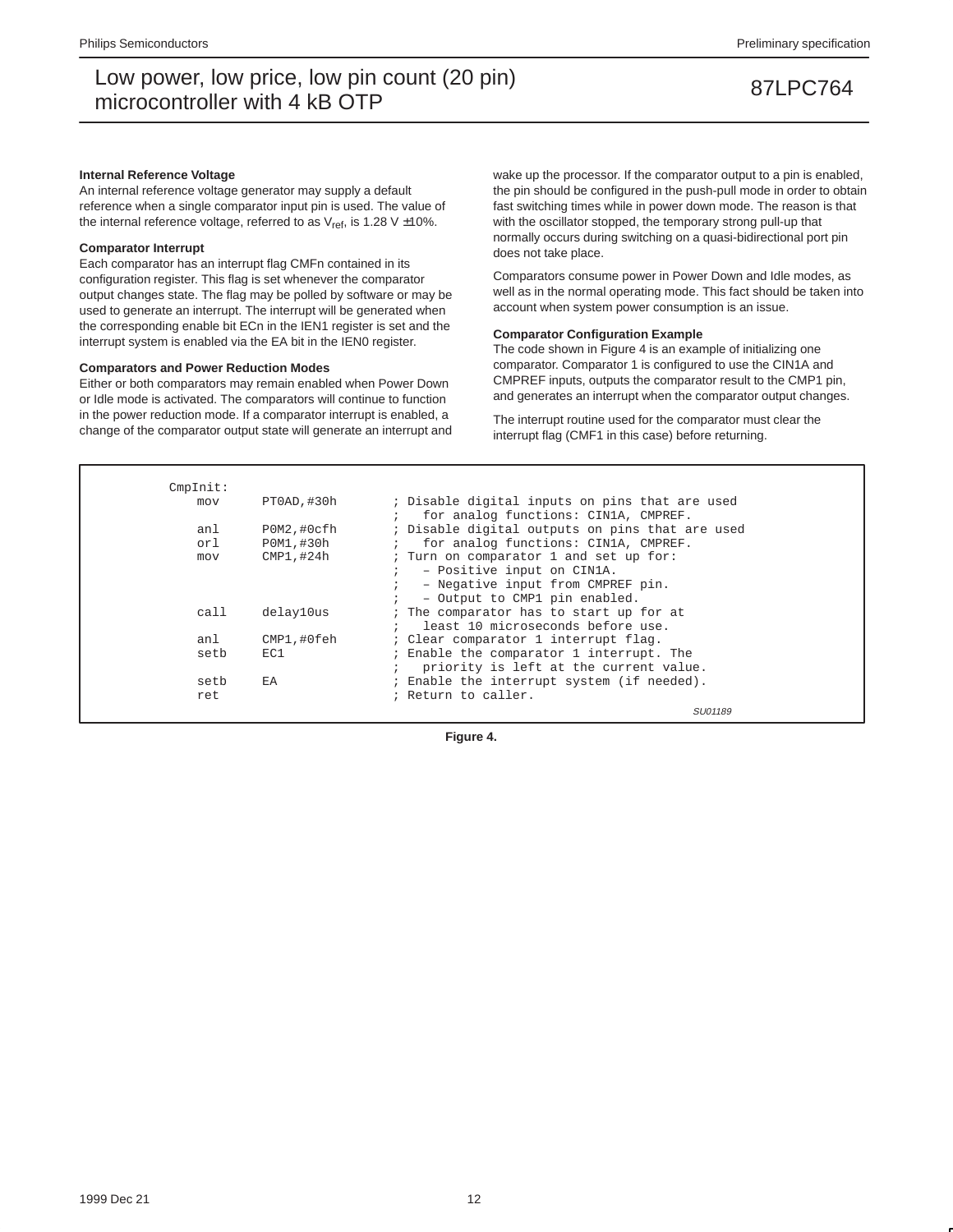### Internal Reference Voltage

An internal reference voltage generator may supply a default reference when a single comparator input pin is used. The value of the internal reference voltage, referred to as $V_{ref}$, is 1.28 V ±10%.

### Comparator Interrupt

Each comparator has an interrupt flag CMFn contained in its configuration register. This flag is set whenever the comparator output changes state. The flag may be polled by software or may be used to generate an interrupt. The interrupt will be generated when the corresponding enable bit ECn in the IEN1 register is set and the interrupt system is enabled via the EA bit in the IEN0 register.

### Comparators and Power Reduction Modes

Either or both comparators may remain enabled when Power Down or Idle mode is activated. The comparators will continue to function in the power reduction mode. If a comparator interrupt is enabled, a change of the comparator output state will generate an interrupt and wake up the processor. If the comparator output to a pin is enabled, the pin should be configured in the push-pull mode in order to obtain fast switching times while in power down mode. The reason is that with the oscillator stopped, the temporary strong pull-up that normally occurs during switching on a quasi-bidirectional port pin does not take place.

Comparators consume power in Power Down and Idle modes, as well as in the normal operating mode. This fact should be taken into account when system power consumption is an issue.

### Comparator Configuration Example

The code shown in Figure 4 is an example of initializing one comparator. Comparator 1 is configured to use the CIN1A and CMPREF inputs, outputs the comparator result to the CMP1 pin, and generates an interrupt when the comparator output changes.

The interrupt routine used for the comparator must clear the interrupt flag (CMF1 in this case) before returning.

```
CmpInit:
    mov     PT0AD,#30h      ; Disable digital inputs on pins that are used
                            ;   for analog functions: CIN1A, CMPREF.
    anl     P0M2,#0cfh      ; Disable digital outputs on pins that are used
    orl     P0M1,#30h       ;   for analog functions: CIN1A, CMPREF.
    mov     CMP1,#24h       ; Turn on comparator 1 and set up for:
                            ;   – Positive input on CIN1A.
                            ;   – Negative input from CMPREF pin.
                            ;   – Output to CMP1 pin enabled.
    call    delay10us       ; The comparator has to start up for at
                            ;   least 10 microseconds before use.
    anl     CMP1,#0feh      ; Clear comparator 1 interrupt flag.
    setb    EC1             ; Enable the comparator 1 interrupt. The
                            ;   priority is left at the current value.
    setb    EA              ; Enable the interrupt system (if needed).
    ret                     ; Return to caller.
```

SU01189

**Figure 4.**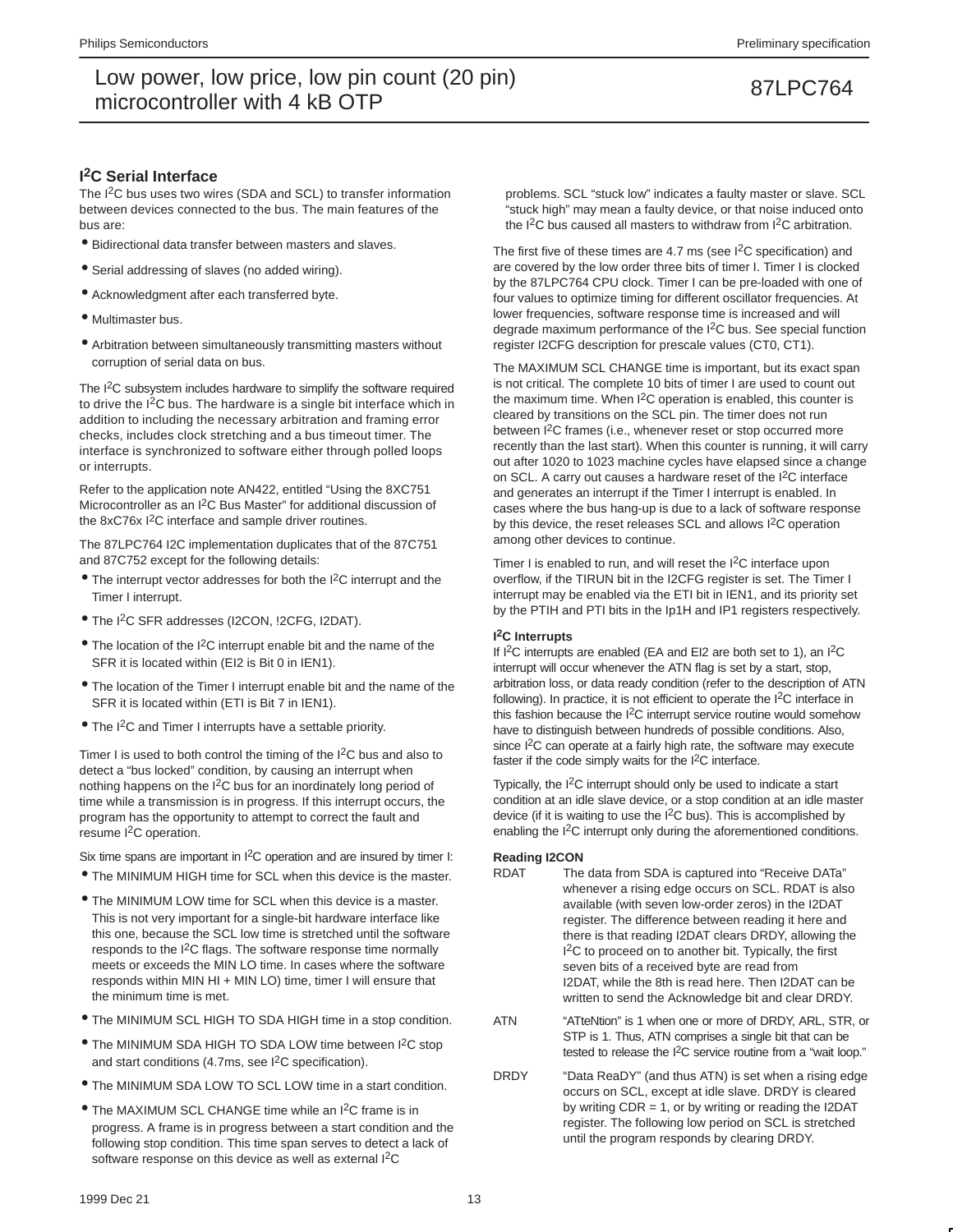## I$^2$C Serial Interface

The I$^2$C bus uses two wires (SDA and SCL) to transfer information between devices connected to the bus. The main features of the bus are:

- Bidirectional data transfer between masters and slaves.
- Serial addressing of slaves (no added wiring).
- Acknowledgment after each transferred byte.
- Multimaster bus.
- Arbitration between simultaneously transmitting masters without corruption of serial data on bus.

The I$^2$C subsystem includes hardware to simplify the software required to drive the I$^2$C bus. The hardware is a single bit interface which in addition to including the necessary arbitration and framing error checks, includes clock stretching and a bus timeout timer. The interface is synchronized to software either through polled loops or interrupts.

Refer to the application note AN422, entitled "Using the 8XC751 Microcontroller as an I$^2$C Bus Master" for additional discussion of the 8xC76x I$^2$C interface and sample driver routines.

The 87LPC764 I2C implementation duplicates that of the 87C751 and 87C752 except for the following details:

- The interrupt vector addresses for both the I$^2$C interrupt and the Timer I interrupt.
- The I$^2$C SFR addresses (I2CON, !2CFG, I2DAT).
- The location of the I$^2$C interrupt enable bit and the name of the SFR it is located within (EI2 is Bit 0 in IEN1).
- The location of the Timer I interrupt enable bit and the name of the SFR it is located within (ETI is Bit 7 in IEN1).
- The I$^2$C and Timer I interrupts have a settable priority.

Timer I is used to both control the timing of the I$^2$C bus and also to detect a "bus locked" condition, by causing an interrupt when nothing happens on the I$^2$C bus for an inordinately long period of time while a transmission is in progress. If this interrupt occurs, the program has the opportunity to attempt to correct the fault and resume I$^2$C operation.

Six time spans are important in I$^2$C operation and are insured by timer I:

- The MINIMUM HIGH time for SCL when this device is the master.
- The MINIMUM LOW time for SCL when this device is a master. This is not very important for a single-bit hardware interface like this one, because the SCL low time is stretched until the software responds to the I$^2$C flags. The software response time normally meets or exceeds the MIN LO time. In cases where the software responds within MIN HI + MIN LO) time, timer I will ensure that the minimum time is met.
- The MINIMUM SCL HIGH TO SDA HIGH time in a stop condition.
- The MINIMUM SDA HIGH TO SDA LOW time between I$^2$C stop and start conditions (4.7ms, see I$^2$C specification).
- The MINIMUM SDA LOW TO SCL LOW time in a start condition.
- The MAXIMUM SCL CHANGE time while an I$^2$C frame is in progress. A frame is in progress between a start condition and the following stop condition. This time span serves to detect a lack of software response on this device as well as external I$^2$C problems. SCL "stuck low" indicates a faulty master or slave. SCL "stuck high" may mean a faulty device, or that noise induced onto the I$^2$C bus caused all masters to withdraw from I$^2$C arbitration.

The first five of these times are 4.7 ms (see I$^2$C specification) and are covered by the low order three bits of timer I. Timer I is clocked by the 87LPC764 CPU clock. Timer I can be pre-loaded with one of four values to optimize timing for different oscillator frequencies. At lower frequencies, software response time is increased and will degrade maximum performance of the I$^2$C bus. See special function register I2CFG description for prescale values (CT0, CT1).

The MAXIMUM SCL CHANGE time is important, but its exact span is not critical. The complete 10 bits of timer I are used to count out the maximum time. When I$^2$C operation is enabled, this counter is cleared by transitions on the SCL pin. The timer does not run between I$^2$C frames (i.e., whenever reset or stop occurred more recently than the last start). When this counter is running, it will carry out after 1020 to 1023 machine cycles have elapsed since a change on SCL. A carry out causes a hardware reset of the I$^2$C interface and generates an interrupt if the Timer I interrupt is enabled. In cases where the bus hang-up is due to a lack of software response by this device, the reset releases SCL and allows I$^2$C operation among other devices to continue.

Timer I is enabled to run, and will reset the I$^2$C interface upon overflow, if the TIRUN bit in the I2CFG register is set. The Timer I interrupt may be enabled via the ETI bit in IEN1, and its priority set by the PTIH and PTI bits in the Ip1H and IP1 registers respectively.

### I$^2$C Interrupts

If I$^2$C interrupts are enabled (EA and EI2 are both set to 1), an I$^2$C interrupt will occur whenever the ATN flag is set by a start, stop, arbitration loss, or data ready condition (refer to the description of ATN following). In practice, it is not efficient to operate the I$^2$C interface in this fashion because the I$^2$C interrupt service routine would somehow have to distinguish between hundreds of possible conditions. Also, since I$^2$C can operate at a fairly high rate, the software may execute faster if the code simply waits for the I$^2$C interface.

Typically, the I$^2$C interrupt should only be used to indicate a start condition at an idle slave device, or a stop condition at an idle master device (if it is waiting to use the I$^2$C bus). This is accomplished by enabling the I$^2$C interrupt only during the aforementioned conditions.

### Reading I2CON

**RDAT** — The data from SDA is captured into "Receive DATa" whenever a rising edge occurs on SCL. RDAT is also available (with seven low-order zeros) in the I2DAT register. The difference between reading it here and there is that reading I2DAT clears DRDY, allowing the I$^2$C to proceed on to another bit. Typically, the first seven bits of a received byte are read from I2DAT, while the 8th is read here. Then I2DAT can be written to send the Acknowledge bit and clear DRDY.

**ATN** — "ATteNtion" is 1 when one or more of DRDY, ARL, STR, or STP is 1. Thus, ATN comprises a single bit that can be tested to release the I$^2$C service routine from a "wait loop."

**DRDY** — "Data ReaDY" (and thus ATN) is set when a rising edge occurs on SCL, except at idle slave. DRDY is cleared by writing CDR = 1, or by writing or reading the I2DAT register. The following low period on SCL is stretched until the program responds by clearing DRDY.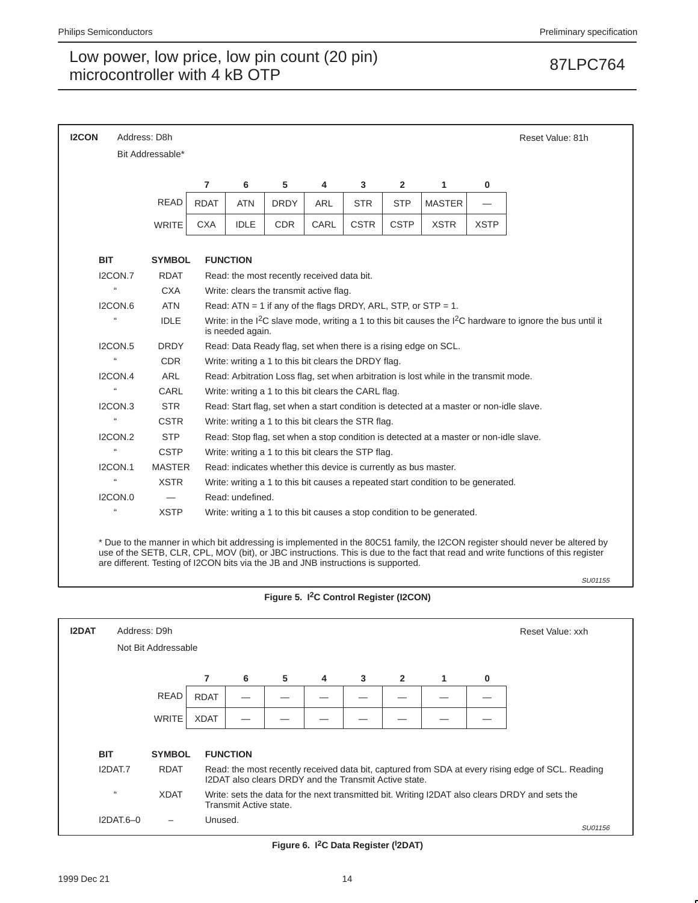**I2CON** Address: D8h Reset Value: 81h

Bit Addressable*

| | 7 | 6 | 5 | 4 | 3 | 2 | 1 | 0 |
|---|---|---|---|---|---|---|---|---|
| READ | RDAT | ATN | DRDY | ARL | STR | STP | MASTER | — |
| WRITE | CXA | IDLE | CDR | CARL | CSTR | CSTP | XSTR | XSTP |

| BIT | SYMBOL | FUNCTION |
|---|---|---|
| I2CON.7 | RDAT | Read: the most recently received data bit. |
| " | CXA | Write: clears the transmit active flag. |
| I2CON.6 | ATN | Read: ATN = 1 if any of the flags DRDY, ARL, STP, or STP = 1. |
| " | IDLE | Write: in the I²C slave mode, writing a 1 to this bit causes the I²C hardware to ignore the bus until it is needed again. |
| I2CON.5 | DRDY | Read: Data Ready flag, set when there is a rising edge on SCL. |
| " | CDR | Write: writing a 1 to this bit clears the DRDY flag. |
| I2CON.4 | ARL | Read: Arbitration Loss flag, set when arbitration is lost while in the transmit mode. |
| " | CARL | Write: writing a 1 to this bit clears the CARL flag. |
| I2CON.3 | STR | Read: Start flag, set when a start condition is detected at a master or non-idle slave. |
| " | CSTR | Write: writing a 1 to this bit clears the STR flag. |
| I2CON.2 | STP | Read: Stop flag, set when a stop condition is detected at a master or non-idle slave. |
| " | CSTP | Write: writing a 1 to this bit clears the STP flag. |
| I2CON.1 | MASTER | Read: indicates whether this device is currently as bus master. |
| " | XSTR | Write: writing a 1 to this bit causes a repeated start condition to be generated. |
| I2CON.0 | — | Read: undefined. |
| " | XSTP | Write: writing a 1 to this bit causes a stop condition to be generated. |

* Due to the manner in which bit addressing is implemented in the 80C51 family, the I2CON register should never be altered by use of the SETB, CLR, CPL, MOV (bit), or JBC instructions. This is due to the fact that read and write functions of this register are different. Testing of I2CON bits via the JB and JNB instructions is supported.

SU01155

**Figure 5. I²C Control Register (I2CON)**

**I2DAT** Address: D9h Reset Value: xxh

Not Bit Addressable

| | 7 | 6 | 5 | 4 | 3 | 2 | 1 | 0 |
|---|---|---|---|---|---|---|---|---|
| READ | RDAT | — | — | — | — | — | — | — |
| WRITE | XDAT | — | — | — | — | — | — | — |

| BIT | SYMBOL | FUNCTION |
|---|---|---|
| I2DAT.7 | RDAT | Read: the most recently received data bit, captured from SDA at every rising edge of SCL. Reading I2DAT also clears DRDY and the Transmit Active state. |
| " | XDAT | Write: sets the data for the next transmitted bit. Writing I2DAT also clears DRDY and sets the Transmit Active state. |
| I2DAT.6–0 | – | Unused. |

SU01156

**Figure 6. I²C Data Register (I2DAT)**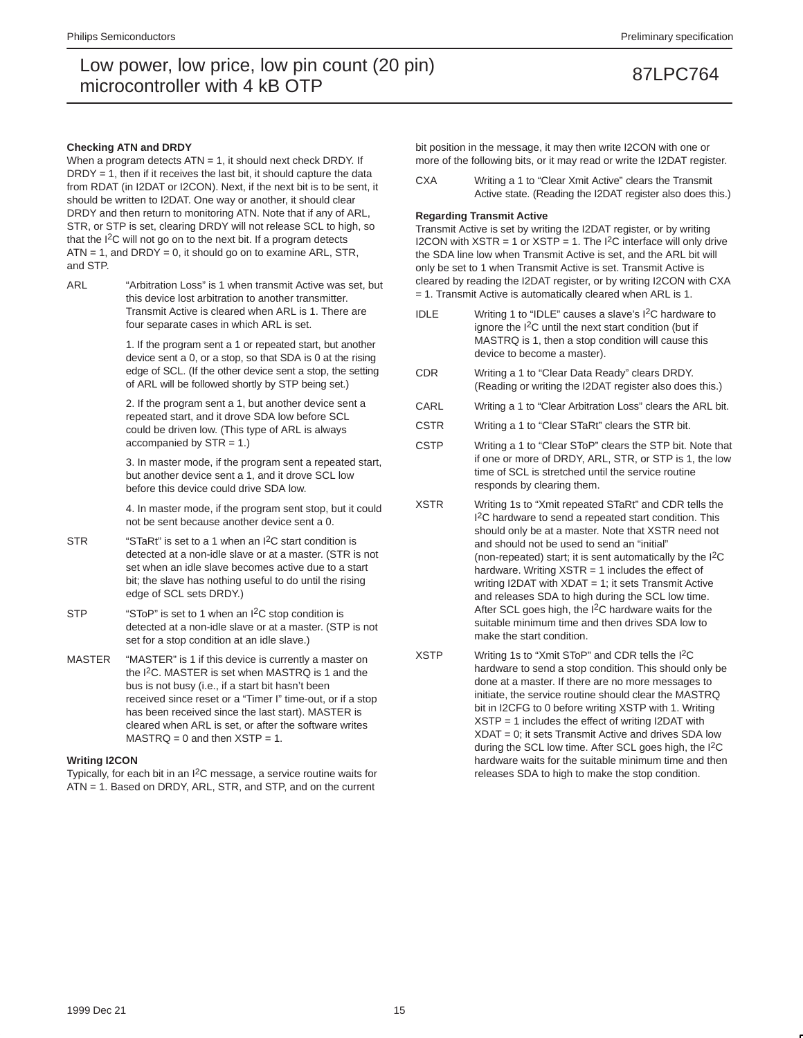#### Checking ATN and DRDY

When a program detects ATN = 1, it should next check DRDY. If DRDY = 1, then if it receives the last bit, it should capture the data from RDAT (in I2DAT or I2CON). Next, if the next bit is to be sent, it should be written to I2DAT. One way or another, it should clear DRDY and then return to monitoring ATN. Note that if any of ARL, STR, or STP is set, clearing DRDY will not release SCL to high, so that the $I^2C$ will not go on to the next bit. If a program detects ATN = 1, and DRDY = 0, it should go on to examine ARL, STR, and STP.

ARL — “Arbitration Loss” is 1 when transmit Active was set, but this device lost arbitration to another transmitter. Transmit Active is cleared when ARL is 1. There are four separate cases in which ARL is set.

1. If the program sent a 1 or repeated start, but another device sent a 0, or a stop, so that SDA is 0 at the rising edge of SCL. (If the other device sent a stop, the setting of ARL will be followed shortly by STP being set.)

2. If the program sent a 1, but another device sent a repeated start, and it drove SDA low before SCL could be driven low. (This type of ARL is always accompanied by STR = 1.)

3. In master mode, if the program sent a repeated start, but another device sent a 1, and it drove SCL low before this device could drive SDA low.

4. In master mode, if the program sent stop, but it could not be sent because another device sent a 0.

STR — “STaRt” is set to a 1 when an $I^2C$ start condition is detected at a non-idle slave or at a master. (STR is not set when an idle slave becomes active due to a start bit; the slave has nothing useful to do until the rising edge of SCL sets DRDY.)

STP — “SToP” is set to 1 when an $I^2C$ stop condition is detected at a non-idle slave or at a master. (STP is not set for a stop condition at an idle slave.)

MASTER — “MASTER” is 1 if this device is currently a master on the $I^2C$. MASTER is set when MASTRQ is 1 and the bus is not busy (i.e., if a start bit hasn’t been received since reset or a “Timer I” time-out, or if a stop has been received since the last start). MASTER is cleared when ARL is set, or after the software writes MASTRQ = 0 and then XSTP = 1.

#### Writing I2CON

Typically, for each bit in an $I^2C$ message, a service routine waits for ATN = 1. Based on DRDY, ARL, STR, and STP, and on the current bit position in the message, it may then write I2CON with one or more of the following bits, or it may read or write the I2DAT register.

CXA — Writing a 1 to “Clear Xmit Active” clears the Transmit Active state. (Reading the I2DAT register also does this.)

#### Regarding Transmit Active

Transmit Active is set by writing the I2DAT register, or by writing I2CON with XSTR = 1 or XSTP = 1. The $I^2C$ interface will only drive the SDA line low when Transmit Active is set, and the ARL bit will only be set to 1 when Transmit Active is set. Transmit Active is cleared by reading the I2DAT register, or by writing I2CON with CXA = 1. Transmit Active is automatically cleared when ARL is 1.

IDLE — Writing 1 to “IDLE” causes a slave’s $I^2C$ hardware to ignore the $I^2C$ until the next start condition (but if MASTRQ is 1, then a stop condition will cause this device to become a master).

CDR — Writing a 1 to “Clear Data Ready” clears DRDY. (Reading or writing the I2DAT register also does this.)

CARL — Writing a 1 to “Clear Arbitration Loss” clears the ARL bit.

CSTR — Writing a 1 to “Clear STaRt” clears the STR bit.

CSTP — Writing a 1 to “Clear SToP” clears the STP bit. Note that if one or more of DRDY, ARL, STR, or STP is 1, the low time of SCL is stretched until the service routine responds by clearing them.

XSTR — Writing 1s to “Xmit repeated STaRt” and CDR tells the $I^2C$ hardware to send a repeated start condition. This should only be at a master. Note that XSTR need not and should not be used to send an “initial” (non-repeated) start; it is sent automatically by the $I^2C$ hardware. Writing XSTR = 1 includes the effect of writing I2DAT with XDAT = 1; it sets Transmit Active and releases SDA to high during the SCL low time. After SCL goes high, the $I^2C$ hardware waits for the suitable minimum time and then drives SDA low to make the start condition.

XSTP — Writing 1s to “Xmit SToP” and CDR tells the $I^2C$ hardware to send a stop condition. This should only be done at a master. If there are no more messages to initiate, the service routine should clear the MASTRQ bit in I2CFG to 0 before writing XSTP with 1. Writing XSTP = 1 includes the effect of writing I2DAT with XDAT = 0; it sets Transmit Active and drives SDA low during the SCL low time. After SCL goes high, the $I^2C$ hardware waits for the suitable minimum time and then releases SDA to high to make the stop condition.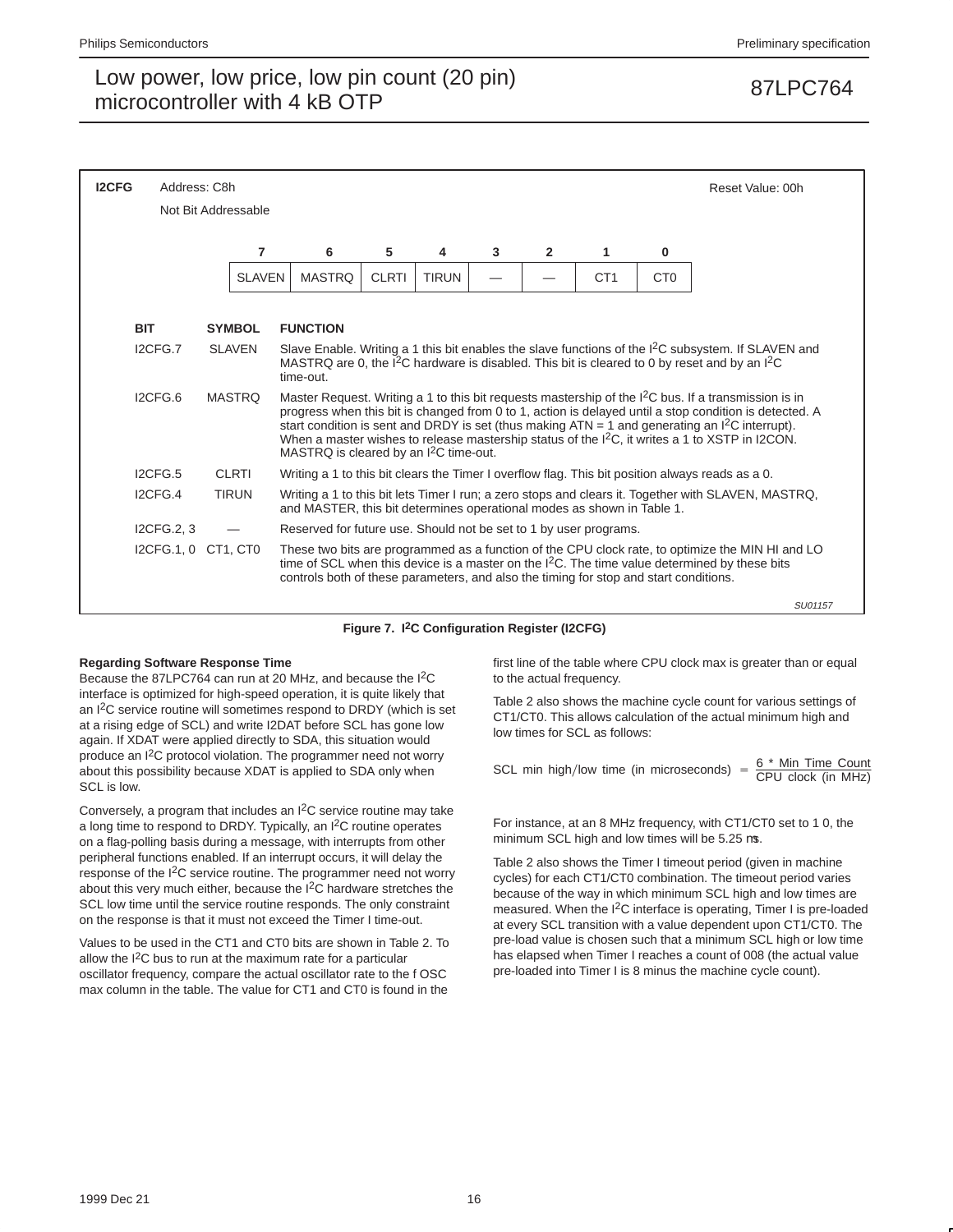**I2CFG** Address: C8h Reset Value: 00h

Not Bit Addressable

| 7 | 6 | 5 | 4 | 3 | 2 | 1 | 0 |
|---|---|---|---|---|---|---|---|
| SLAVEN | MASTRQ | CLRTI | TIRUN | — | — | CT1 | CT0 |

| BIT | SYMBOL | FUNCTION |
|---|---|---|
| I2CFG.7 | SLAVEN | Slave Enable. Writing a 1 this bit enables the slave functions of the I$^2$C subsystem. If SLAVEN and MASTRQ are 0, the I$^2$C hardware is disabled. This bit is cleared to 0 by reset and by an I$^2$C time-out. |
| I2CFG.6 | MASTRQ | Master Request. Writing a 1 to this bit requests mastership of the I$^2$C bus. If a transmission is in progress when this bit is changed from 0 to 1, action is delayed until a stop condition is detected. A start condition is sent and DRDY is set (thus making ATN = 1 and generating an I$^2$C interrupt). When a master wishes to release mastership status of the I$^2$C, it writes a 1 to XSTP in I2CON. MASTRQ is cleared by an I$^2$C time-out. |
| I2CFG.5 | CLRTI | Writing a 1 to this bit clears the Timer I overflow flag. This bit position always reads as a 0. |
| I2CFG.4 | TIRUN | Writing a 1 to this bit lets Timer I run; a zero stops and clears it. Together with SLAVEN, MASTRQ, and MASTER, this bit determines operational modes as shown in Table 1. |
| I2CFG.2, 3 | — | Reserved for future use. Should not be set to 1 by user programs. |
| I2CFG.1, 0 | CT1, CT0 | These two bits are programmed as a function of the CPU clock rate, to optimize the MIN HI and LO time of SCL when this device is a master on the I$^2$C. The time value determined by these bits controls both of these parameters, and also the timing for stop and start conditions. |

SU01157

**Figure 7. I$^2$C Configuration Register (I2CFG)**

**Regarding Software Response Time**

Because the 87LPC764 can run at 20 MHz, and because the I$^2$C interface is optimized for high-speed operation, it is quite likely that an I$^2$C service routine will sometimes respond to DRDY (which is set at a rising edge of SCL) and write I2DAT before SCL has gone low again. If XDAT were applied directly to SDA, this situation would produce an I$^2$C protocol violation. The programmer need not worry about this possibility because XDAT is applied to SDA only when SCL is low.

Conversely, a program that includes an I$^2$C service routine may take a long time to respond to DRDY. Typically, an I$^2$C routine operates on a flag-polling basis during a message, with interrupts from other peripheral functions enabled. If an interrupt occurs, it will delay the response of the I$^2$C service routine. The programmer need not worry about this very much either, because the I$^2$C hardware stretches the SCL low time until the service routine responds. The only constraint on the response is that it must not exceed the Timer I time-out.

Values to be used in the CT1 and CT0 bits are shown in Table 2. To allow the I$^2$C bus to run at the maximum rate for a particular oscillator frequency, compare the actual oscillator rate to the f OSC max column in the table. The value for CT1 and CT0 is found in the first line of the table where CPU clock max is greater than or equal to the actual frequency.

Table 2 also shows the machine cycle count for various settings of CT1/CT0. This allows calculation of the actual minimum high and low times for SCL as follows:

$$\text{SCL min high/low time (in microseconds)} = \frac{6 * \text{Min Time Count}}{\text{CPU clock (in MHz)}}$$

For instance, at an 8 MHz frequency, with CT1/CT0 set to 1 0, the minimum SCL high and low times will be 5.25 μs.

Table 2 also shows the Timer I timeout period (given in machine cycles) for each CT1/CT0 combination. The timeout period varies because of the way in which minimum SCL high and low times are measured. When the I$^2$C interface is operating, Timer I is pre-loaded at every SCL transition with a value dependent upon CT1/CT0. The pre-load value is chosen such that a minimum SCL high or low time has elapsed when Timer I reaches a count of 008 (the actual value pre-loaded into Timer I is 8 minus the machine cycle count).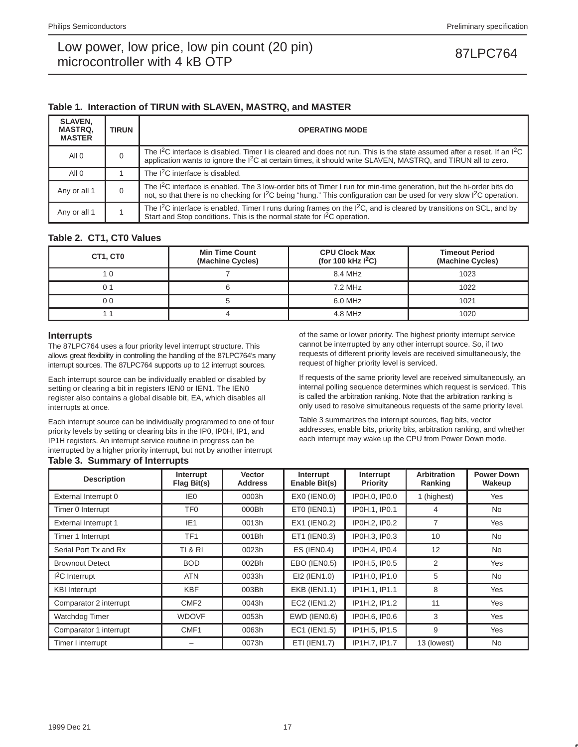**Table 1. Interaction of TIRUN with SLAVEN, MASTRQ, and MASTER**

| SLAVEN, MASTRQ, MASTER | TIRUN | OPERATING MODE |
|---|---|---|
| All 0 | 0 | The I$^2$C interface is disabled. Timer I is cleared and does not run. This is the state assumed after a reset. If an I$^2$C application wants to ignore the I$^2$C at certain times, it should write SLAVEN, MASTRQ, and TIRUN all to zero. |
| All 0 | 1 | The I$^2$C interface is disabled. |
| Any or all 1 | 0 | The I$^2$C interface is enabled. The 3 low-order bits of Timer I run for min-time generation, but the hi-order bits do not, so that there is no checking for I$^2$C being "hung." This configuration can be used for very slow I$^2$C operation. |
| Any or all 1 | 1 | The I$^2$C interface is enabled. Timer I runs during frames on the I$^2$C, and is cleared by transitions on SCL, and by Start and Stop conditions. This is the normal state for I$^2$C operation. |

**Table 2. CT1, CT0 Values**

| CT1, CT0 | Min Time Count (Machine Cycles) | CPU Clock Max (for 100 kHz I$^2$C) | Timeout Period (Machine Cycles) |
|---|---|---|---|
| 1 0 | 7 | 8.4 MHz | 1023 |
| 0 1 | 6 | 7.2 MHz | 1022 |
| 0 0 | 5 | 6.0 MHz | 1021 |
| 1 1 | 4 | 4.8 MHz | 1020 |

### Interrupts

The 87LPC764 uses a four priority level interrupt structure. This allows great flexibility in controlling the handling of the 87LPC764's many interrupt sources. The 87LPC764 supports up to 12 interrupt sources.

Each interrupt source can be individually enabled or disabled by setting or clearing a bit in registers IEN0 or IEN1. The IEN0 register also contains a global disable bit, EA, which disables all interrupts at once.

Each interrupt source can be individually programmed to one of four priority levels by setting or clearing bits in the IP0, IP0H, IP1, and IP1H registers. An interrupt service routine in progress can be interrupted by a higher priority interrupt, but not by another interrupt of the same or lower priority. The highest priority interrupt service cannot be interrupted by any other interrupt source. So, if two requests of different priority levels are received simultaneously, the request of higher priority level is serviced.

If requests of the same priority level are received simultaneously, an internal polling sequence determines which request is serviced. This is called the arbitration ranking. Note that the arbitration ranking is only used to resolve simultaneous requests of the same priority level.

Table 3 summarizes the interrupt sources, flag bits, vector addresses, enable bits, priority bits, arbitration ranking, and whether each interrupt may wake up the CPU from Power Down mode.

**Table 3. Summary of Interrupts**

| Description | Interrupt Flag Bit(s) | Vector Address | Interrupt Enable Bit(s) | Interrupt Priority | Arbitration Ranking | Power Down Wakeup |
|---|---|---|---|---|---|---|
| External Interrupt 0 | IE0 | 0003h | EX0 (IEN0.0) | IP0H.0, IP0.0 | 1 (highest) | Yes |
| Timer 0 Interrupt | TF0 | 000Bh | ET0 (IEN0.1) | IP0H.1, IP0.1 | 4 | No |
| External Interrupt 1 | IE1 | 0013h | EX1 (IEN0.2) | IP0H.2, IP0.2 | 7 | Yes |
| Timer 1 Interrupt | TF1 | 001Bh | ET1 (IEN0.3) | IP0H.3, IP0.3 | 10 | No |
| Serial Port Tx and Rx | TI & RI | 0023h | ES (IEN0.4) | IP0H.4, IP0.4 | 12 | No |
| Brownout Detect | BOD | 002Bh | EBO (IEN0.5) | IP0H.5, IP0.5 | 2 | Yes |
| I$^2$C Interrupt | ATN | 0033h | EI2 (IEN1.0) | IP1H.0, IP1.0 | 5 | No |
| KBI Interrupt | KBF | 003Bh | EKB (IEN1.1) | IP1H.1, IP1.1 | 8 | Yes |
| Comparator 2 interrupt | CMF2 | 0043h | EC2 (IEN1.2) | IP1H.2, IP1.2 | 11 | Yes |
| Watchdog Timer | WDOVF | 0053h | EWD (IEN0.6) | IP0H.6, IP0.6 | 3 | Yes |
| Comparator 1 interrupt | CMF1 | 0063h | EC1 (IEN1.5) | IP1H.5, IP1.5 | 9 | Yes |
| Timer I interrupt | – | 0073h | ETI (IEN1.7) | IP1H.7, IP1.7 | 13 (lowest) | No |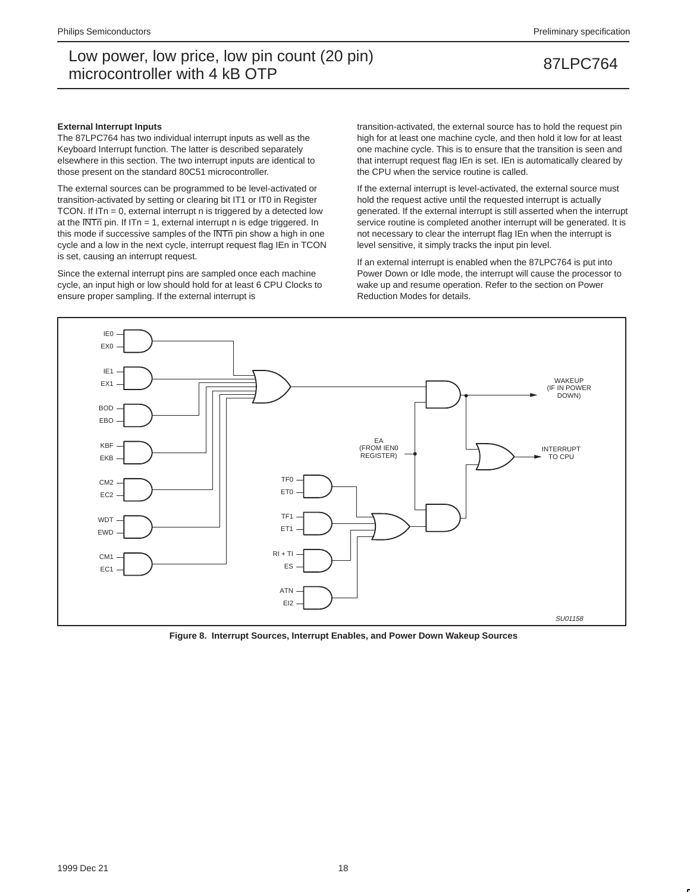### External Interrupt Inputs

The 87LPC764 has two individual interrupt inputs as well as the Keyboard Interrupt function. The latter is described separately elsewhere in this section. The two interrupt inputs are identical to those present on the standard 80C51 microcontroller.

The external sources can be programmed to be level-activated or transition-activated by setting or clearing bit IT1 or IT0 in Register TCON. If ITn = 0, external interrupt n is triggered by a detected low at the $\overline{\text{INTn}}$ pin. If ITn = 1, external interrupt n is edge triggered. In this mode if successive samples of the $\overline{\text{INTn}}$ pin show a high in one cycle and a low in the next cycle, interrupt request flag IEn in TCON is set, causing an interrupt request.

Since the external interrupt pins are sampled once each machine cycle, an input high or low should hold for at least 6 CPU Clocks to ensure proper sampling. If the external interrupt is transition-activated, the external source has to hold the request pin high for at least one machine cycle, and then hold it low for at least one machine cycle. This is to ensure that the transition is seen and that interrupt request flag IEn is set. IEn is automatically cleared by the CPU when the service routine is called.

If the external interrupt is level-activated, the external source must hold the request active until the requested interrupt is actually generated. If the external interrupt is still asserted when the interrupt service routine is completed another interrupt will be generated. It is not necessary to clear the interrupt flag IEn when the interrupt is level sensitive, it simply tracks the input pin level.

If an external interrupt is enabled when the 87LPC764 is put into Power Down or Idle mode, the interrupt will cause the processor to wake up and resume operation. Refer to the section on Power Reduction Modes for details.

Figure 8. Interrupt Sources, Interrupt Enables, and Power Down Wakeup Sources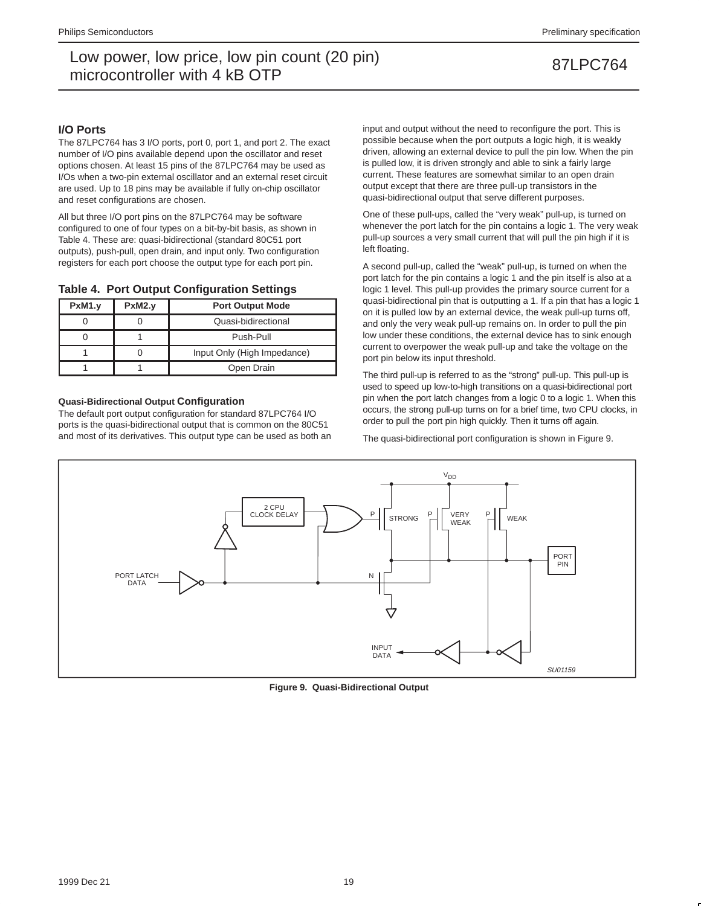## I/O Ports

The 87LPC764 has 3 I/O ports, port 0, port 1, and port 2. The exact number of I/O pins available depend upon the oscillator and reset options chosen. At least 15 pins of the 87LPC764 may be used as I/Os when a two-pin external oscillator and an external reset circuit are used. Up to 18 pins may be available if fully on-chip oscillator and reset configurations are chosen.

All but three I/O port pins on the 87LPC764 may be software configured to one of four types on a bit-by-bit basis, as shown in Table 4. These are: quasi-bidirectional (standard 80C51 port outputs), push-pull, open drain, and input only. Two configuration registers for each port choose the output type for each port pin.

### Table 4. Port Output Configuration Settings

| PxM1.y | PxM2.y | Port Output Mode |
|---|---|---|
| 0 | 0 | Quasi-bidirectional |
| 0 | 1 | Push-Pull |
| 1 | 0 | Input Only (High Impedance) |
| 1 | 1 | Open Drain |

### Quasi-Bidirectional Output Configuration

The default port output configuration for standard 87LPC764 I/O ports is the quasi-bidirectional output that is common on the 80C51 and most of its derivatives. This output type can be used as both an input and output without the need to reconfigure the port. This is possible because when the port outputs a logic high, it is weakly driven, allowing an external device to pull the pin low. When the pin is pulled low, it is driven strongly and able to sink a fairly large current. These features are somewhat similar to an open drain output except that there are three pull-up transistors in the quasi-bidirectional output that serve different purposes.

One of these pull-ups, called the "very weak" pull-up, is turned on whenever the port latch for the pin contains a logic 1. The very weak pull-up sources a very small current that will pull the pin high if it is left floating.

A second pull-up, called the "weak" pull-up, is turned on when the port latch for the pin contains a logic 1 and the pin itself is also at a logic 1 level. This pull-up provides the primary source current for a quasi-bidirectional pin that is outputting a 1. If a pin that has a logic 1 on it is pulled low by an external device, the weak pull-up turns off, and only the very weak pull-up remains on. In order to pull the pin low under these conditions, the external device has to sink enough current to overpower the weak pull-up and take the voltage on the port pin below its input threshold.

The third pull-up is referred to as the "strong" pull-up. This pull-up is used to speed up low-to-high transitions on a quasi-bidirectional port pin when the port latch changes from a logic 0 to a logic 1. When this occurs, the strong pull-up turns on for a brief time, two CPU clocks, in order to pull the port pin high quickly. Then it turns off again.

The quasi-bidirectional port configuration is shown in Figure 9.

Figure 9. Quasi-Bidirectional Output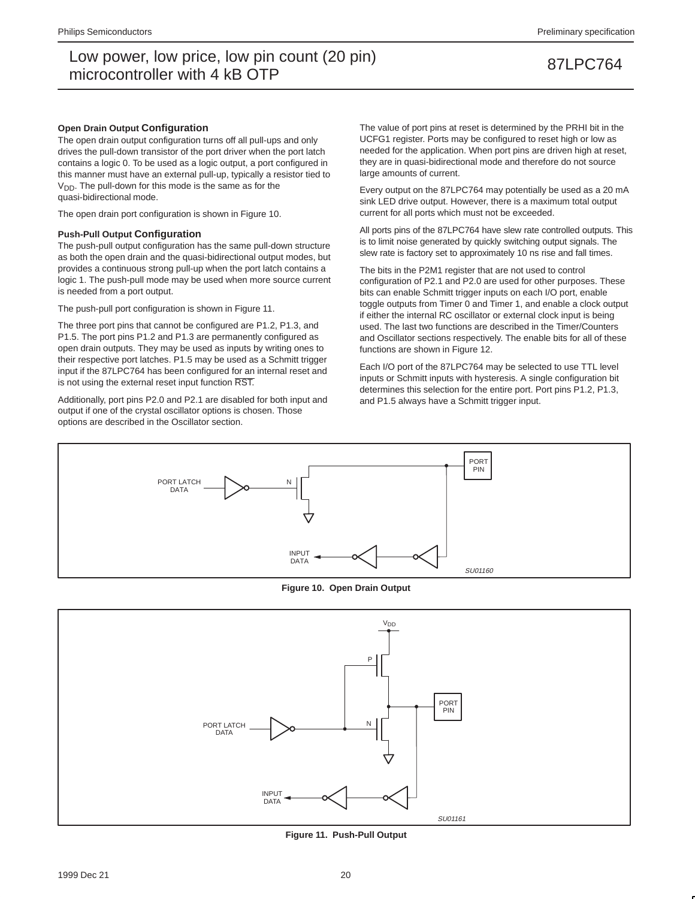### Open Drain Output Configuration

The open drain output configuration turns off all pull-ups and only drives the pull-down transistor of the port driver when the port latch contains a logic 0. To be used as a logic output, a port configured in this manner must have an external pull-up, typically a resistor tied to $V_{DD}$. The pull-down for this mode is the same as for the quasi-bidirectional mode.

The open drain port configuration is shown in Figure 10.

### Push-Pull Output Configuration

The push-pull output configuration has the same pull-down structure as both the open drain and the quasi-bidirectional output modes, but provides a continuous strong pull-up when the port latch contains a logic 1. The push-pull mode may be used when more source current is needed from a port output.

The push-pull port configuration is shown in Figure 11.

The three port pins that cannot be configured are P1.2, P1.3, and P1.5. The port pins P1.2 and P1.3 are permanently configured as open drain outputs. They may be used as inputs by writing ones to their respective port latches. P1.5 may be used as a Schmitt trigger input if the 87LPC764 has been configured for an internal reset and is not using the external reset input function $\overline{RST}$.

Additionally, port pins P2.0 and P2.1 are disabled for both input and output if one of the crystal oscillator options is chosen. Those options are described in the Oscillator section.

The value of port pins at reset is determined by the PRHI bit in the UCFG1 register. Ports may be configured to reset high or low as needed for the application. When port pins are driven high at reset, they are in quasi-bidirectional mode and therefore do not source large amounts of current.

Every output on the 87LPC764 may potentially be used as a 20 mA sink LED drive output. However, there is a maximum total output current for all ports which must not be exceeded.

All ports pins of the 87LPC764 have slew rate controlled outputs. This is to limit noise generated by quickly switching output signals. The slew rate is factory set to approximately 10 ns rise and fall times.

The bits in the P2M1 register that are not used to control configuration of P2.1 and P2.0 are used for other purposes. These bits can enable Schmitt trigger inputs on each I/O port, enable toggle outputs from Timer 0 and Timer 1, and enable a clock output if either the internal RC oscillator or external clock input is being used. The last two functions are described in the Timer/Counters and Oscillator sections respectively. The enable bits for all of these functions are shown in Figure 12.

Each I/O port of the 87LPC764 may be selected to use TTL level inputs or Schmitt inputs with hysteresis. A single configuration bit determines this selection for the entire port. Port pins P1.2, P1.3, and P1.5 always have a Schmitt trigger input.

PORT LATCH DATA, N, PORT PIN, INPUT DATA, SU01160

**Figure 10. Open Drain Output**

$V_{DD}$, P, N, PORT LATCH DATA, PORT PIN, INPUT DATA, SU01161

**Figure 11. Push-Pull Output**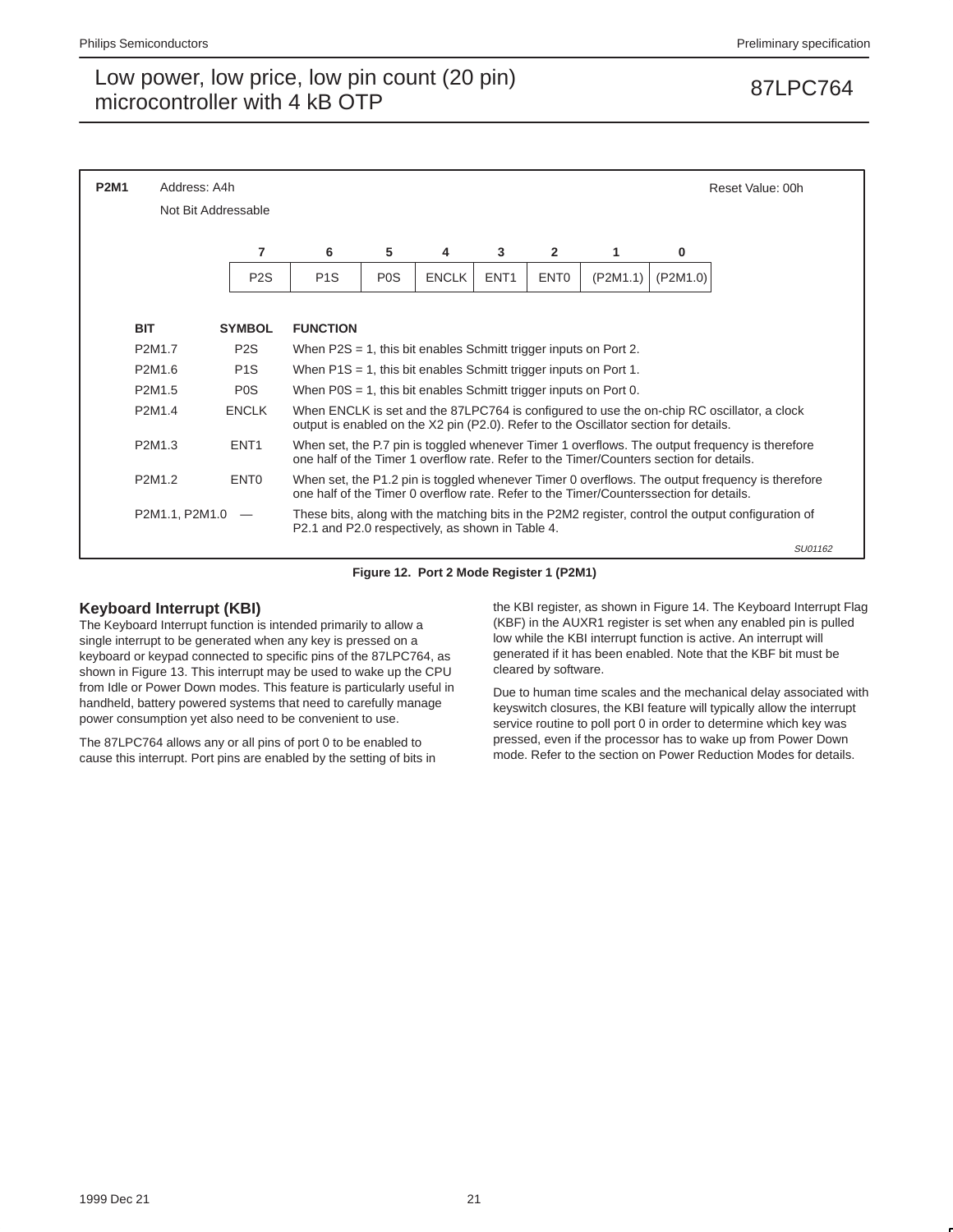**P2M1** Address: A4h Reset Value: 00h

Not Bit Addressable

| 7 | 6 | 5 | 4 | 3 | 2 | 1 | 0 |
|---|---|---|---|---|---|---|---|
| P2S | P1S | P0S | ENCLK | ENT1 | ENT0 | (P2M1.1) | (P2M1.0) |

| BIT | SYMBOL | FUNCTION |
|---|---|---|
| P2M1.7 | P2S | When P2S = 1, this bit enables Schmitt trigger inputs on Port 2. |
| P2M1.6 | P1S | When P1S = 1, this bit enables Schmitt trigger inputs on Port 1. |
| P2M1.5 | P0S | When P0S = 1, this bit enables Schmitt trigger inputs on Port 0. |
| P2M1.4 | ENCLK | When ENCLK is set and the 87LPC764 is configured to use the on-chip RC oscillator, a clock output is enabled on the X2 pin (P2.0). Refer to the Oscillator section for details. |
| P2M1.3 | ENT1 | When set, the P.7 pin is toggled whenever Timer 1 overflows. The output frequency is therefore one half of the Timer 1 overflow rate. Refer to the Timer/Counters section for details. |
| P2M1.2 | ENT0 | When set, the P1.2 pin is toggled whenever Timer 0 overflows. The output frequency is therefore one half of the Timer 0 overflow rate. Refer to the Timer/Counterssection for details. |
| P2M1.1, P2M1.0 | — | These bits, along with the matching bits in the P2M2 register, control the output configuration of P2.1 and P2.0 respectively, as shown in Table 4. |

SU01162

**Figure 12. Port 2 Mode Register 1 (P2M1)**

## Keyboard Interrupt (KBI)

The Keyboard Interrupt function is intended primarily to allow a single interrupt to be generated when any key is pressed on a keyboard or keypad connected to specific pins of the 87LPC764, as shown in Figure 13. This interrupt may be used to wake up the CPU from Idle or Power Down modes. This feature is particularly useful in handheld, battery powered systems that need to carefully manage power consumption yet also need to be convenient to use.

The 87LPC764 allows any or all pins of port 0 to be enabled to cause this interrupt. Port pins are enabled by the setting of bits in the KBI register, as shown in Figure 14. The Keyboard Interrupt Flag (KBF) in the AUXR1 register is set when any enabled pin is pulled low while the KBI interrupt function is active. An interrupt will generated if it has been enabled. Note that the KBF bit must be cleared by software.

Due to human time scales and the mechanical delay associated with keyswitch closures, the KBI feature will typically allow the interrupt service routine to poll port 0 in order to determine which key was pressed, even if the processor has to wake up from Power Down mode. Refer to the section on Power Reduction Modes for details.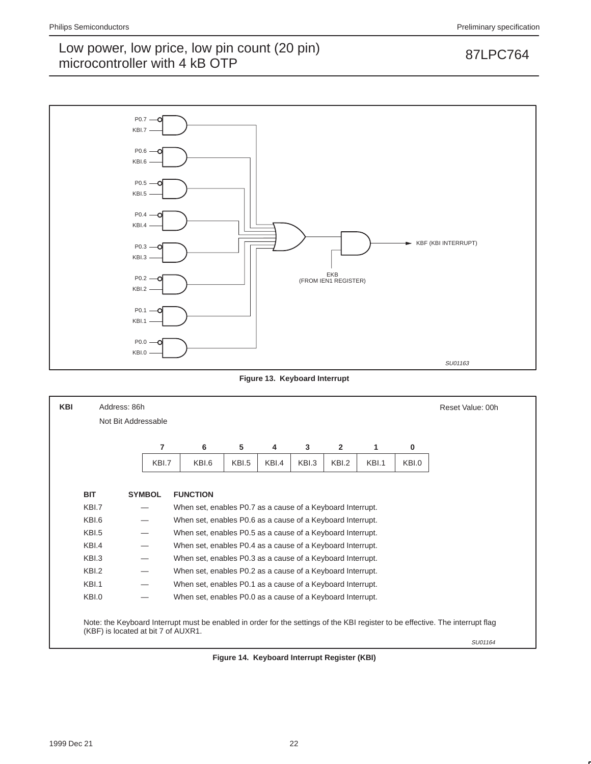P0.7
KBI.7

P0.6
KBI.6

P0.5
KBI.5

P0.4
KBI.4

P0.3
KBI.3

P0.2
KBI.2

P0.1
KBI.1

P0.0
KBI.0

KBF (KBI INTERRUPT)

EKB
(FROM IEN1 REGISTER)

SU01163

**Figure 13. Keyboard Interrupt**

**KBI** Address: 86h — Reset Value: 00h

Not Bit Addressable

| 7 | 6 | 5 | 4 | 3 | 2 | 1 | 0 |
|---|---|---|---|---|---|---|---|
| KBI.7 | KBI.6 | KBI.5 | KBI.4 | KBI.3 | KBI.2 | KBI.1 | KBI.0 |

| BIT | SYMBOL | FUNCTION |
|---|---|---|
| KBI.7 | — | When set, enables P0.7 as a cause of a Keyboard Interrupt. |
| KBI.6 | — | When set, enables P0.6 as a cause of a Keyboard Interrupt. |
| KBI.5 | — | When set, enables P0.5 as a cause of a Keyboard Interrupt. |
| KBI.4 | — | When set, enables P0.4 as a cause of a Keyboard Interrupt. |
| KBI.3 | — | When set, enables P0.3 as a cause of a Keyboard Interrupt. |
| KBI.2 | — | When set, enables P0.2 as a cause of a Keyboard Interrupt. |
| KBI.1 | — | When set, enables P0.1 as a cause of a Keyboard Interrupt. |
| KBI.0 | — | When set, enables P0.0 as a cause of a Keyboard Interrupt. |

Note: the Keyboard Interrupt must be enabled in order for the settings of the KBI register to be effective. The interrupt flag (KBF) is located at bit 7 of AUXR1.

SU01164

**Figure 14. Keyboard Interrupt Register (KBI)**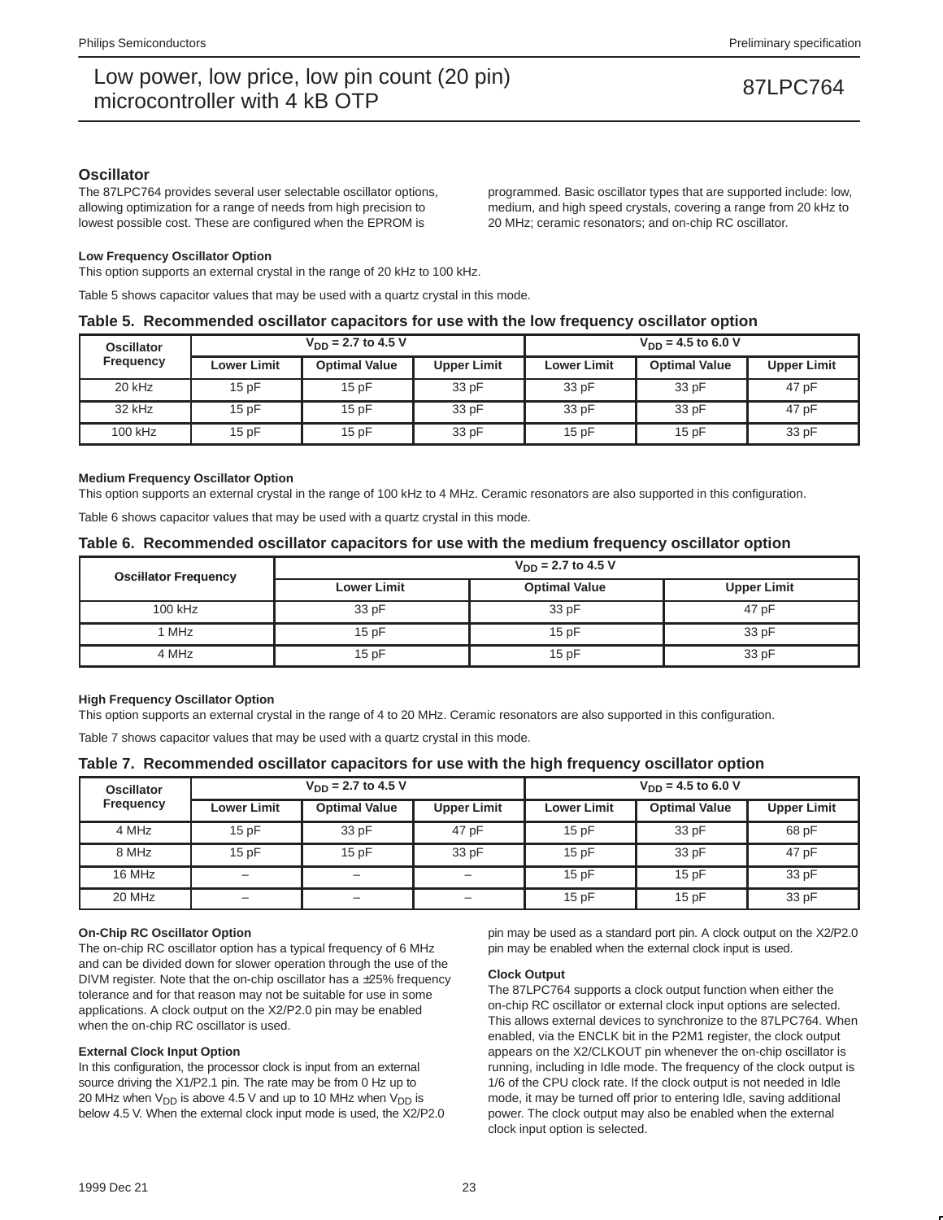## Oscillator

The 87LPC764 provides several user selectable oscillator options, allowing optimization for a range of needs from high precision to lowest possible cost. These are configured when the EPROM is programmed. Basic oscillator types that are supported include: low, medium, and high speed crystals, covering a range from 20 kHz to 20 MHz; ceramic resonators; and on-chip RC oscillator.

### Low Frequency Oscillator Option

This option supports an external crystal in the range of 20 kHz to 100 kHz.

Table 5 shows capacitor values that may be used with a quartz crystal in this mode.

**Table 5. Recommended oscillator capacitors for use with the low frequency oscillator option**

| Oscillator Frequency | $V_{DD}$ = 2.7 to 4.5 V | | | $V_{DD}$ = 4.5 to 6.0 V | | |
|---|---|---|---|---|---|---|
| | Lower Limit | Optimal Value | Upper Limit | Lower Limit | Optimal Value | Upper Limit |
| 20 kHz | 15 pF | 15 pF | 33 pF | 33 pF | 33 pF | 47 pF |
| 32 kHz | 15 pF | 15 pF | 33 pF | 33 pF | 33 pF | 47 pF |
| 100 kHz | 15 pF | 15 pF | 33 pF | 15 pF | 15 pF | 33 pF |

### Medium Frequency Oscillator Option

This option supports an external crystal in the range of 100 kHz to 4 MHz. Ceramic resonators are also supported in this configuration.

Table 6 shows capacitor values that may be used with a quartz crystal in this mode.

**Table 6. Recommended oscillator capacitors for use with the medium frequency oscillator option**

| Oscillator Frequency | $V_{DD}$ = 2.7 to 4.5 V | | |
|---|---|---|---|
| | Lower Limit | Optimal Value | Upper Limit |
| 100 kHz | 33 pF | 33 pF | 47 pF |
| 1 MHz | 15 pF | 15 pF | 33 pF |
| 4 MHz | 15 pF | 15 pF | 33 pF |

### High Frequency Oscillator Option

This option supports an external crystal in the range of 4 to 20 MHz. Ceramic resonators are also supported in this configuration.

Table 7 shows capacitor values that may be used with a quartz crystal in this mode.

**Table 7. Recommended oscillator capacitors for use with the high frequency oscillator option**

| Oscillator Frequency | $V_{DD}$ = 2.7 to 4.5 V | | | $V_{DD}$ = 4.5 to 6.0 V | | |
|---|---|---|---|---|---|---|
| | Lower Limit | Optimal Value | Upper Limit | Lower Limit | Optimal Value | Upper Limit |
| 4 MHz | 15 pF | 33 pF | 47 pF | 15 pF | 33 pF | 68 pF |
| 8 MHz | 15 pF | 15 pF | 33 pF | 15 pF | 33 pF | 47 pF |
| 16 MHz | – | – | – | 15 pF | 15 pF | 33 pF |
| 20 MHz | – | – | – | 15 pF | 15 pF | 33 pF |

### On-Chip RC Oscillator Option

The on-chip RC oscillator option has a typical frequency of 6 MHz and can be divided down for slower operation through the use of the DIVM register. Note that the on-chip oscillator has a ±25% frequency tolerance and for that reason may not be suitable for use in some applications. A clock output on the X2/P2.0 pin may be enabled when the on-chip RC oscillator is used.

### External Clock Input Option

In this configuration, the processor clock is input from an external source driving the X1/P2.1 pin. The rate may be from 0 Hz up to 20 MHz when $V_{DD}$ is above 4.5 V and up to 10 MHz when $V_{DD}$ is below 4.5 V. When the external clock input mode is used, the X2/P2.0 pin may be used as a standard port pin. A clock output on the X2/P2.0 pin may be enabled when the external clock input is used.

### Clock Output

The 87LPC764 supports a clock output function when either the on-chip RC oscillator or external clock input options are selected. This allows external devices to synchronize to the 87LPC764. When enabled, via the ENCLK bit in the P2M1 register, the clock output appears on the X2/CLKOUT pin whenever the on-chip oscillator is running, including in Idle mode. The frequency of the clock output is 1/6 of the CPU clock rate. If the clock output is not needed in Idle mode, it may be turned off prior to entering Idle, saving additional power. The clock output may also be enabled when the external clock input option is selected.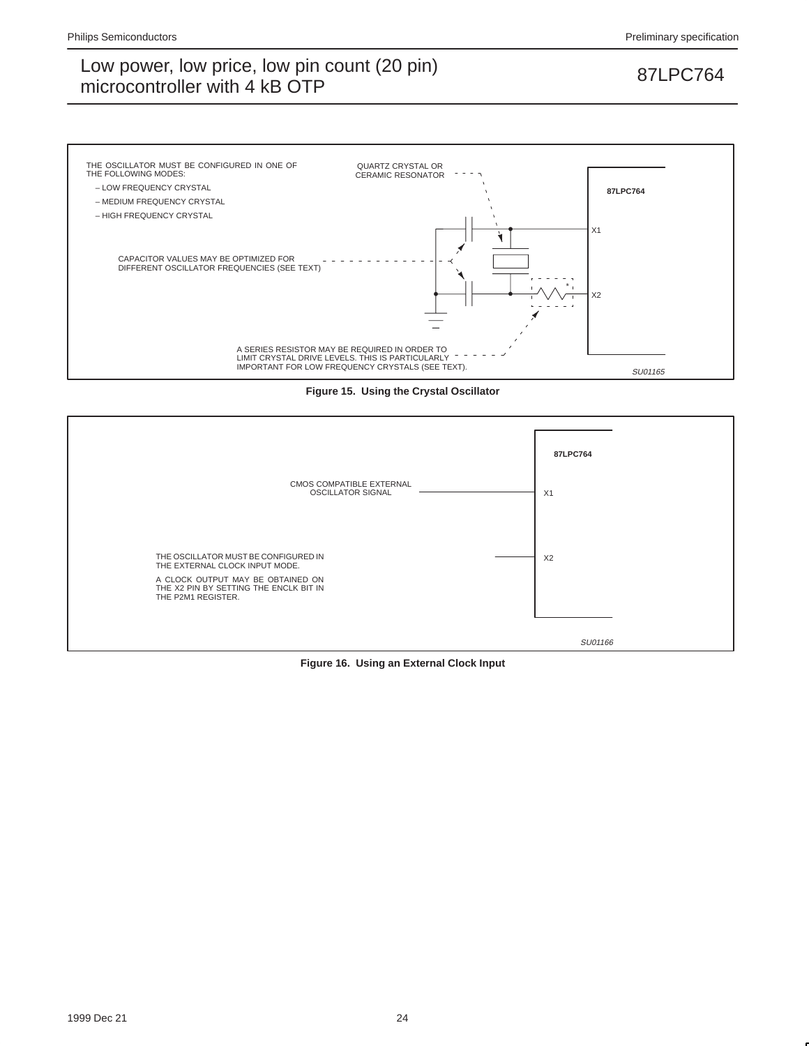THE OSCILLATOR MUST BE CONFIGURED IN ONE OF THE FOLLOWING MODES:

- LOW FREQUENCY CRYSTAL
- MEDIUM FREQUENCY CRYSTAL
- HIGH FREQUENCY CRYSTAL

QUARTZ CRYSTAL OR CERAMIC RESONATOR

87LPC764

X1

X2

CAPACITOR VALUES MAY BE OPTIMIZED FOR DIFFERENT OSCILLATOR FREQUENCIES (SEE TEXT)

A SERIES RESISTOR MAY BE REQUIRED IN ORDER TO LIMIT CRYSTAL DRIVE LEVELS. THIS IS PARTICULARLY IMPORTANT FOR LOW FREQUENCY CRYSTALS (SEE TEXT).

SU01165

**Figure 15. Using the Crystal Oscillator**

87LPC764

CMOS COMPATIBLE EXTERNAL OSCILLATOR SIGNAL

X1

X2

THE OSCILLATOR MUST BE CONFIGURED IN THE EXTERNAL CLOCK INPUT MODE.

A CLOCK OUTPUT MAY BE OBTAINED ON THE X2 PIN BY SETTING THE ENCLK BIT IN THE P2M1 REGISTER.

SU01166

**Figure 16. Using an External Clock Input**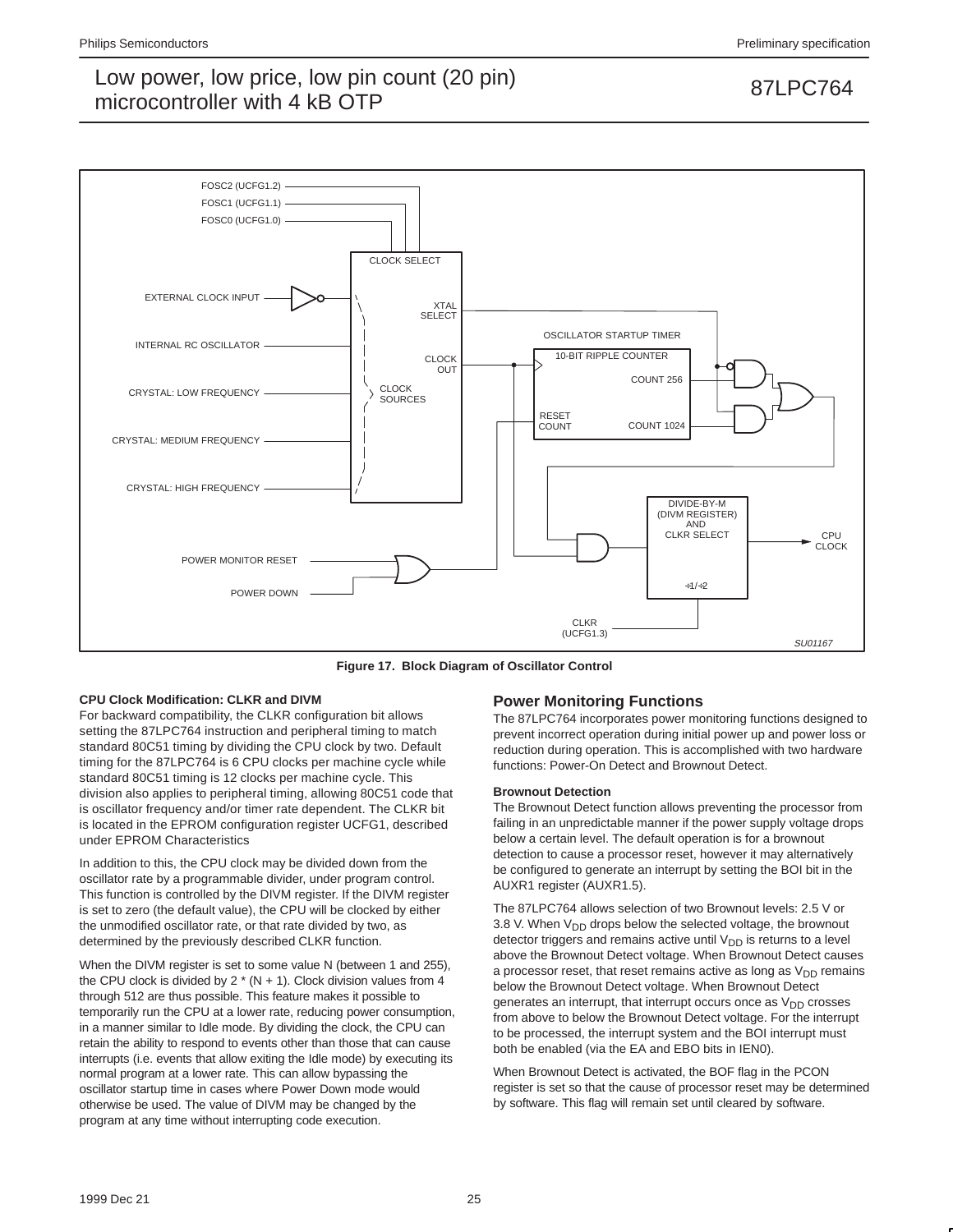Figure 17. Block Diagram of Oscillator Control

### CPU Clock Modification: CLKR and DIVM

For backward compatibility, the CLKR configuration bit allows setting the 87LPC764 instruction and peripheral timing to match standard 80C51 timing by dividing the CPU clock by two. Default timing for the 87LPC764 is 6 CPU clocks per machine cycle while standard 80C51 timing is 12 clocks per machine cycle. This division also applies to peripheral timing, allowing 80C51 code that is oscillator frequency and/or timer rate dependent. The CLKR bit is located in the EPROM configuration register UCFG1, described under EPROM Characteristics

In addition to this, the CPU clock may be divided down from the oscillator rate by a programmable divider, under program control. This function is controlled by the DIVM register. If the DIVM register is set to zero (the default value), the CPU will be clocked by either the unmodified oscillator rate, or that rate divided by two, as determined by the previously described CLKR function.

When the DIVM register is set to some value N (between 1 and 255), the CPU clock is divided by 2 * (N + 1). Clock division values from 4 through 512 are thus possible. This feature makes it possible to temporarily run the CPU at a lower rate, reducing power consumption, in a manner similar to Idle mode. By dividing the clock, the CPU can retain the ability to respond to events other than those that can cause interrupts (i.e. events that allow exiting the Idle mode) by executing its normal program at a lower rate. This can allow bypassing the oscillator startup time in cases where Power Down mode would otherwise be used. The value of DIVM may be changed by the program at any time without interrupting code execution.

## Power Monitoring Functions

The 87LPC764 incorporates power monitoring functions designed to prevent incorrect operation during initial power up and power loss or reduction during operation. This is accomplished with two hardware functions: Power-On Detect and Brownout Detect.

### Brownout Detection

The Brownout Detect function allows preventing the processor from failing in an unpredictable manner if the power supply voltage drops below a certain level. The default operation is for a brownout detection to cause a processor reset, however it may alternatively be configured to generate an interrupt by setting the BOI bit in the AUXR1 register (AUXR1.5).

The 87LPC764 allows selection of two Brownout levels: 2.5 V or 3.8 V. When $V_{DD}$ drops below the selected voltage, the brownout detector triggers and remains active until $V_{DD}$ is returns to a level above the Brownout Detect voltage. When Brownout Detect causes a processor reset, that reset remains active as long as $V_{DD}$ remains below the Brownout Detect voltage. When Brownout Detect generates an interrupt, that interrupt occurs once as $V_{DD}$ crosses from above to below the Brownout Detect voltage. For the interrupt to be processed, the interrupt system and the BOI interrupt must both be enabled (via the EA and EBO bits in IEN0).

When Brownout Detect is activated, the BOF flag in the PCON register is set so that the cause of processor reset may be determined by software. This flag will remain set until cleared by software.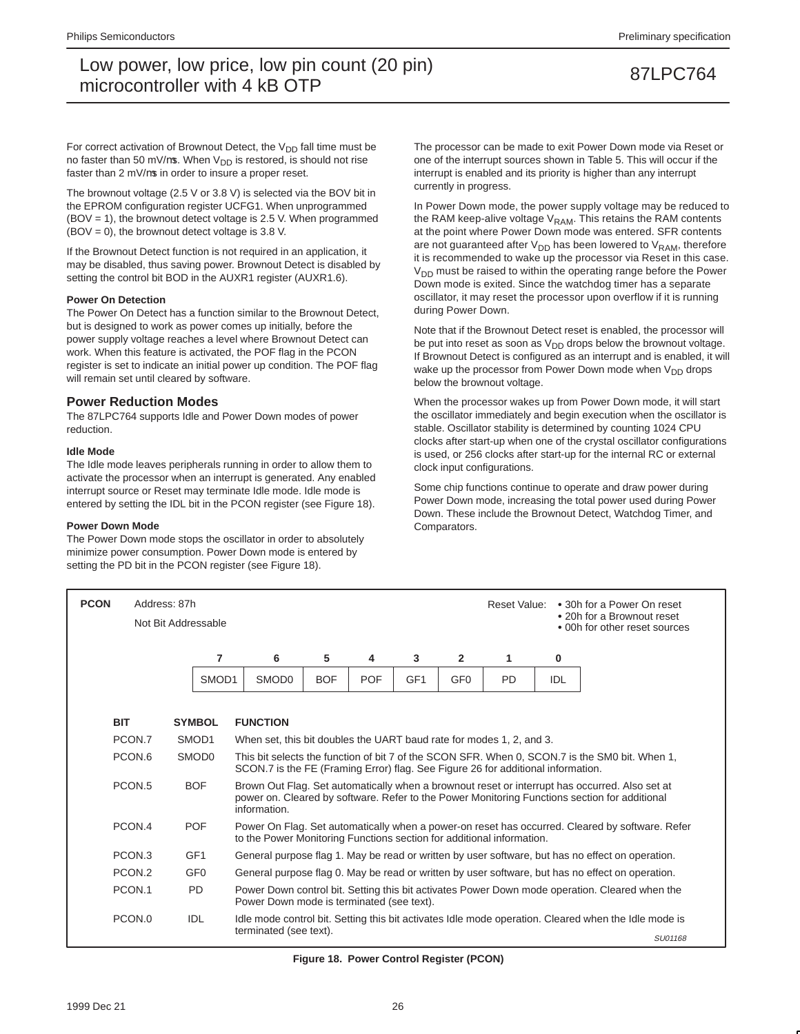For correct activation of Brownout Detect, the $V_{DD}$ fall time must be no faster than 50 mV/μs. When $V_{DD}$ is restored, is should not rise faster than 2 mV/μs in order to insure a proper reset.

The brownout voltage (2.5 V or 3.8 V) is selected via the BOV bit in the EPROM configuration register UCFG1. When unprogrammed (BOV = 1), the brownout detect voltage is 2.5 V. When programmed (BOV = 0), the brownout detect voltage is 3.8 V.

If the Brownout Detect function is not required in an application, it may be disabled, thus saving power. Brownout Detect is disabled by setting the control bit BOD in the AUXR1 register (AUXR1.6).

#### Power On Detection

The Power On Detect has a function similar to the Brownout Detect, but is designed to work as power comes up initially, before the power supply voltage reaches a level where Brownout Detect can work. When this feature is activated, the POF flag in the PCON register is set to indicate an initial power up condition. The POF flag will remain set until cleared by software.

## Power Reduction Modes

The 87LPC764 supports Idle and Power Down modes of power reduction.

#### Idle Mode

The Idle mode leaves peripherals running in order to allow them to activate the processor when an interrupt is generated. Any enabled interrupt source or Reset may terminate Idle mode. Idle mode is entered by setting the IDL bit in the PCON register (see Figure 18).

#### Power Down Mode

The Power Down mode stops the oscillator in order to absolutely minimize power consumption. Power Down mode is entered by setting the PD bit in the PCON register (see Figure 18).

The processor can be made to exit Power Down mode via Reset or one of the interrupt sources shown in Table 5. This will occur if the interrupt is enabled and its priority is higher than any interrupt currently in progress.

In Power Down mode, the power supply voltage may be reduced to the RAM keep-alive voltage $V_{RAM}$. This retains the RAM contents at the point where Power Down mode was entered. SFR contents are not guaranteed after $V_{DD}$ has been lowered to $V_{RAM}$, therefore it is recommended to wake up the processor via Reset in this case. $V_{DD}$ must be raised to within the operating range before the Power Down mode is exited. Since the watchdog timer has a separate oscillator, it may reset the processor upon overflow if it is running during Power Down.

Note that if the Brownout Detect reset is enabled, the processor will be put into reset as soon as $V_{DD}$ drops below the brownout voltage. If Brownout Detect is configured as an interrupt and is enabled, it will wake up the processor from Power Down mode when $V_{DD}$ drops below the brownout voltage.

When the processor wakes up from Power Down mode, it will start the oscillator immediately and begin execution when the oscillator is stable. Oscillator stability is determined by counting 1024 CPU clocks after start-up when one of the crystal oscillator configurations is used, or 256 clocks after start-up for the internal RC or external clock input configurations.

Some chip functions continue to operate and draw power during Power Down mode, increasing the total power used during Power Down. These include the Brownout Detect, Watchdog Timer, and Comparators.

**PCON** Address: 87h
Not Bit Addressable

Reset Value:
- 30h for a Power On reset
- 20h for a Brownout reset
- 00h for other reset sources

| 7 | 6 | 5 | 4 | 3 | 2 | 1 | 0 |
|---|---|---|---|---|---|---|---|
| SMOD1 | SMOD0 | BOF | POF | GF1 | GF0 | PD | IDL |

| BIT | SYMBOL | FUNCTION |
|---|---|---|
| PCON.7 | SMOD1 | When set, this bit doubles the UART baud rate for modes 1, 2, and 3. |
| PCON.6 | SMOD0 | This bit selects the function of bit 7 of the SCON SFR. When 0, SCON.7 is the SM0 bit. When 1, SCON.7 is the FE (Framing Error) flag. See Figure 26 for additional information. |
| PCON.5 | BOF | Brown Out Flag. Set automatically when a brownout reset or interrupt has occurred. Also set at power on. Cleared by software. Refer to the Power Monitoring Functions section for additional information. |
| PCON.4 | POF | Power On Flag. Set automatically when a power-on reset has occurred. Cleared by software. Refer to the Power Monitoring Functions section for additional information. |
| PCON.3 | GF1 | General purpose flag 1. May be read or written by user software, but has no effect on operation. |
| PCON.2 | GF0 | General purpose flag 0. May be read or written by user software, but has no effect on operation. |
| PCON.1 | PD | Power Down control bit. Setting this bit activates Power Down mode operation. Cleared when the Power Down mode is terminated (see text). |
| PCON.0 | IDL | Idle mode control bit. Setting this bit activates Idle mode operation. Cleared when the Idle mode is terminated (see text). |

SU01168

**Figure 18. Power Control Register (PCON)**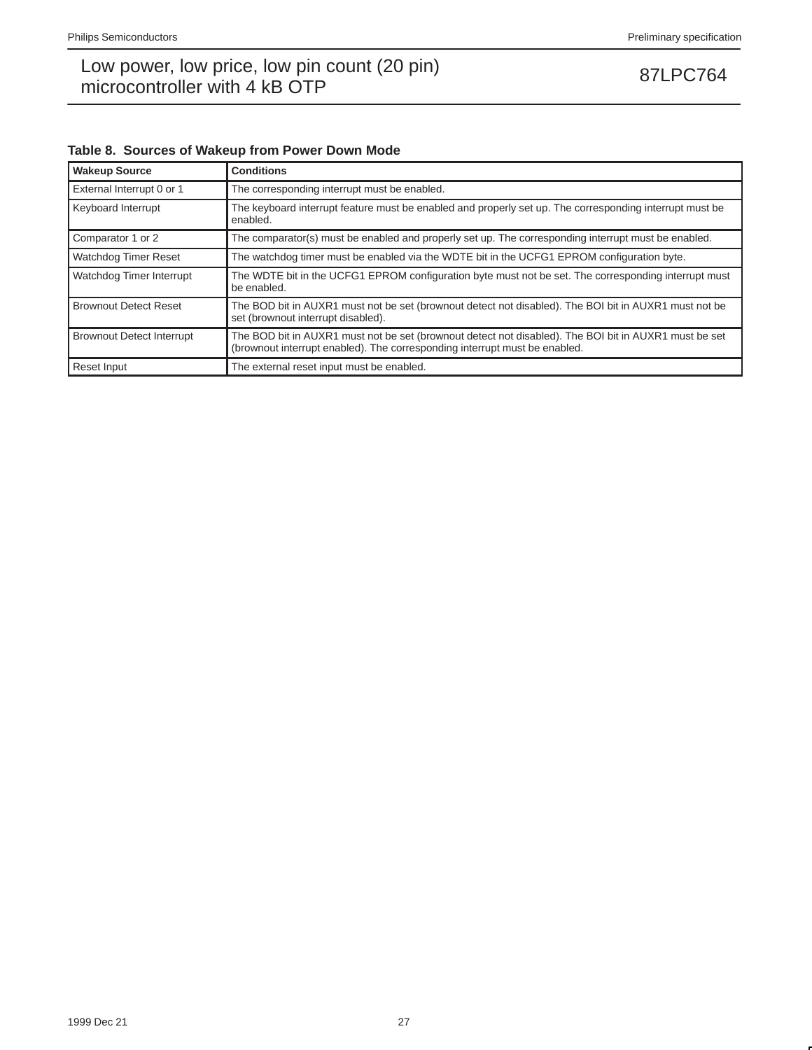**Table 8. Sources of Wakeup from Power Down Mode**

| Wakeup Source | Conditions |
|---|---|
| External Interrupt 0 or 1 | The corresponding interrupt must be enabled. |
| Keyboard Interrupt | The keyboard interrupt feature must be enabled and properly set up. The corresponding interrupt must be enabled. |
| Comparator 1 or 2 | The comparator(s) must be enabled and properly set up. The corresponding interrupt must be enabled. |
| Watchdog Timer Reset | The watchdog timer must be enabled via the WDTE bit in the UCFG1 EPROM configuration byte. |
| Watchdog Timer Interrupt | The WDTE bit in the UCFG1 EPROM configuration byte must not be set. The corresponding interrupt must be enabled. |
| Brownout Detect Reset | The BOD bit in AUXR1 must not be set (brownout detect not disabled). The BOI bit in AUXR1 must not be set (brownout interrupt disabled). |
| Brownout Detect Interrupt | The BOD bit in AUXR1 must not be set (brownout detect not disabled). The BOI bit in AUXR1 must be set (brownout interrupt enabled). The corresponding interrupt must be enabled. |
| Reset Input | The external reset input must be enabled. |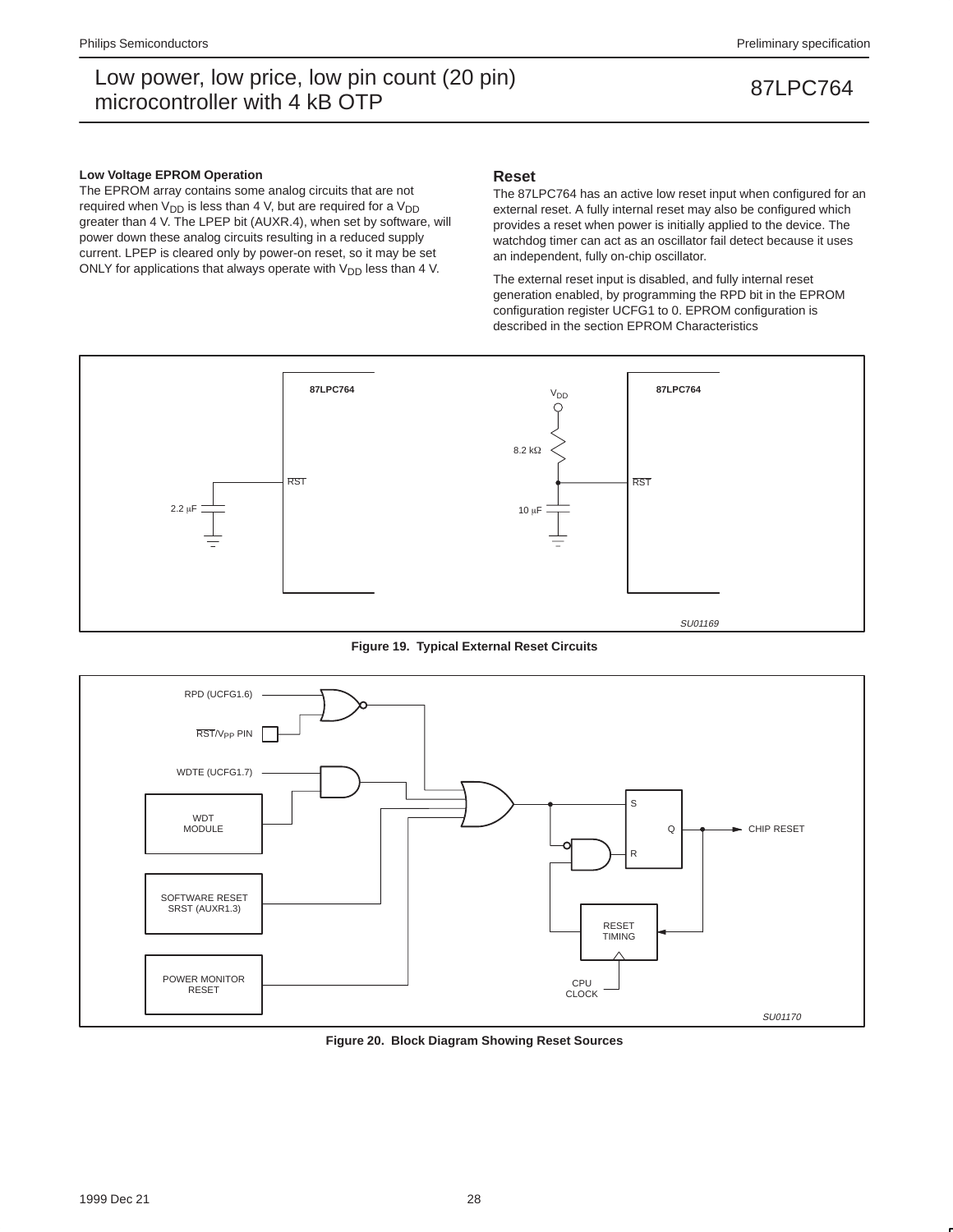**Low Voltage EPROM Operation**

The EPROM array contains some analog circuits that are not required when $V_{DD}$ is less than 4 V, but are required for a $V_{DD}$ greater than 4 V. The LPEP bit (AUXR.4), when set by software, will power down these analog circuits resulting in a reduced supply current. LPEP is cleared only by power-on reset, so it may be set ONLY for applications that always operate with $V_{DD}$ less than 4 V.

## Reset

The 87LPC764 has an active low reset input when configured for an external reset. A fully internal reset may also be configured which provides a reset when power is initially applied to the device. The watchdog timer can act as an oscillator fail detect because it uses an independent, fully on-chip oscillator.

The external reset input is disabled, and fully internal reset generation enabled, by programming the RPD bit in the EPROM configuration register UCFG1 to 0. EPROM configuration is described in the section EPROM Characteristics

**Figure 19. Typical External Reset Circuits**

**Figure 20. Block Diagram Showing Reset Sources**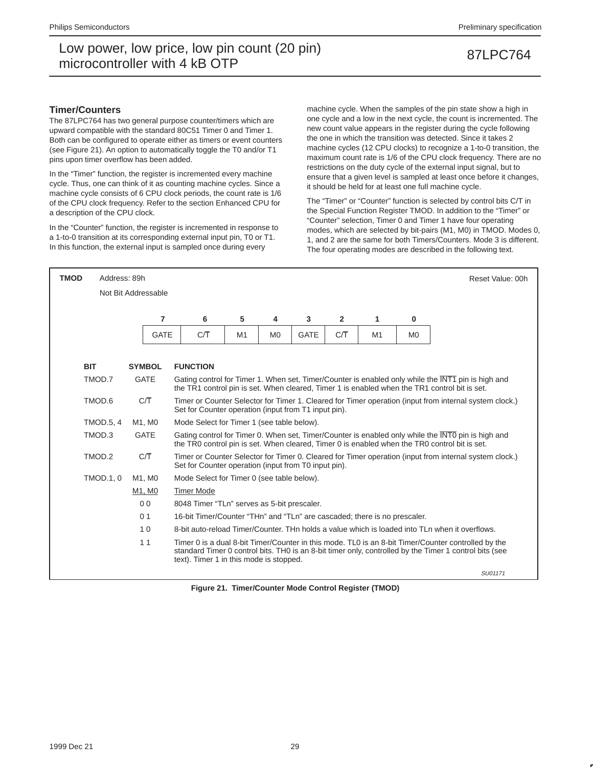## Timer/Counters

The 87LPC764 has two general purpose counter/timers which are upward compatible with the standard 80C51 Timer 0 and Timer 1. Both can be configured to operate either as timers or event counters (see Figure 21). An option to automatically toggle the T0 and/or T1 pins upon timer overflow has been added.

In the “Timer” function, the register is incremented every machine cycle. Thus, one can think of it as counting machine cycles. Since a machine cycle consists of 6 CPU clock periods, the count rate is 1/6 of the CPU clock frequency. Refer to the section Enhanced CPU for a description of the CPU clock.

In the “Counter” function, the register is incremented in response to a 1-to-0 transition at its corresponding external input pin, T0 or T1. In this function, the external input is sampled once during every machine cycle. When the samples of the pin state show a high in one cycle and a low in the next cycle, the count is incremented. The new count value appears in the register during the cycle following the one in which the transition was detected. Since it takes 2 machine cycles (12 CPU clocks) to recognize a 1-to-0 transition, the maximum count rate is 1/6 of the CPU clock frequency. There are no restrictions on the duty cycle of the external input signal, but to ensure that a given level is sampled at least once before it changes, it should be held for at least one full machine cycle.

The “Timer” or “Counter” function is selected by control bits C/T in the Special Function Register TMOD. In addition to the “Timer” or “Counter” selection, Timer 0 and Timer 1 have four operating modes, which are selected by bit-pairs (M1, M0) in TMOD. Modes 0, 1, and 2 are the same for both Timers/Counters. Mode 3 is different. The four operating modes are described in the following text.

**TMOD** Address: 89h — Not Bit Addressable — Reset Value: 00h

| 7 | 6 | 5 | 4 | 3 | 2 | 1 | 0 |
|---|---|---|---|---|---|---|---|
| GATE | C/$\overline{T}$ | M1 | M0 | GATE | C/$\overline{T}$ | M1 | M0 |

| BIT | SYMBOL | FUNCTION |
|---|---|---|
| TMOD.7 | GATE | Gating control for Timer 1. When set, Timer/Counter is enabled only while the $\overline{INT1}$ pin is high and the TR1 control pin is set. When cleared, Timer 1 is enabled when the TR1 control bit is set. |
| TMOD.6 | C/$\overline{T}$ | Timer or Counter Selector for Timer 1. Cleared for Timer operation (input from internal system clock.) Set for Counter operation (input from T1 input pin). |
| TMOD.5, 4 | M1, M0 | Mode Select for Timer 1 (see table below). |
| TMOD.3 | GATE | Gating control for Timer 0. When set, Timer/Counter is enabled only while the $\overline{INT0}$ pin is high and the TR0 control pin is set. When cleared, Timer 0 is enabled when the TR0 control bit is set. |
| TMOD.2 | C/$\overline{T}$ | Timer or Counter Selector for Timer 0. Cleared for Timer operation (input from internal system clock.) Set for Counter operation (input from T0 input pin). |
| TMOD.1, 0 | M1, M0 | Mode Select for Timer 0 (see table below). |

| M1, M0 | Timer Mode |
|---|---|
| 0 0 | 8048 Timer “TLn” serves as 5-bit prescaler. |
| 0 1 | 16-bit Timer/Counter “THn” and “TLn” are cascaded; there is no prescaler. |
| 1 0 | 8-bit auto-reload Timer/Counter. THn holds a value which is loaded into TLn when it overflows. |
| 1 1 | Timer 0 is a dual 8-bit Timer/Counter in this mode. TL0 is an 8-bit Timer/Counter controlled by the standard Timer 0 control bits. TH0 is an 8-bit timer only, controlled by the Timer 1 control bits (see text). Timer 1 in this mode is stopped. |

SU01171

**Figure 21. Timer/Counter Mode Control Register (TMOD)**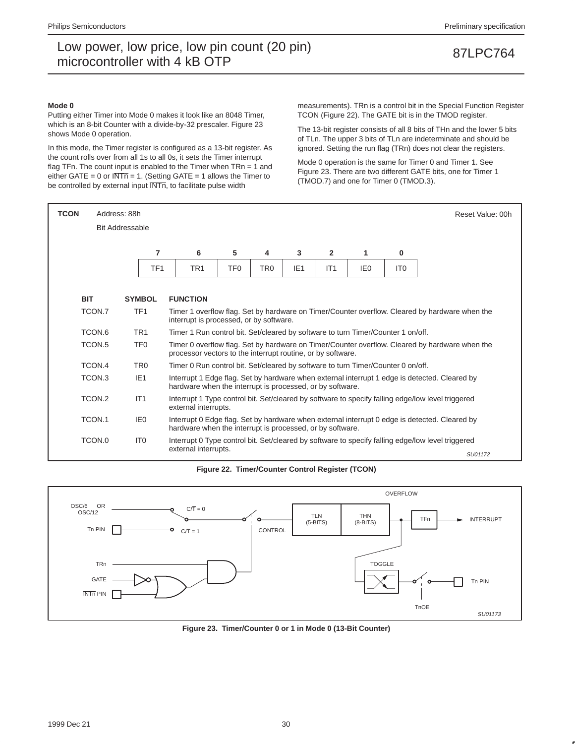### Mode 0

Putting either Timer into Mode 0 makes it look like an 8048 Timer, which is an 8-bit Counter with a divide-by-32 prescaler. Figure 23 shows Mode 0 operation.

In this mode, the Timer register is configured as a 13-bit register. As the count rolls over from all 1s to all 0s, it sets the Timer interrupt flag TFn. The count input is enabled to the Timer when TRn = 1 and either GATE = 0 or $\overline{\text{INTn}}$ = 1. (Setting GATE = 1 allows the Timer to be controlled by external input $\overline{\text{INTn}}$, to facilitate pulse width measurements). TRn is a control bit in the Special Function Register TCON (Figure 22). The GATE bit is in the TMOD register.

The 13-bit register consists of all 8 bits of THn and the lower 5 bits of TLn. The upper 3 bits of TLn are indeterminate and should be ignored. Setting the run flag (TRn) does not clear the registers.

Mode 0 operation is the same for Timer 0 and Timer 1. See Figure 23. There are two different GATE bits, one for Timer 1 (TMOD.7) and one for Timer 0 (TMOD.3).

**TCON** Address: 88h — Bit Addressable — Reset Value: 00h

| 7 | 6 | 5 | 4 | 3 | 2 | 1 | 0 |
|---|---|---|---|---|---|---|---|
| TF1 | TR1 | TF0 | TR0 | IE1 | IT1 | IE0 | IT0 |

| BIT | SYMBOL | FUNCTION |
|---|---|---|
| TCON.7 | TF1 | Timer 1 overflow flag. Set by hardware on Timer/Counter overflow. Cleared by hardware when the interrupt is processed, or by software. |
| TCON.6 | TR1 | Timer 1 Run control bit. Set/cleared by software to turn Timer/Counter 1 on/off. |
| TCON.5 | TF0 | Timer 0 overflow flag. Set by hardware on Timer/Counter overflow. Cleared by hardware when the processor vectors to the interrupt routine, or by software. |
| TCON.4 | TR0 | Timer 0 Run control bit. Set/cleared by software to turn Timer/Counter 0 on/off. |
| TCON.3 | IE1 | Interrupt 1 Edge flag. Set by hardware when external interrupt 1 edge is detected. Cleared by hardware when the interrupt is processed, or by software. |
| TCON.2 | IT1 | Interrupt 1 Type control bit. Set/cleared by software to specify falling edge/low level triggered external interrupts. |
| TCON.1 | IE0 | Interrupt 0 Edge flag. Set by hardware when external interrupt 0 edge is detected. Cleared by hardware when the interrupt is processed, or by software. |
| TCON.0 | IT0 | Interrupt 0 Type control bit. Set/cleared by software to specify falling edge/low level triggered external interrupts. |

SU01172

**Figure 22. Timer/Counter Control Register (TCON)**

OSC/6 OR OSC/12 — C/$\overline{\text{T}}$ = 0 — Tn PIN — C/$\overline{\text{T}}$ = 1 — CONTROL — TLN (5-BITS) — THN (8-BITS) — OVERFLOW — TFn — INTERRUPT — TRn — GATE — $\overline{\text{INTn}}$ PIN — TOGGLE — Tn PIN — TnOE

SU01173

**Figure 23. Timer/Counter 0 or 1 in Mode 0 (13-Bit Counter)**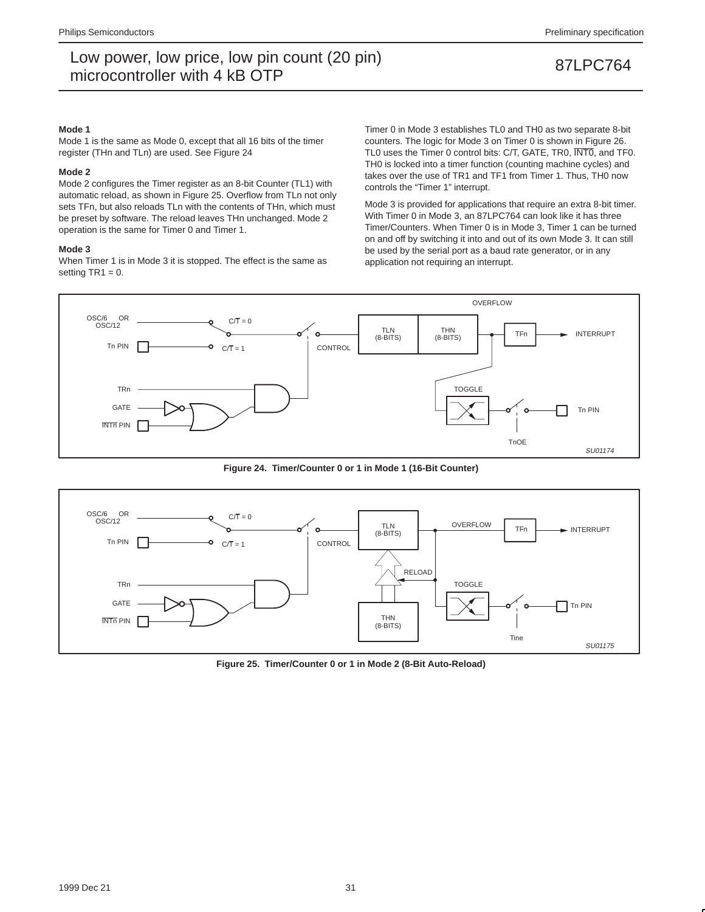### Mode 1

Mode 1 is the same as Mode 0, except that all 16 bits of the timer register (THn and TLn) are used. See Figure 24

### Mode 2

Mode 2 configures the Timer register as an 8-bit Counter (TL1) with automatic reload, as shown in Figure 25. Overflow from TLn not only sets TFn, but also reloads TLn with the contents of THn, which must be preset by software. The reload leaves THn unchanged. Mode 2 operation is the same for Timer 0 and Timer 1.

### Mode 3

When Timer 1 is in Mode 3 it is stopped. The effect is the same as setting TR1 = 0.

Timer 0 in Mode 3 establishes TL0 and TH0 as two separate 8-bit counters. The logic for Mode 3 on Timer 0 is shown in Figure 26. TL0 uses the Timer 0 control bits: C/T, GATE, TR0, $\overline{\text{INT0}}$, and TF0. TH0 is locked into a timer function (counting machine cycles) and takes over the use of TR1 and TF1 from Timer 1. Thus, TH0 now controls the “Timer 1” interrupt.

Mode 3 is provided for applications that require an extra 8-bit timer. With Timer 0 in Mode 3, an 87LPC764 can look like it has three Timer/Counters. When Timer 0 is in Mode 3, Timer 1 can be turned on and off by switching it into and out of its own Mode 3. It can still be used by the serial port as a baud rate generator, or in any application not requiring an interrupt.

**Figure 24. Timer/Counter 0 or 1 in Mode 1 (16-Bit Counter)**

**Figure 25. Timer/Counter 0 or 1 in Mode 2 (8-Bit Auto-Reload)**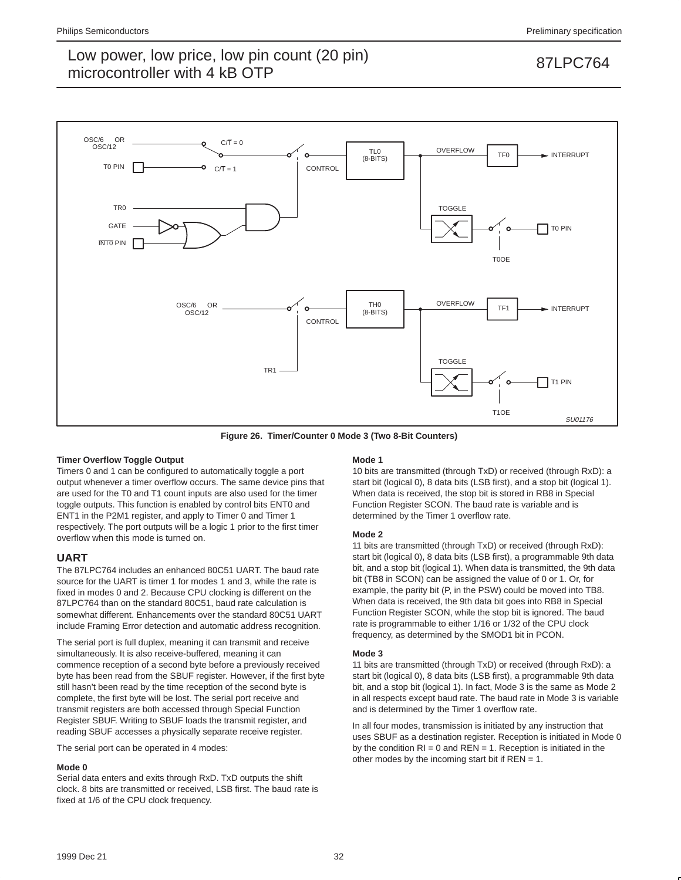**Figure 26. Timer/Counter 0 Mode 3 (Two 8-Bit Counters)**

### Timer Overflow Toggle Output

Timers 0 and 1 can be configured to automatically toggle a port output whenever a timer overflow occurs. The same device pins that are used for the T0 and T1 count inputs are also used for the timer toggle outputs. This function is enabled by control bits ENT0 and ENT1 in the P2M1 register, and apply to Timer 0 and Timer 1 respectively. The port outputs will be a logic 1 prior to the first timer overflow when this mode is turned on.

## UART

The 87LPC764 includes an enhanced 80C51 UART. The baud rate source for the UART is timer 1 for modes 1 and 3, while the rate is fixed in modes 0 and 2. Because CPU clocking is different on the 87LPC764 than on the standard 80C51, baud rate calculation is somewhat different. Enhancements over the standard 80C51 UART include Framing Error detection and automatic address recognition.

The serial port is full duplex, meaning it can transmit and receive simultaneously. It is also receive-buffered, meaning it can commence reception of a second byte before a previously received byte has been read from the SBUF register. However, if the first byte still hasn't been read by the time reception of the second byte is complete, the first byte will be lost. The serial port receive and transmit registers are both accessed through Special Function Register SBUF. Writing to SBUF loads the transmit register, and reading SBUF accesses a physically separate receive register.

The serial port can be operated in 4 modes:

### Mode 0

Serial data enters and exits through RxD. TxD outputs the shift clock. 8 bits are transmitted or received, LSB first. The baud rate is fixed at 1/6 of the CPU clock frequency.

### Mode 1

10 bits are transmitted (through TxD) or received (through RxD): a start bit (logical 0), 8 data bits (LSB first), and a stop bit (logical 1). When data is received, the stop bit is stored in RB8 in Special Function Register SCON. The baud rate is variable and is determined by the Timer 1 overflow rate.

### Mode 2

11 bits are transmitted (through TxD) or received (through RxD): start bit (logical 0), 8 data bits (LSB first), a programmable 9th data bit, and a stop bit (logical 1). When data is transmitted, the 9th data bit (TB8 in SCON) can be assigned the value of 0 or 1. Or, for example, the parity bit (P, in the PSW) could be moved into TB8. When data is received, the 9th data bit goes into RB8 in Special Function Register SCON, while the stop bit is ignored. The baud rate is programmable to either 1/16 or 1/32 of the CPU clock frequency, as determined by the SMOD1 bit in PCON.

### Mode 3

11 bits are transmitted (through TxD) or received (through RxD): a start bit (logical 0), 8 data bits (LSB first), a programmable 9th data bit, and a stop bit (logical 1). In fact, Mode 3 is the same as Mode 2 in all respects except baud rate. The baud rate in Mode 3 is variable and is determined by the Timer 1 overflow rate.

In all four modes, transmission is initiated by any instruction that uses SBUF as a destination register. Reception is initiated in Mode 0 by the condition RI = 0 and REN = 1. Reception is initiated in the other modes by the incoming start bit if REN = 1.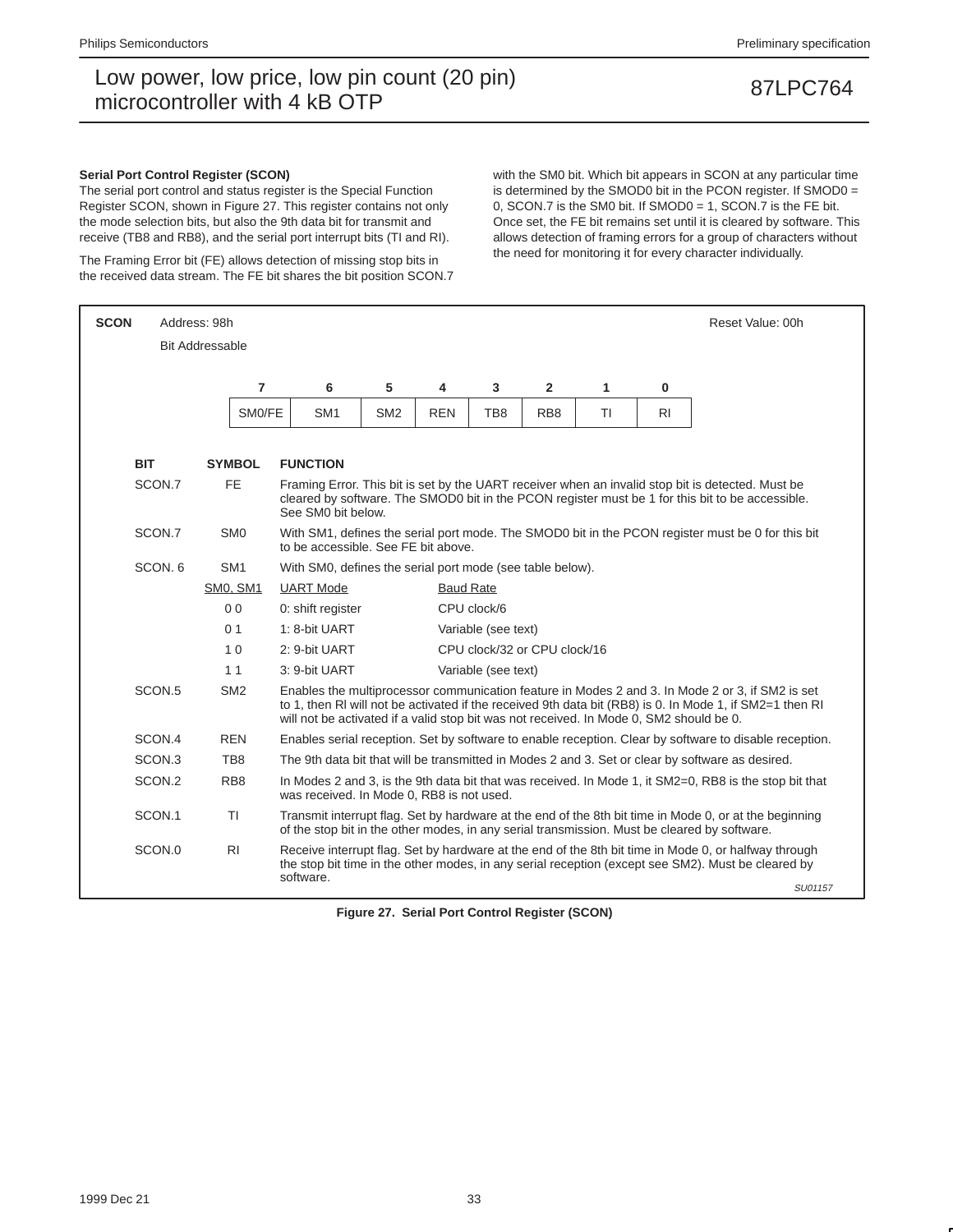### Serial Port Control Register (SCON)

The serial port control and status register is the Special Function Register SCON, shown in Figure 27. This register contains not only the mode selection bits, but also the 9th data bit for transmit and receive (TB8 and RB8), and the serial port interrupt bits (TI and RI).

The Framing Error bit (FE) allows detection of missing stop bits in the received data stream. The FE bit shares the bit position SCON.7 with the SM0 bit. Which bit appears in SCON at any particular time is determined by the SMOD0 bit in the PCON register. If SMOD0 = 0, SCON.7 is the SM0 bit. If SMOD0 = 1, SCON.7 is the FE bit. Once set, the FE bit remains set until it is cleared by software. This allows detection of framing errors for a group of characters without the need for monitoring it for every character individually.

**SCON** Address: 98h — Bit Addressable — Reset Value: 00h

| 7 | 6 | 5 | 4 | 3 | 2 | 1 | 0 |
|---|---|---|---|---|---|---|---|
| SM0/FE | SM1 | SM2 | REN | TB8 | RB8 | TI | RI |

| BIT | SYMBOL | FUNCTION | |
|---|---|---|---|
| SCON.7 | FE | Framing Error. This bit is set by the UART receiver when an invalid stop bit is detected. Must be cleared by software. The SMOD0 bit in the PCON register must be 1 for this bit to be accessible. See SM0 bit below. | |
| SCON.7 | SM0 | With SM1, defines the serial port mode. The SMOD0 bit in the PCON register must be 0 for this bit to be accessible. See FE bit above. | |
| SCON. 6 | SM1 | With SM0, defines the serial port mode (see table below). | |
| | SM0, SM1 | UART Mode | Baud Rate |
| | 0 0 | 0: shift register | CPU clock/6 |
| | 0 1 | 1: 8-bit UART | Variable (see text) |
| | 1 0 | 2: 9-bit UART | CPU clock/32 or CPU clock/16 |
| | 1 1 | 3: 9-bit UART | Variable (see text) |
| SCON.5 | SM2 | Enables the multiprocessor communication feature in Modes 2 and 3. In Mode 2 or 3, if SM2 is set to 1, then RI will not be activated if the received 9th data bit (RB8) is 0. In Mode 1, if SM2=1 then RI will not be activated if a valid stop bit was not received. In Mode 0, SM2 should be 0. | |
| SCON.4 | REN | Enables serial reception. Set by software to enable reception. Clear by software to disable reception. | |
| SCON.3 | TB8 | The 9th data bit that will be transmitted in Modes 2 and 3. Set or clear by software as desired. | |
| SCON.2 | RB8 | In Modes 2 and 3, is the 9th data bit that was received. In Mode 1, it SM2=0, RB8 is the stop bit that was received. In Mode 0, RB8 is not used. | |
| SCON.1 | TI | Transmit interrupt flag. Set by hardware at the end of the 8th bit time in Mode 0, or at the beginning of the stop bit in the other modes, in any serial transmission. Must be cleared by software. | |
| SCON.0 | RI | Receive interrupt flag. Set by hardware at the end of the 8th bit time in Mode 0, or halfway through the stop bit time in the other modes, in any serial reception (except see SM2). Must be cleared by software. | |

SU01157

**Figure 27. Serial Port Control Register (SCON)**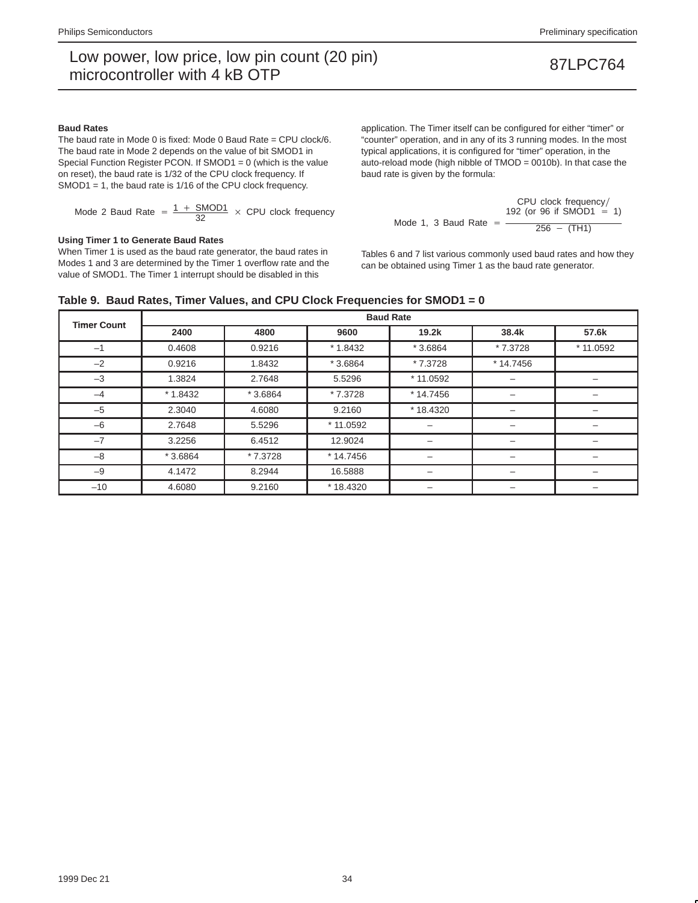**Baud Rates**

The baud rate in Mode 0 is fixed: Mode 0 Baud Rate = CPU clock/6. The baud rate in Mode 2 depends on the value of bit SMOD1 in Special Function Register PCON. If SMOD1 = 0 (which is the value on reset), the baud rate is 1/32 of the CPU clock frequency. If SMOD1 = 1, the baud rate is 1/16 of the CPU clock frequency.

$$\text{Mode 2 Baud Rate} = \frac{1 + \text{SMOD1}}{32} \times \text{CPU clock frequency}$$

**Using Timer 1 to Generate Baud Rates**

When Timer 1 is used as the baud rate generator, the baud rates in Modes 1 and 3 are determined by the Timer 1 overflow rate and the value of SMOD1. The Timer 1 interrupt should be disabled in this application. The Timer itself can be configured for either "timer" or "counter" operation, and in any of its 3 running modes. In the most typical applications, it is configured for "timer" operation, in the auto-reload mode (high nibble of TMOD = 0010b). In that case the baud rate is given by the formula:

$$\text{Mode 1, 3 Baud Rate} = \frac{\text{CPU clock frequency} / 192 \text{ (or 96 if SMOD1 = 1)}}{256 - (\text{TH1})}$$

Tables 6 and 7 list various commonly used baud rates and how they can be obtained using Timer 1 as the baud rate generator.

**Table 9. Baud Rates, Timer Values, and CPU Clock Frequencies for SMOD1 = 0**

| Timer Count | Baud Rate | | | | | |
|---|---|---|---|---|---|---|
| | 2400 | 4800 | 9600 | 19.2k | 38.4k | 57.6k |
| –1 | 0.4608 | 0.9216 | * 1.8432 | * 3.6864 | * 7.3728 | * 11.0592 |
| –2 | 0.9216 | 1.8432 | * 3.6864 | * 7.3728 | * 14.7456 | |
| –3 | 1.3824 | 2.7648 | 5.5296 | * 11.0592 | – | – |
| –4 | * 1.8432 | * 3.6864 | * 7.3728 | * 14.7456 | – | – |
| –5 | 2.3040 | 4.6080 | 9.2160 | * 18.4320 | – | – |
| –6 | 2.7648 | 5.5296 | * 11.0592 | – | – | – |
| –7 | 3.2256 | 6.4512 | 12.9024 | – | – | – |
| –8 | * 3.6864 | * 7.3728 | * 14.7456 | – | – | – |
| –9 | 4.1472 | 8.2944 | 16.5888 | – | – | – |
| –10 | 4.6080 | 9.2160 | * 18.4320 | – | – | – |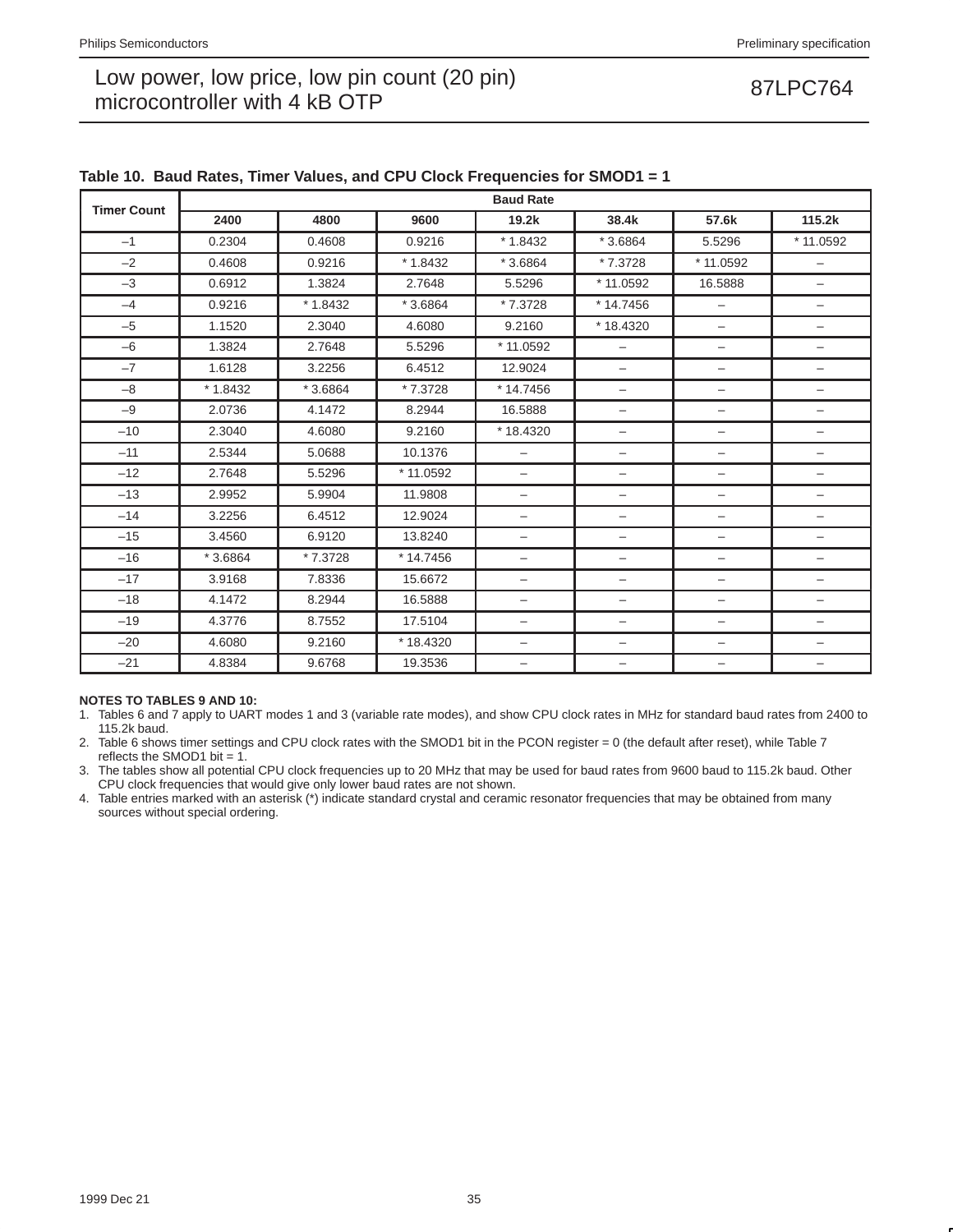**Table 10. Baud Rates, Timer Values, and CPU Clock Frequencies for SMOD1 = 1**

| Timer Count | Baud Rate | | | | | | |
|---|---|---|---|---|---|---|---|
| | 2400 | 4800 | 9600 | 19.2k | 38.4k | 57.6k | 115.2k |
| –1 | 0.2304 | 0.4608 | 0.9216 | * 1.8432 | * 3.6864 | 5.5296 | * 11.0592 |
| –2 | 0.4608 | 0.9216 | * 1.8432 | * 3.6864 | * 7.3728 | * 11.0592 | – |
| –3 | 0.6912 | 1.3824 | 2.7648 | 5.5296 | * 11.0592 | 16.5888 | – |
| –4 | 0.9216 | * 1.8432 | * 3.6864 | * 7.3728 | * 14.7456 | – | – |
| –5 | 1.1520 | 2.3040 | 4.6080 | 9.2160 | * 18.4320 | – | – |
| –6 | 1.3824 | 2.7648 | 5.5296 | * 11.0592 | – | – | – |
| –7 | 1.6128 | 3.2256 | 6.4512 | 12.9024 | – | – | – |
| –8 | * 1.8432 | * 3.6864 | * 7.3728 | * 14.7456 | – | – | – |
| –9 | 2.0736 | 4.1472 | 8.2944 | 16.5888 | – | – | – |
| –10 | 2.3040 | 4.6080 | 9.2160 | * 18.4320 | – | – | – |
| –11 | 2.5344 | 5.0688 | 10.1376 | – | – | – | – |
| –12 | 2.7648 | 5.5296 | * 11.0592 | – | – | – | – |
| –13 | 2.9952 | 5.9904 | 11.9808 | – | – | – | – |
| –14 | 3.2256 | 6.4512 | 12.9024 | – | – | – | – |
| –15 | 3.4560 | 6.9120 | 13.8240 | – | – | – | – |
| –16 | * 3.6864 | * 7.3728 | * 14.7456 | – | – | – | – |
| –17 | 3.9168 | 7.8336 | 15.6672 | – | – | – | – |
| –18 | 4.1472 | 8.2944 | 16.5888 | – | – | – | – |
| –19 | 4.3776 | 8.7552 | 17.5104 | – | – | – | – |
| –20 | 4.6080 | 9.2160 | * 18.4320 | – | – | – | – |
| –21 | 4.8384 | 9.6768 | 19.3536 | – | – | – | – |

**NOTES TO TABLES 9 AND 10:**

1. Tables 6 and 7 apply to UART modes 1 and 3 (variable rate modes), and show CPU clock rates in MHz for standard baud rates from 2400 to 115.2k baud.
2. Table 6 shows timer settings and CPU clock rates with the SMOD1 bit in the PCON register = 0 (the default after reset), while Table 7 reflects the SMOD1 bit = 1.
3. The tables show all potential CPU clock frequencies up to 20 MHz that may be used for baud rates from 9600 baud to 115.2k baud. Other CPU clock frequencies that would give only lower baud rates are not shown.
4. Table entries marked with an asterisk (*) indicate standard crystal and ceramic resonator frequencies that may be obtained from many sources without special ordering.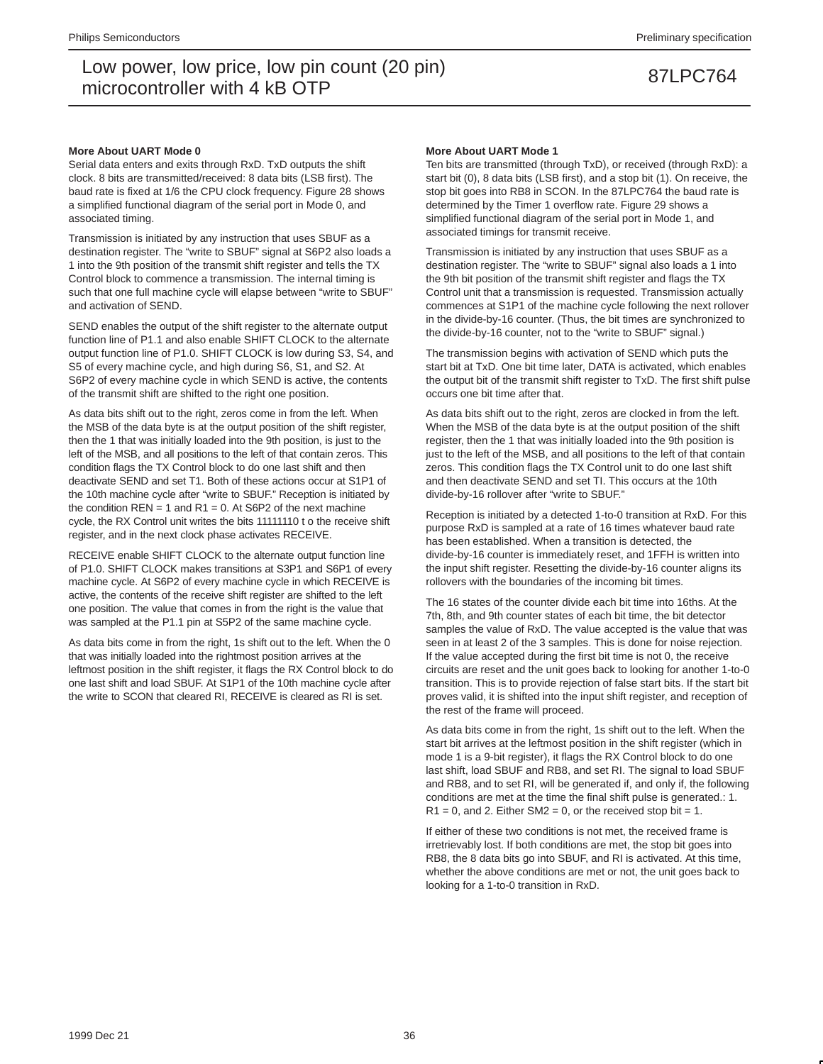### More About UART Mode 0

Serial data enters and exits through RxD. TxD outputs the shift clock. 8 bits are transmitted/received: 8 data bits (LSB first). The baud rate is fixed at 1/6 the CPU clock frequency. Figure 28 shows a simplified functional diagram of the serial port in Mode 0, and associated timing.

Transmission is initiated by any instruction that uses SBUF as a destination register. The "write to SBUF" signal at S6P2 also loads a 1 into the 9th position of the transmit shift register and tells the TX Control block to commence a transmission. The internal timing is such that one full machine cycle will elapse between "write to SBUF" and activation of SEND.

SEND enables the output of the shift register to the alternate output function line of P1.1 and also enable SHIFT CLOCK to the alternate output function line of P1.0. SHIFT CLOCK is low during S3, S4, and S5 of every machine cycle, and high during S6, S1, and S2. At S6P2 of every machine cycle in which SEND is active, the contents of the transmit shift are shifted to the right one position.

As data bits shift out to the right, zeros come in from the left. When the MSB of the data byte is at the output position of the shift register, then the 1 that was initially loaded into the 9th position, is just to the left of the MSB, and all positions to the left of that contain zeros. This condition flags the TX Control block to do one last shift and then deactivate SEND and set T1. Both of these actions occur at S1P1 of the 10th machine cycle after "write to SBUF." Reception is initiated by the condition REN = 1 and R1 = 0. At S6P2 of the next machine cycle, the RX Control unit writes the bits 11111110 t o the receive shift register, and in the next clock phase activates RECEIVE.

RECEIVE enable SHIFT CLOCK to the alternate output function line of P1.0. SHIFT CLOCK makes transitions at S3P1 and S6P1 of every machine cycle. At S6P2 of every machine cycle in which RECEIVE is active, the contents of the receive shift register are shifted to the left one position. The value that comes in from the right is the value that was sampled at the P1.1 pin at S5P2 of the same machine cycle.

As data bits come in from the right, 1s shift out to the left. When the 0 that was initially loaded into the rightmost position arrives at the leftmost position in the shift register, it flags the RX Control block to do one last shift and load SBUF. At S1P1 of the 10th machine cycle after the write to SCON that cleared RI, RECEIVE is cleared as RI is set.

### More About UART Mode 1

Ten bits are transmitted (through TxD), or received (through RxD): a start bit (0), 8 data bits (LSB first), and a stop bit (1). On receive, the stop bit goes into RB8 in SCON. In the 87LPC764 the baud rate is determined by the Timer 1 overflow rate. Figure 29 shows a simplified functional diagram of the serial port in Mode 1, and associated timings for transmit receive.

Transmission is initiated by any instruction that uses SBUF as a destination register. The "write to SBUF" signal also loads a 1 into the 9th bit position of the transmit shift register and flags the TX Control unit that a transmission is requested. Transmission actually commences at S1P1 of the machine cycle following the next rollover in the divide-by-16 counter. (Thus, the bit times are synchronized to the divide-by-16 counter, not to the "write to SBUF" signal.)

The transmission begins with activation of SEND which puts the start bit at TxD. One bit time later, DATA is activated, which enables the output bit of the transmit shift register to TxD. The first shift pulse occurs one bit time after that.

As data bits shift out to the right, zeros are clocked in from the left. When the MSB of the data byte is at the output position of the shift register, then the 1 that was initially loaded into the 9th position is just to the left of the MSB, and all positions to the left of that contain zeros. This condition flags the TX Control unit to do one last shift and then deactivate SEND and set TI. This occurs at the 10th divide-by-16 rollover after "write to SBUF."

Reception is initiated by a detected 1-to-0 transition at RxD. For this purpose RxD is sampled at a rate of 16 times whatever baud rate has been established. When a transition is detected, the divide-by-16 counter is immediately reset, and 1FFH is written into the input shift register. Resetting the divide-by-16 counter aligns its rollovers with the boundaries of the incoming bit times.

The 16 states of the counter divide each bit time into 16ths. At the 7th, 8th, and 9th counter states of each bit time, the bit detector samples the value of RxD. The value accepted is the value that was seen in at least 2 of the 3 samples. This is done for noise rejection. If the value accepted during the first bit time is not 0, the receive circuits are reset and the unit goes back to looking for another 1-to-0 transition. This is to provide rejection of false start bits. If the start bit proves valid, it is shifted into the input shift register, and reception of the rest of the frame will proceed.

As data bits come in from the right, 1s shift out to the left. When the start bit arrives at the leftmost position in the shift register (which in mode 1 is a 9-bit register), it flags the RX Control block to do one last shift, load SBUF and RB8, and set RI. The signal to load SBUF and RB8, and to set RI, will be generated if, and only if, the following conditions are met at the time the final shift pulse is generated.: 1. R1 = 0, and 2. Either SM2 = 0, or the received stop bit = 1.

If either of these two conditions is not met, the received frame is irretrievably lost. If both conditions are met, the stop bit goes into RB8, the 8 data bits go into SBUF, and RI is activated. At this time, whether the above conditions are met or not, the unit goes back to looking for a 1-to-0 transition in RxD.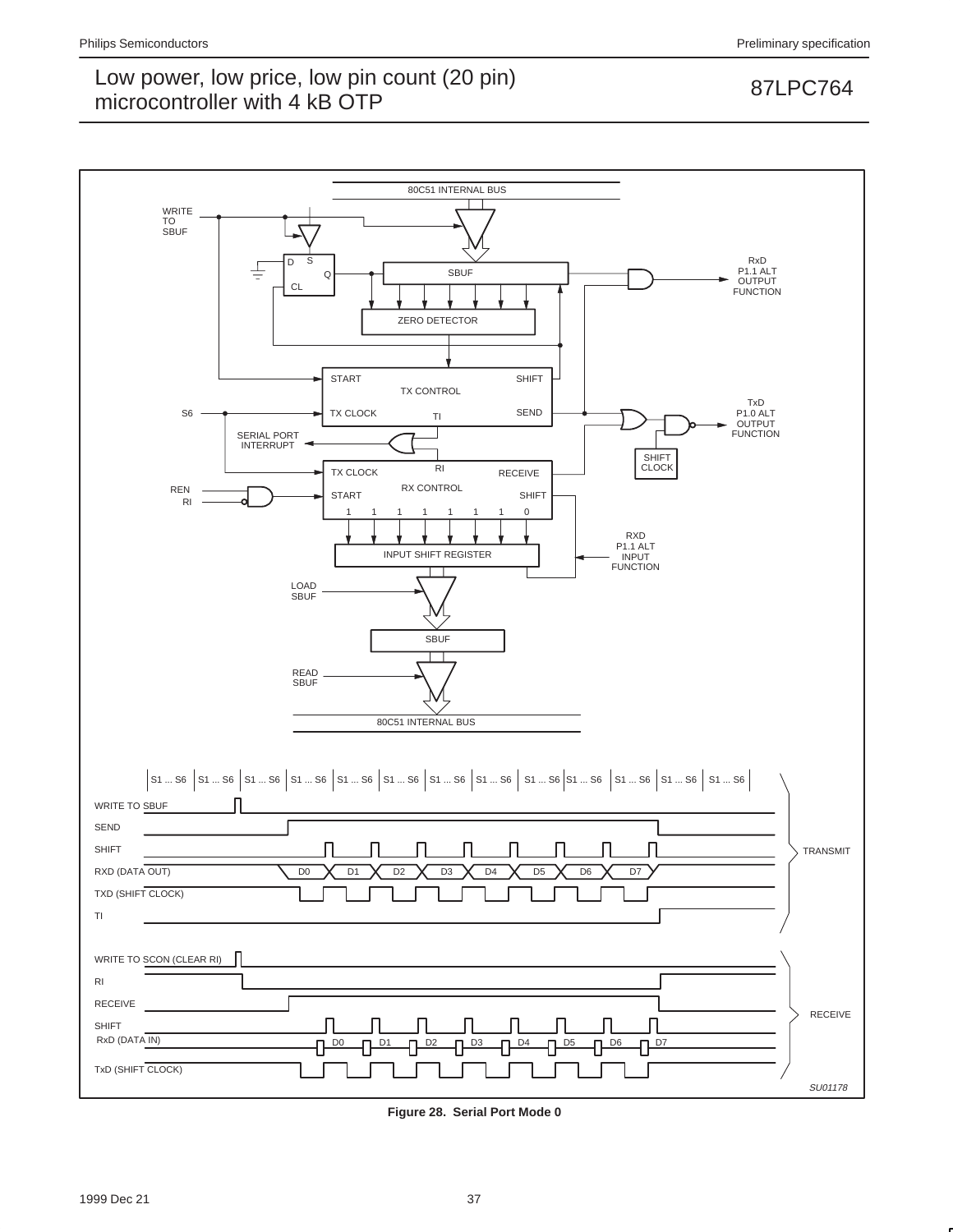Figure 28. Serial Port Mode 0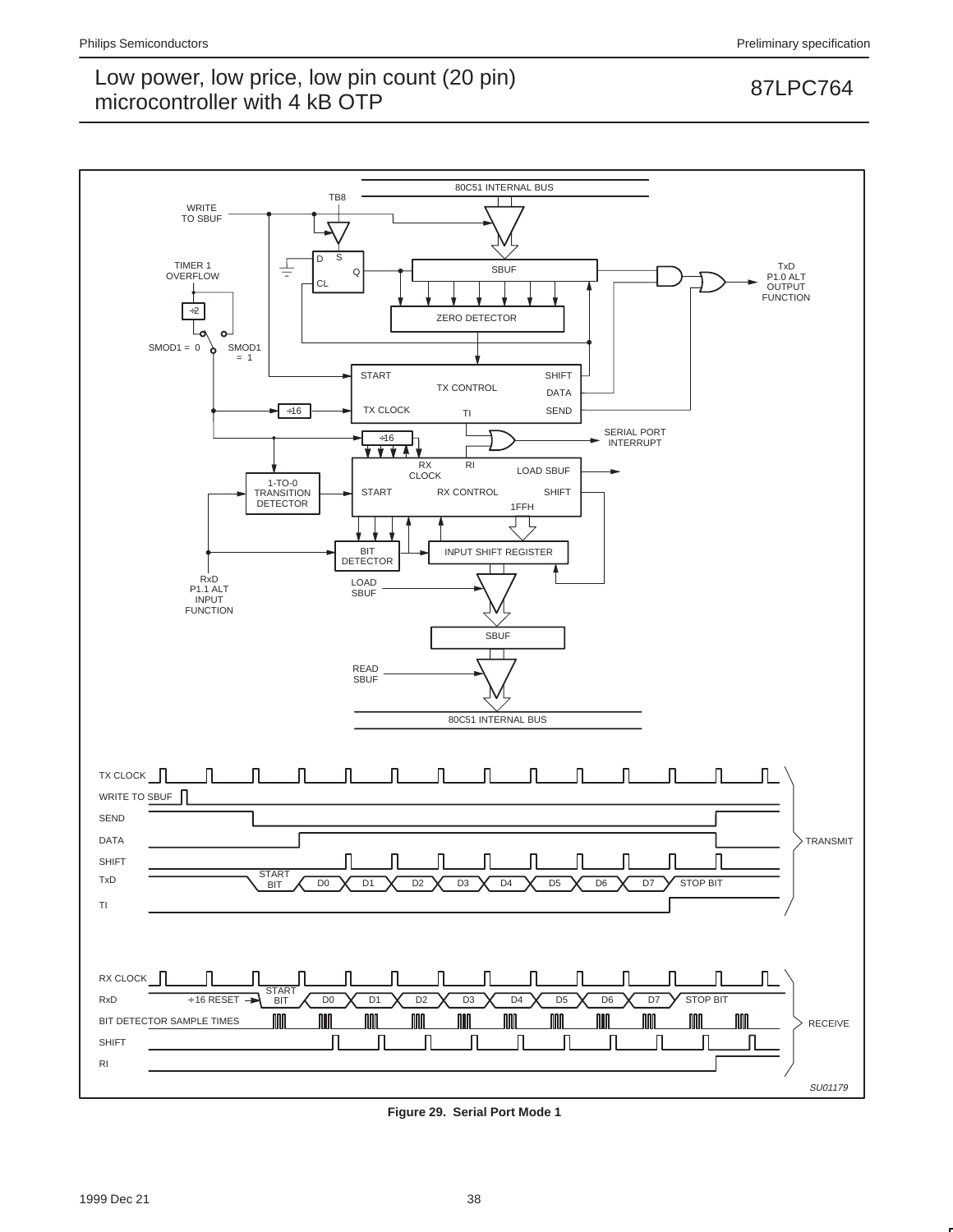Figure 29. Serial Port Mode 1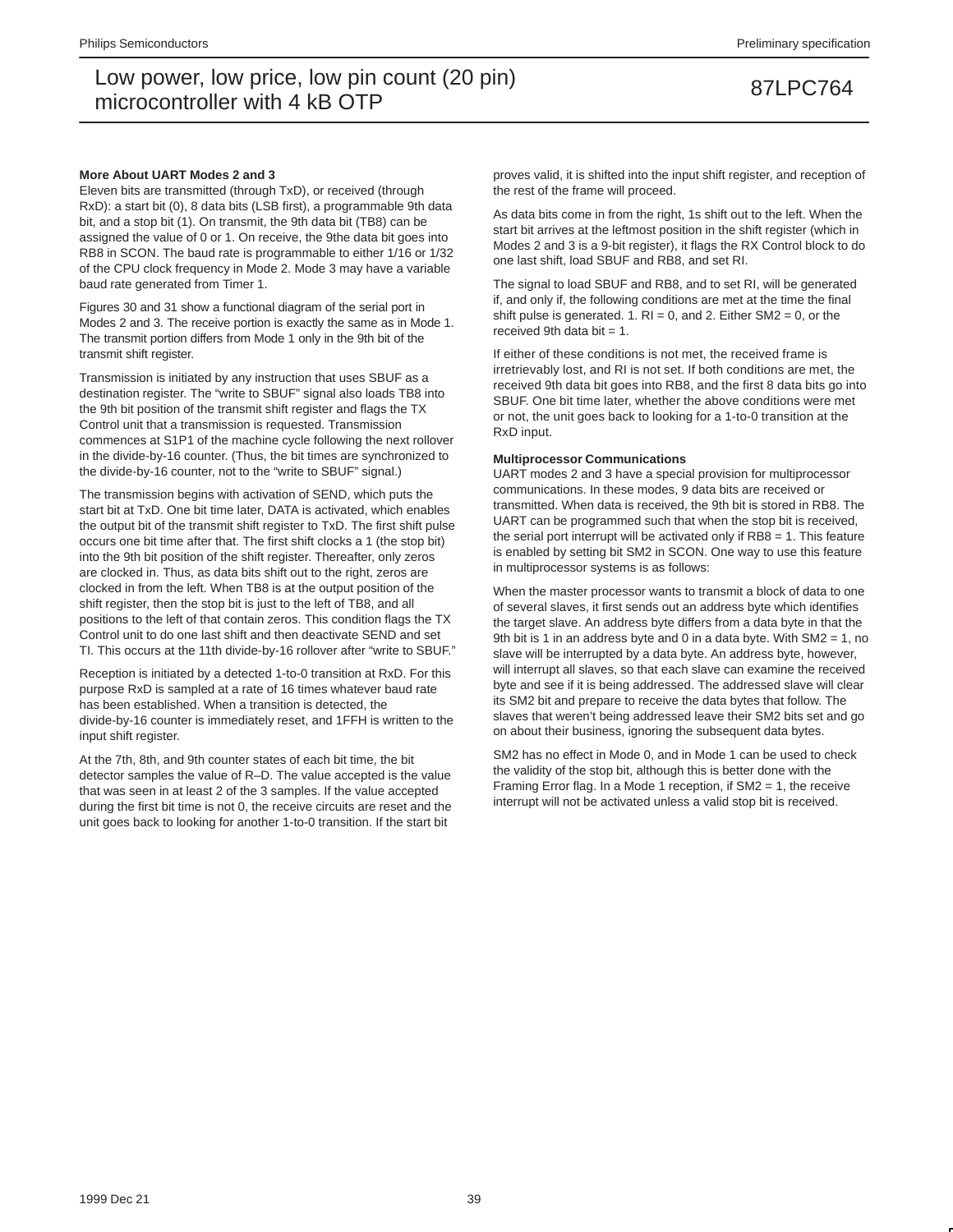### More About UART Modes 2 and 3

Eleven bits are transmitted (through TxD), or received (through RxD): a start bit (0), 8 data bits (LSB first), a programmable 9th data bit, and a stop bit (1). On transmit, the 9th data bit (TB8) can be assigned the value of 0 or 1. On receive, the 9the data bit goes into RB8 in SCON. The baud rate is programmable to either 1/16 or 1/32 of the CPU clock frequency in Mode 2. Mode 3 may have a variable baud rate generated from Timer 1.

Figures 30 and 31 show a functional diagram of the serial port in Modes 2 and 3. The receive portion is exactly the same as in Mode 1. The transmit portion differs from Mode 1 only in the 9th bit of the transmit shift register.

Transmission is initiated by any instruction that uses SBUF as a destination register. The "write to SBUF" signal also loads TB8 into the 9th bit position of the transmit shift register and flags the TX Control unit that a transmission is requested. Transmission commences at S1P1 of the machine cycle following the next rollover in the divide-by-16 counter. (Thus, the bit times are synchronized to the divide-by-16 counter, not to the "write to SBUF" signal.)

The transmission begins with activation of SEND, which puts the start bit at TxD. One bit time later, DATA is activated, which enables the output bit of the transmit shift register to TxD. The first shift pulse occurs one bit time after that. The first shift clocks a 1 (the stop bit) into the 9th bit position of the shift register. Thereafter, only zeros are clocked in. Thus, as data bits shift out to the right, zeros are clocked in from the left. When TB8 is at the output position of the shift register, then the stop bit is just to the left of TB8, and all positions to the left of that contain zeros. This condition flags the TX Control unit to do one last shift and then deactivate SEND and set TI. This occurs at the 11th divide-by-16 rollover after "write to SBUF."

Reception is initiated by a detected 1-to-0 transition at RxD. For this purpose RxD is sampled at a rate of 16 times whatever baud rate has been established. When a transition is detected, the divide-by-16 counter is immediately reset, and 1FFH is written to the input shift register.

At the 7th, 8th, and 9th counter states of each bit time, the bit detector samples the value of R–D. The value accepted is the value that was seen in at least 2 of the 3 samples. If the value accepted during the first bit time is not 0, the receive circuits are reset and the unit goes back to looking for another 1-to-0 transition. If the start bit proves valid, it is shifted into the input shift register, and reception of the rest of the frame will proceed.

As data bits come in from the right, 1s shift out to the left. When the start bit arrives at the leftmost position in the shift register (which in Modes 2 and 3 is a 9-bit register), it flags the RX Control block to do one last shift, load SBUF and RB8, and set RI.

The signal to load SBUF and RB8, and to set RI, will be generated if, and only if, the following conditions are met at the time the final shift pulse is generated. 1. RI = 0, and 2. Either SM2 = 0, or the received 9th data bit = 1.

If either of these conditions is not met, the received frame is irretrievably lost, and RI is not set. If both conditions are met, the received 9th data bit goes into RB8, and the first 8 data bits go into SBUF. One bit time later, whether the above conditions were met or not, the unit goes back to looking for a 1-to-0 transition at the RxD input.

### Multiprocessor Communications

UART modes 2 and 3 have a special provision for multiprocessor communications. In these modes, 9 data bits are received or transmitted. When data is received, the 9th bit is stored in RB8. The UART can be programmed such that when the stop bit is received, the serial port interrupt will be activated only if RB8 = 1. This feature is enabled by setting bit SM2 in SCON. One way to use this feature in multiprocessor systems is as follows:

When the master processor wants to transmit a block of data to one of several slaves, it first sends out an address byte which identifies the target slave. An address byte differs from a data byte in that the 9th bit is 1 in an address byte and 0 in a data byte. With SM2 = 1, no slave will be interrupted by a data byte. An address byte, however, will interrupt all slaves, so that each slave can examine the received byte and see if it is being addressed. The addressed slave will clear its SM2 bit and prepare to receive the data bytes that follow. The slaves that weren't being addressed leave their SM2 bits set and go on about their business, ignoring the subsequent data bytes.

SM2 has no effect in Mode 0, and in Mode 1 can be used to check the validity of the stop bit, although this is better done with the Framing Error flag. In a Mode 1 reception, if SM2 = 1, the receive interrupt will not be activated unless a valid stop bit is received.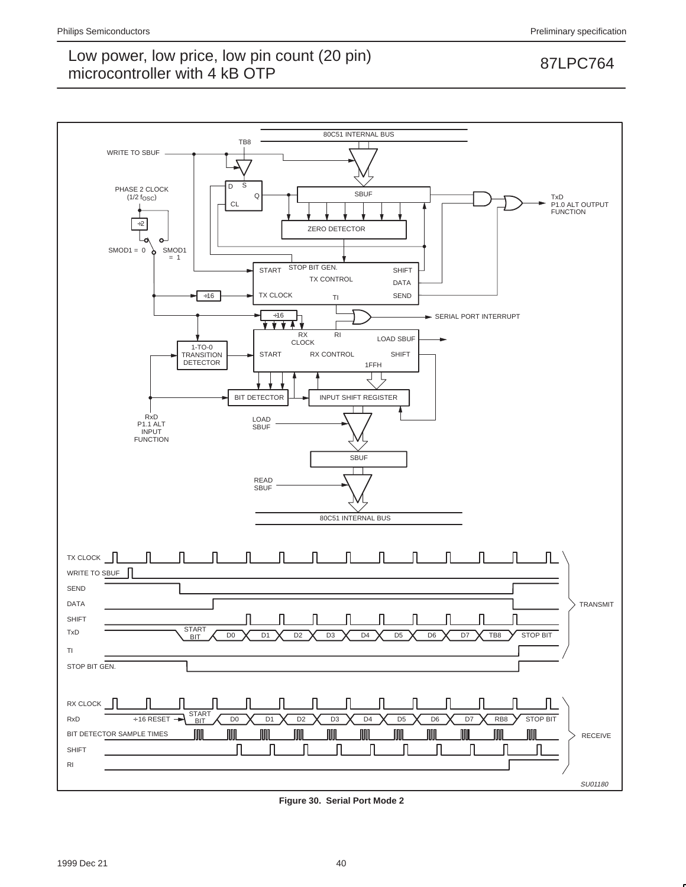Figure 30. Serial Port Mode 2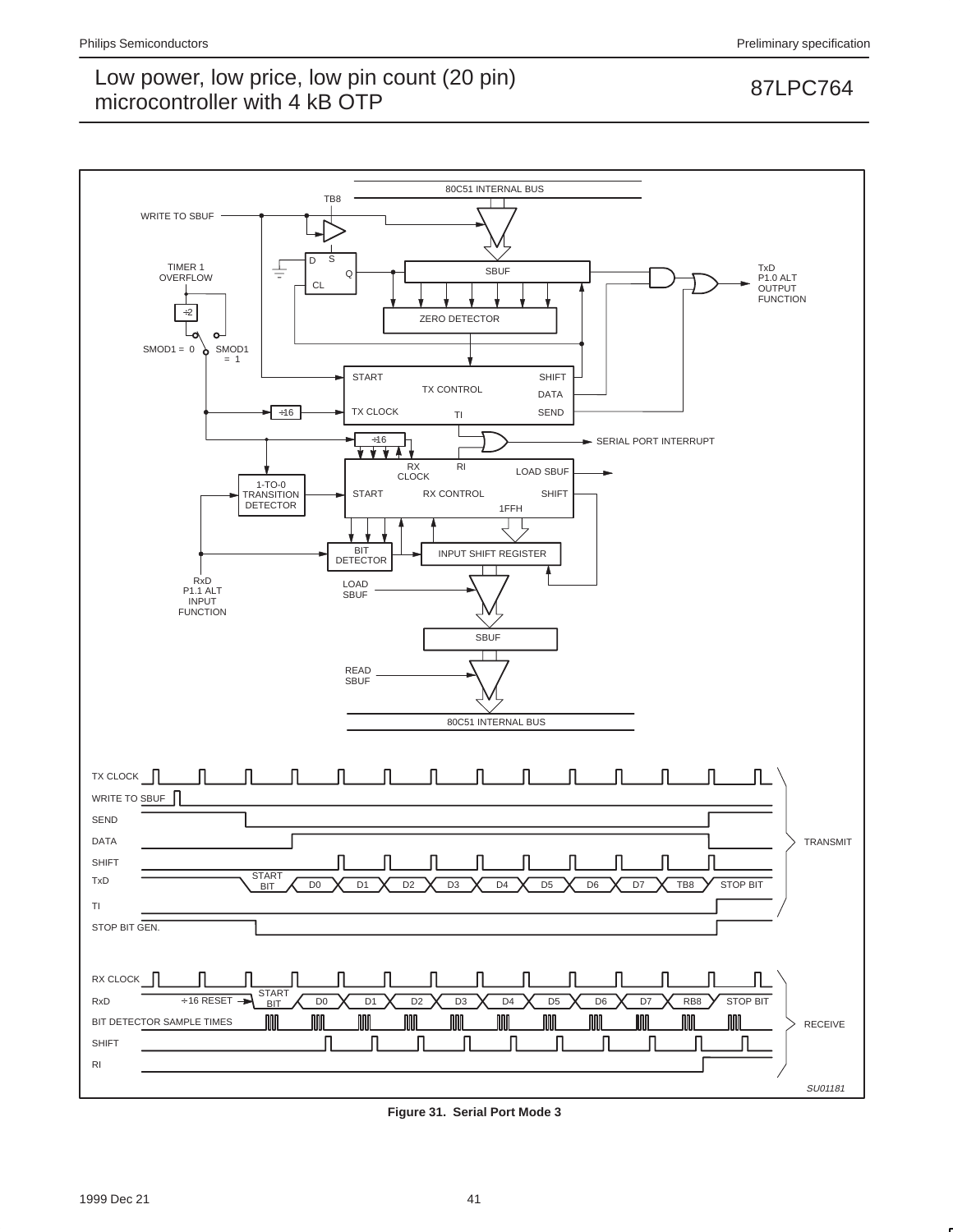Figure 31. Serial Port Mode 3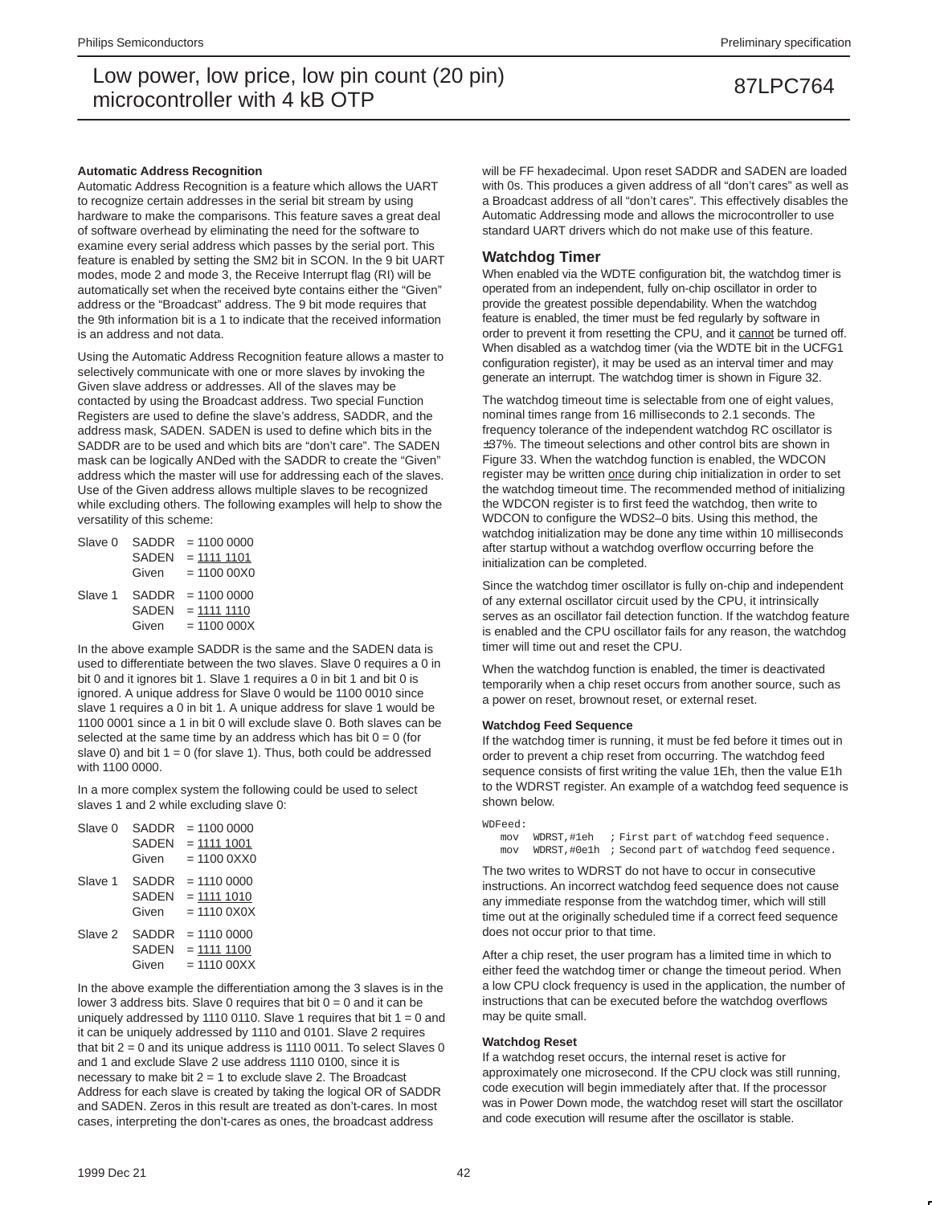### Automatic Address Recognition

Automatic Address Recognition is a feature which allows the UART to recognize certain addresses in the serial bit stream by using hardware to make the comparisons. This feature saves a great deal of software overhead by eliminating the need for the software to examine every serial address which passes by the serial port. This feature is enabled by setting the SM2 bit in SCON. In the 9 bit UART modes, mode 2 and mode 3, the Receive Interrupt flag (RI) will be automatically set when the received byte contains either the “Given” address or the “Broadcast” address. The 9 bit mode requires that the 9th information bit is a 1 to indicate that the received information is an address and not data.

Using the Automatic Address Recognition feature allows a master to selectively communicate with one or more slaves by invoking the Given slave address or addresses. All of the slaves may be contacted by using the Broadcast address. Two special Function Registers are used to define the slave’s address, SADDR, and the address mask, SADEN. SADEN is used to define which bits in the SADDR are to be used and which bits are “don’t care”. The SADEN mask can be logically ANDed with the SADDR to create the “Given” address which the master will use for addressing each of the slaves. Use of the Given address allows multiple slaves to be recognized while excluding others. The following examples will help to show the versatility of this scheme:

```
Slave 0   SADDR   = 1100 0000
          SADEN   = 1111 1101
          Given   = 1100 00X0

Slave 1   SADDR   = 1100 0000
          SADEN   = 1111 1110
          Given   = 1100 000X
```

In the above example SADDR is the same and the SADEN data is used to differentiate between the two slaves. Slave 0 requires a 0 in bit 0 and it ignores bit 1. Slave 1 requires a 0 in bit 1 and bit 0 is ignored. A unique address for Slave 0 would be 1100 0010 since slave 1 requires a 0 in bit 1. A unique address for slave 1 would be 1100 0001 since a 1 in bit 0 will exclude slave 0. Both slaves can be selected at the same time by an address which has bit 0 = 0 (for slave 0) and bit 1 = 0 (for slave 1). Thus, both could be addressed with 1100 0000.

In a more complex system the following could be used to select slaves 1 and 2 while excluding slave 0:

```
Slave 0   SADDR   = 1100 0000
          SADEN   = 1111 1001
          Given   = 1100 0XX0

Slave 1   SADDR   = 1110 0000
          SADEN   = 1111 1010
          Given   = 1110 0X0X

Slave 2   SADDR   = 1110 0000
          SADEN   = 1111 1100
          Given   = 1110 00XX
```

In the above example the differentiation among the 3 slaves is in the lower 3 address bits. Slave 0 requires that bit 0 = 0 and it can be uniquely addressed by 1110 0110. Slave 1 requires that bit 1 = 0 and it can be uniquely addressed by 1110 and 0101. Slave 2 requires that bit 2 = 0 and its unique address is 1110 0011. To select Slaves 0 and 1 and exclude Slave 2 use address 1110 0100, since it is necessary to make bit 2 = 1 to exclude slave 2. The Broadcast Address for each slave is created by taking the logical OR of SADDR and SADEN. Zeros in this result are treated as don’t-cares. In most cases, interpreting the don’t-cares as ones, the broadcast address will be FF hexadecimal. Upon reset SADDR and SADEN are loaded with 0s. This produces a given address of all “don’t cares” as well as a Broadcast address of all “don’t cares”. This effectively disables the Automatic Addressing mode and allows the microcontroller to use standard UART drivers which do not make use of this feature.

## Watchdog Timer

When enabled via the WDTE configuration bit, the watchdog timer is operated from an independent, fully on-chip oscillator in order to provide the greatest possible dependability. When the watchdog feature is enabled, the timer must be fed regularly by software in order to prevent it from resetting the CPU, and it cannot be turned off. When disabled as a watchdog timer (via the WDTE bit in the UCFG1 configuration register), it may be used as an interval timer and may generate an interrupt. The watchdog timer is shown in Figure 32.

The watchdog timeout time is selectable from one of eight values, nominal times range from 16 milliseconds to 2.1 seconds. The frequency tolerance of the independent watchdog RC oscillator is ±37%. The timeout selections and other control bits are shown in Figure 33. When the watchdog function is enabled, the WDCON register may be written once during chip initialization in order to set the watchdog timeout time. The recommended method of initializing the WDCON register is to first feed the watchdog, then write to WDCON to configure the WDS2–0 bits. Using this method, the watchdog initialization may be done any time within 10 milliseconds after startup without a watchdog overflow occurring before the initialization can be completed.

Since the watchdog timer oscillator is fully on-chip and independent of any external oscillator circuit used by the CPU, it intrinsically serves as an oscillator fail detection function. If the watchdog feature is enabled and the CPU oscillator fails for any reason, the watchdog timer will time out and reset the CPU.

When the watchdog function is enabled, the timer is deactivated temporarily when a chip reset occurs from another source, such as a power on reset, brownout reset, or external reset.

### Watchdog Feed Sequence

If the watchdog timer is running, it must be fed before it times out in order to prevent a chip reset from occurring. The watchdog feed sequence consists of first writing the value 1Eh, then the value E1h to the WDRST register. An example of a watchdog feed sequence is shown below.

```
WDFeed:
   mov   WDRST,#1eh   ; First part of watchdog feed sequence.
   mov   WDRST,#0e1h  ; Second part of watchdog feed sequence.
```

The two writes to WDRST do not have to occur in consecutive instructions. An incorrect watchdog feed sequence does not cause any immediate response from the watchdog timer, which will still time out at the originally scheduled time if a correct feed sequence does not occur prior to that time.

After a chip reset, the user program has a limited time in which to either feed the watchdog timer or change the timeout period. When a low CPU clock frequency is used in the application, the number of instructions that can be executed before the watchdog overflows may be quite small.

### Watchdog Reset

If a watchdog reset occurs, the internal reset is active for approximately one microsecond. If the CPU clock was still running, code execution will begin immediately after that. If the processor was in Power Down mode, the watchdog reset will start the oscillator and code execution will resume after the oscillator is stable.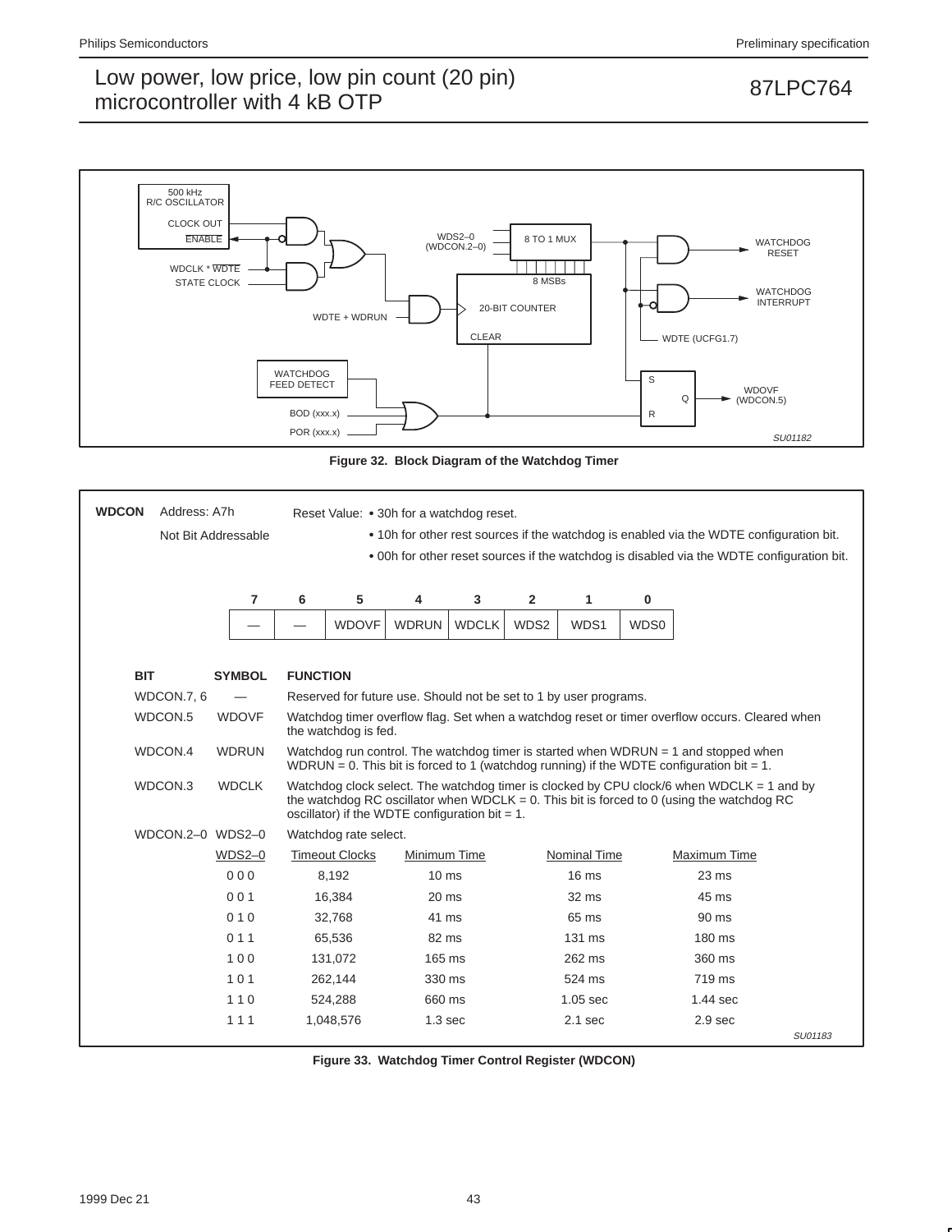WATCHDOG FEED DETECT

500 kHz R/C OSCILLATOR

CLOCK OUT

ENABLE

WDCLK * WDTE

STATE CLOCK

WDTE + WDRUN

WDS2–0 (WDCON.2–0)

8 TO 1 MUX

8 MSBs

20-BIT COUNTER

CLEAR

BOD (xxx.x)

POR (xxx.x)

WATCHDOG RESET

WATCHDOG INTERRUPT

WDTE (UCFG1.7)

S

Q

R

WDOVF (WDCON.5)

SU01182

**Figure 32. Block Diagram of the Watchdog Timer**

**WDCON** Address: A7h

Not Bit Addressable

Reset Value:
- 30h for a watchdog reset.
- 10h for other rest sources if the watchdog is enabled via the WDTE configuration bit.
- 00h for other reset sources if the watchdog is disabled via the WDTE configuration bit.

| 7 | 6 | 5 | 4 | 3 | 2 | 1 | 0 |
|---|---|---|---|---|---|---|---|
| — | — | WDOVF | WDRUN | WDCLK | WDS2 | WDS1 | WDS0 |

| BIT | SYMBOL | FUNCTION |
|---|---|---|
| WDCON.7, 6 | — | Reserved for future use. Should not be set to 1 by user programs. |
| WDCON.5 | WDOVF | Watchdog timer overflow flag. Set when a watchdog reset or timer overflow occurs. Cleared when the watchdog is fed. |
| WDCON.4 | WDRUN | Watchdog run control. The watchdog timer is started when WDRUN = 1 and stopped when WDRUN = 0. This bit is forced to 1 (watchdog running) if the WDTE configuration bit = 1. |
| WDCON.3 | WDCLK | Watchdog clock select. The watchdog timer is clocked by CPU clock/6 when WDCLK = 1 and by the watchdog RC oscillator when WDCLK = 0. This bit is forced to 0 (using the watchdog RC oscillator) if the WDTE configuration bit = 1. |
| WDCON.2–0 | WDS2–0 | Watchdog rate select. |

| WDS2–0 | Timeout Clocks | Minimum Time | Nominal Time | Maximum Time |
|---|---|---|---|---|
| 0 0 0 | 8,192 | 10 ms | 16 ms | 23 ms |
| 0 0 1 | 16,384 | 20 ms | 32 ms | 45 ms |
| 0 1 0 | 32,768 | 41 ms | 65 ms | 90 ms |
| 0 1 1 | 65,536 | 82 ms | 131 ms | 180 ms |
| 1 0 0 | 131,072 | 165 ms | 262 ms | 360 ms |
| 1 0 1 | 262,144 | 330 ms | 524 ms | 719 ms |
| 1 1 0 | 524,288 | 660 ms | 1.05 sec | 1.44 sec |
| 1 1 1 | 1,048,576 | 1.3 sec | 2.1 sec | 2.9 sec |

SU01183

**Figure 33. Watchdog Timer Control Register (WDCON)**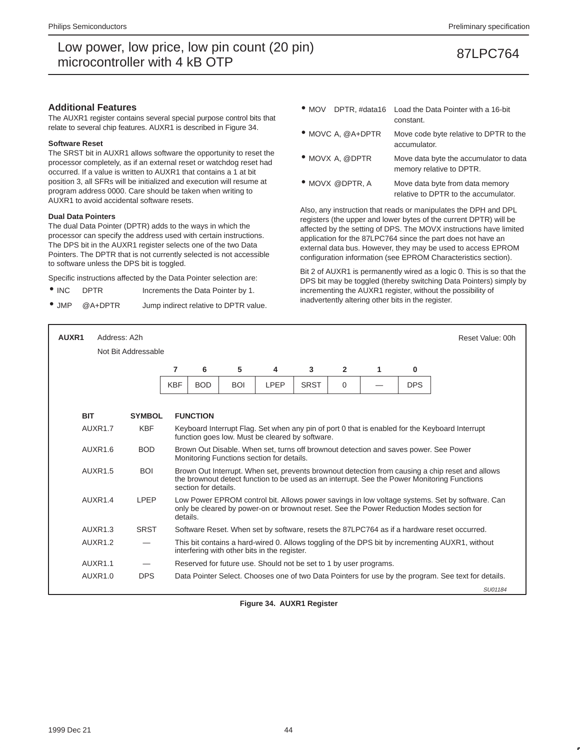## Additional Features

The AUXR1 register contains several special purpose control bits that relate to several chip features. AUXR1 is described in Figure 34.

### Software Reset

The SRST bit in AUXR1 allows software the opportunity to reset the processor completely, as if an external reset or watchdog reset had occurred. If a value is written to AUXR1 that contains a 1 at bit position 3, all SFRs will be initialized and execution will resume at program address 0000. Care should be taken when writing to AUXR1 to avoid accidental software resets.

### Dual Data Pointers

The dual Data Pointer (DPTR) adds to the ways in which the processor can specify the address used with certain instructions. The DPS bit in the AUXR1 register selects one of the two Data Pointers. The DPTR that is not currently selected is not accessible to software unless the DPS bit is toggled.

Specific instructions affected by the Data Pointer selection are:

- INC DPTR — Increments the Data Pointer by 1.
- JMP @A+DPTR — Jump indirect relative to DPTR value.
- MOV DPTR, #data16 — Load the Data Pointer with a 16-bit constant.
- MOVC A, @A+DPTR — Move code byte relative to DPTR to the accumulator.
- MOVX A, @DPTR — Move data byte the accumulator to data memory relative to DPTR.
- MOVX @DPTR, A — Move data byte from data memory relative to DPTR to the accumulator.

Also, any instruction that reads or manipulates the DPH and DPL registers (the upper and lower bytes of the current DPTR) will be affected by the setting of DPS. The MOVX instructions have limited application for the 87LPC764 since the part does not have an external data bus. However, they may be used to access EPROM configuration information (see EPROM Characteristics section).

Bit 2 of AUXR1 is permanently wired as a logic 0. This is so that the DPS bit may be toggled (thereby switching Data Pointers) simply by incrementing the AUXR1 register, without the possibility of inadvertently altering other bits in the register.

**AUXR1** Address: A2h — Not Bit Addressable — Reset Value: 00h

| 7 | 6 | 5 | 4 | 3 | 2 | 1 | 0 |
|---|---|---|---|---|---|---|---|
| KBF | BOD | BOI | LPEP | SRST | 0 | — | DPS |

| BIT | SYMBOL | FUNCTION |
|---|---|---|
| AUXR1.7 | KBF | Keyboard Interrupt Flag. Set when any pin of port 0 that is enabled for the Keyboard Interrupt function goes low. Must be cleared by software. |
| AUXR1.6 | BOD | Brown Out Disable. When set, turns off brownout detection and saves power. See Power Monitoring Functions section for details. |
| AUXR1.5 | BOI | Brown Out Interrupt. When set, prevents brownout detection from causing a chip reset and allows the brownout detect function to be used as an interrupt. See the Power Monitoring Functions section for details. |
| AUXR1.4 | LPEP | Low Power EPROM control bit. Allows power savings in low voltage systems. Set by software. Can only be cleared by power-on or brownout reset. See the Power Reduction Modes section for details. |
| AUXR1.3 | SRST | Software Reset. When set by software, resets the 87LPC764 as if a hardware reset occurred. |
| AUXR1.2 | — | This bit contains a hard-wired 0. Allows toggling of the DPS bit by incrementing AUXR1, without interfering with other bits in the register. |
| AUXR1.1 | — | Reserved for future use. Should not be set to 1 by user programs. |
| AUXR1.0 | DPS | Data Pointer Select. Chooses one of two Data Pointers for use by the program. See text for details. |

SU01184

**Figure 34. AUXR1 Register**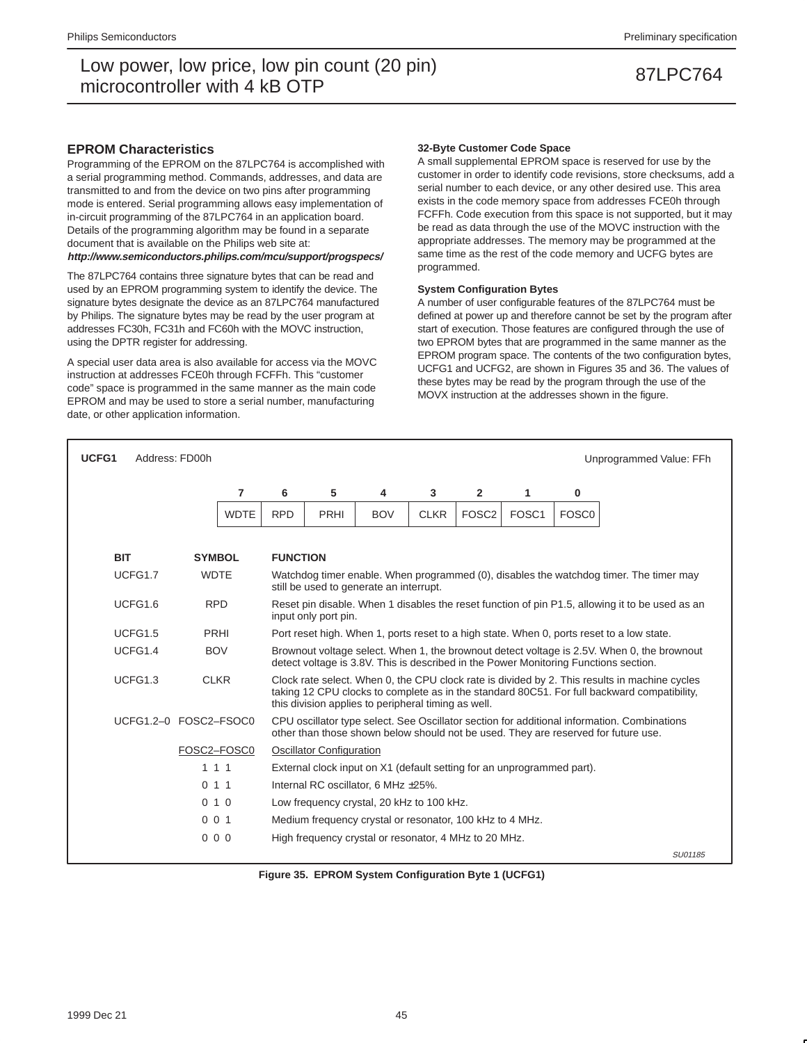## EPROM Characteristics

Programming of the EPROM on the 87LPC764 is accomplished with a serial programming method. Commands, addresses, and data are transmitted to and from the device on two pins after programming mode is entered. Serial programming allows easy implementation of in-circuit programming of the 87LPC764 in an application board. Details of the programming algorithm may be found in a separate document that is available on the Philips web site at:

***http://www.semiconductors.philips.com/mcu/support/progspecs/***

The 87LPC764 contains three signature bytes that can be read and used by an EPROM programming system to identify the device. The signature bytes designate the device as an 87LPC764 manufactured by Philips. The signature bytes may be read by the user program at addresses FC30h, FC31h and FC60h with the MOVC instruction, using the DPTR register for addressing.

A special user data area is also available for access via the MOVC instruction at addresses FCE0h through FCFFh. This "customer code" space is programmed in the same manner as the main code EPROM and may be used to store a serial number, manufacturing date, or other application information.

#### 32-Byte Customer Code Space

A small supplemental EPROM space is reserved for use by the customer in order to identify code revisions, store checksums, add a serial number to each device, or any other desired use. This area exists in the code memory space from addresses FCE0h through FCFFh. Code execution from this space is not supported, but it may be read as data through the use of the MOVC instruction with the appropriate addresses. The memory may be programmed at the same time as the rest of the code memory and UCFG bytes are programmed.

#### System Configuration Bytes

A number of user configurable features of the 87LPC764 must be defined at power up and therefore cannot be set by the program after start of execution. Those features are configured through the use of two EPROM bytes that are programmed in the same manner as the EPROM program space. The contents of the two configuration bytes, UCFG1 and UCFG2, are shown in Figures 35 and 36. The values of these bytes may be read by the program through the use of the MOVX instruction at the addresses shown in the figure.

**UCFG1** Address: FD00h — Unprogrammed Value: FFh

| 7 | 6 | 5 | 4 | 3 | 2 | 1 | 0 |
|---|---|---|---|---|---|---|---|
| WDTE | RPD | PRHI | BOV | CLKR | FOSC2 | FOSC1 | FOSC0 |

| BIT | SYMBOL | FUNCTION |
|---|---|---|
| UCFG1.7 | WDTE | Watchdog timer enable. When programmed (0), disables the watchdog timer. The timer may still be used to generate an interrupt. |
| UCFG1.6 | RPD | Reset pin disable. When 1 disables the reset function of pin P1.5, allowing it to be used as an input only port pin. |
| UCFG1.5 | PRHI | Port reset high. When 1, ports reset to a high state. When 0, ports reset to a low state. |
| UCFG1.4 | BOV | Brownout voltage select. When 1, the brownout detect voltage is 2.5V. When 0, the brownout detect voltage is 3.8V. This is described in the Power Monitoring Functions section. |
| UCFG1.3 | CLKR | Clock rate select. When 0, the CPU clock rate is divided by 2. This results in machine cycles taking 12 CPU clocks to complete as in the standard 80C51. For full backward compatibility, this division applies to peripheral timing as well. |
| UCFG1.2–0 | FOSC2–FSOC0 | CPU oscillator type select. See Oscillator section for additional information. Combinations other than those shown below should not be used. They are reserved for future use. |

| FOSC2–FOSC0 | Oscillator Configuration |
|---|---|
| 1 1 1 | External clock input on X1 (default setting for an unprogrammed part). |
| 0 1 1 | Internal RC oscillator, 6 MHz ±25%. |
| 0 1 0 | Low frequency crystal, 20 kHz to 100 kHz. |
| 0 0 1 | Medium frequency crystal or resonator, 100 kHz to 4 MHz. |
| 0 0 0 | High frequency crystal or resonator, 4 MHz to 20 MHz. |

SU01185

**Figure 35. EPROM System Configuration Byte 1 (UCFG1)**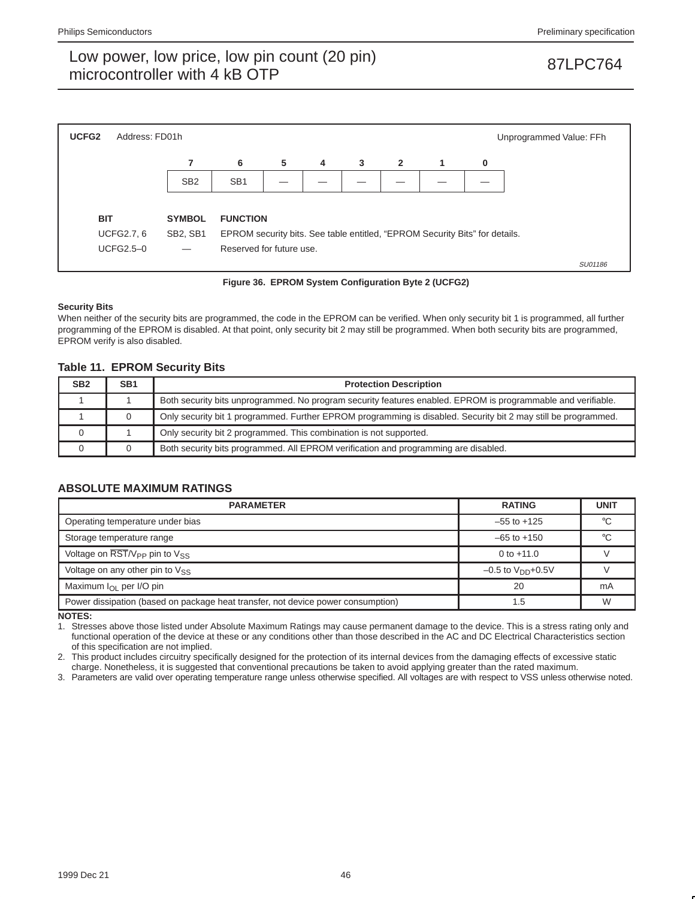**UCFG2** Address: FD01h — Unprogrammed Value: FFh

| 7 | 6 | 5 | 4 | 3 | 2 | 1 | 0 |
|---|---|---|---|---|---|---|---|
| SB2 | SB1 | — | — | — | — | — | — |

| BIT | SYMBOL | FUNCTION |
|---|---|---|
| UCFG2.7, 6 | SB2, SB1 | EPROM security bits. See table entitled, “EPROM Security Bits” for details. |
| UCFG2.5–0 | — | Reserved for future use. |

SU01186

**Figure 36. EPROM System Configuration Byte 2 (UCFG2)**

**Security Bits**

When neither of the security bits are programmed, the code in the EPROM can be verified. When only security bit 1 is programmed, all further programming of the EPROM is disabled. At that point, only security bit 2 may still be programmed. When both security bits are programmed, EPROM verify is also disabled.

### Table 11. EPROM Security Bits

| SB2 | SB1 | Protection Description |
|---|---|---|
| 1 | 1 | Both security bits unprogrammed. No program security features enabled. EPROM is programmable and verifiable. |
| 1 | 0 | Only security bit 1 programmed. Further EPROM programming is disabled. Security bit 2 may still be programmed. |
| 0 | 1 | Only security bit 2 programmed. This combination is not supported. |
| 0 | 0 | Both security bits programmed. All EPROM verification and programming are disabled. |

## ABSOLUTE MAXIMUM RATINGS

| PARAMETER | RATING | UNIT |
|---|---|---|
| Operating temperature under bias | –55 to +125 | °C |
| Storage temperature range | –65 to +150 | °C |
| Voltage on $\overline{RST}/V_{PP}$ pin to $V_{SS}$ | 0 to +11.0 | V |
| Voltage on any other pin to $V_{SS}$ | –0.5 to $V_{DD}$+0.5V | V |
| Maximum $I_{OL}$ per I/O pin | 20 | mA |
| Power dissipation (based on package heat transfer, not device power consumption) | 1.5 | W |

**NOTES:**

1. Stresses above those listed under Absolute Maximum Ratings may cause permanent damage to the device. This is a stress rating only and functional operation of the device at these or any conditions other than those described in the AC and DC Electrical Characteristics section of this specification are not implied.
2. This product includes circuitry specifically designed for the protection of its internal devices from the damaging effects of excessive static charge. Nonetheless, it is suggested that conventional precautions be taken to avoid applying greater than the rated maximum.
3. Parameters are valid over operating temperature range unless otherwise specified. All voltages are with respect to VSS unless otherwise noted.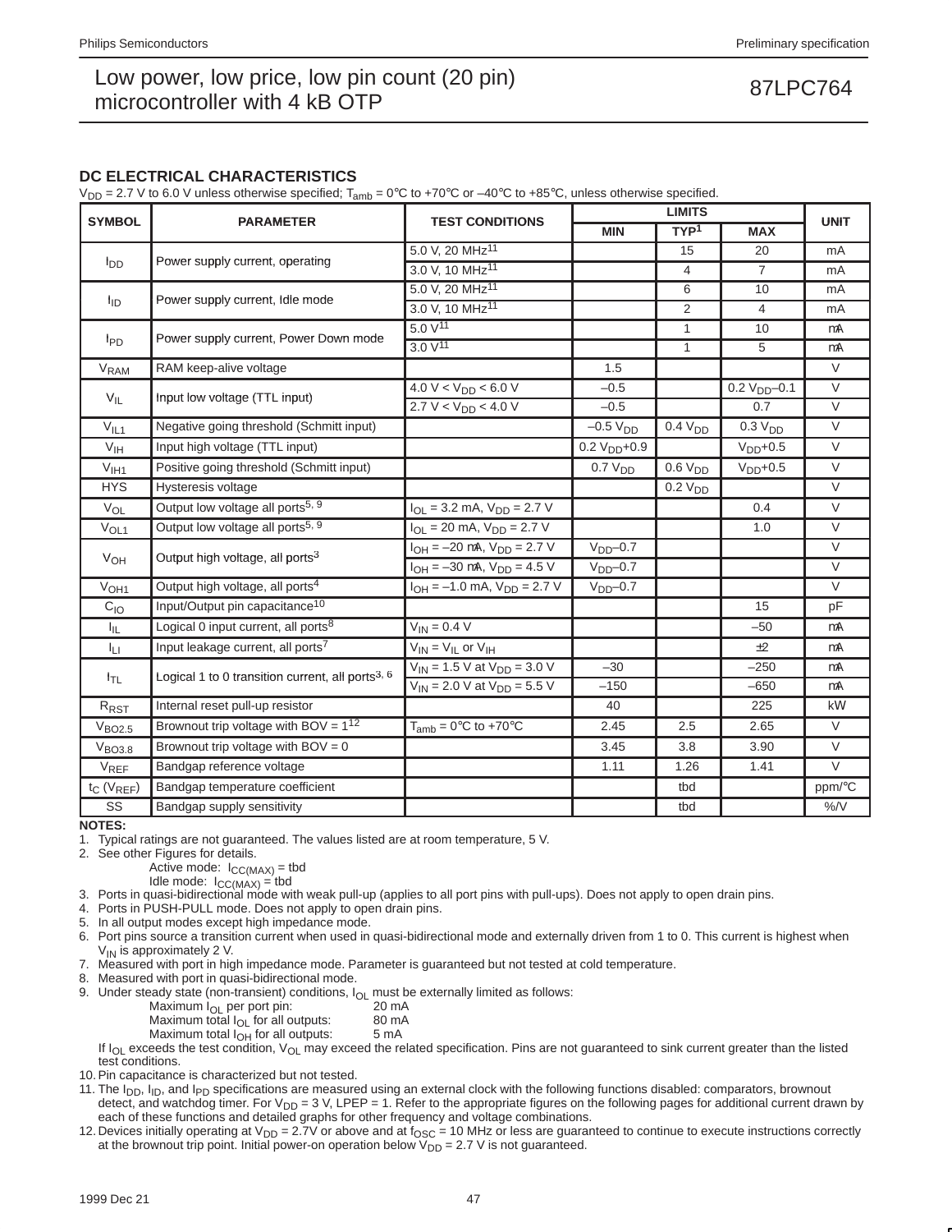## DC ELECTRICAL CHARACTERISTICS

$V_{DD}$ = 2.7 V to 6.0 V unless otherwise specified; $T_{amb}$ = 0°C to +70°C or –40°C to +85°C, unless otherwise specified.

| SYMBOL | PARAMETER | TEST CONDITIONS | LIMITS | | | UNIT |
|---|---|---|---|---|---|---|
| | | | MIN | TYP[1] | MAX | |
| $I_{DD}$ | Power supply current, operating | 5.0 V, 20 MHz[11] | | 15 | 20 | mA |
| | | 3.0 V, 10 MHz[11] | | 4 | 7 | mA |
| $I_{ID}$ | Power supply current, Idle mode | 5.0 V, 20 MHz[11] | | 6 | 10 | mA |
| | | 3.0 V, 10 MHz[11] | | 2 | 4 | mA |
| $I_{PD}$ | Power supply current, Power Down mode | 5.0 V[11] | | 1 | 10 | μA |
| | | 3.0 V[11] | | 1 | 5 | μA |
| $V_{RAM}$ | RAM keep-alive voltage | | 1.5 | | | V |
| $V_{IL}$ | Input low voltage (TTL input) | 4.0 V < $V_{DD}$ < 6.0 V | –0.5 | | 0.2 $V_{DD}$–0.1 | V |
| | | 2.7 V < $V_{DD}$ < 4.0 V | –0.5 | | 0.7 | V |
| $V_{IL1}$ | Negative going threshold (Schmitt input) | | –0.5 $V_{DD}$ | 0.4 $V_{DD}$ | 0.3 $V_{DD}$ | V |
| $V_{IH}$ | Input high voltage (TTL input) | | 0.2 $V_{DD}$+0.9 | | $V_{DD}$+0.5 | V |
| $V_{IH1}$ | Positive going threshold (Schmitt input) | | 0.7 $V_{DD}$ | 0.6 $V_{DD}$ | $V_{DD}$+0.5 | V |
| HYS | Hysteresis voltage | | | 0.2 $V_{DD}$ | | V |
| $V_{OL}$ | Output low voltage all ports[5, 9] | $I_{OL}$ = 3.2 mA, $V_{DD}$ = 2.7 V | | | 0.4 | V |
| $V_{OL1}$ | Output low voltage all ports[5, 9] | $I_{OL}$ = 20 mA, $V_{DD}$ = 2.7 V | | | 1.0 | V |
| $V_{OH}$ | Output high voltage, all ports[3] | $I_{OH}$ = –20 μA, $V_{DD}$ = 2.7 V | $V_{DD}$–0.7 | | | V |
| | | $I_{OH}$ = –30 μA, $V_{DD}$ = 4.5 V | $V_{DD}$–0.7 | | | V |
| $V_{OH1}$ | Output high voltage, all ports[4] | $I_{OH}$ = –1.0 mA, $V_{DD}$ = 2.7 V | $V_{DD}$–0.7 | | | V |
| $C_{IO}$ | Input/Output pin capacitance[10] | | | | 15 | pF |
| $I_{IL}$ | Logical 0 input current, all ports[8] | $V_{IN}$ = 0.4 V | | | –50 | μA |
| $I_{LI}$ | Input leakage current, all ports[7] | $V_{IN}$ = $V_{IL}$ or $V_{IH}$ | | | ±2 | μA |
| $I_{TL}$ | Logical 1 to 0 transition current, all ports[3, 6] | $V_{IN}$ = 1.5 V at $V_{DD}$ = 3.0 V | –30 | | –250 | μA |
| | | $V_{IN}$ = 2.0 V at $V_{DD}$ = 5.5 V | –150 | | –650 | μA |
| $R_{RST}$ | Internal reset pull-up resistor | | 40 | | 225 | kΩ |
| $V_{BO2.5}$ | Brownout trip voltage with BOV = 1[12] | $T_{amb}$ = 0°C to +70°C | 2.45 | 2.5 | 2.65 | V |
| $V_{BO3.8}$ | Brownout trip voltage with BOV = 0 | | 3.45 | 3.8 | 3.90 | V |
| $V_{REF}$ | Bandgap reference voltage | | 1.11 | 1.26 | 1.41 | V |
| $t_C$ ($V_{REF}$) | Bandgap temperature coefficient | | | tbd | | ppm/°C |
| SS | Bandgap supply sensitivity | | | tbd | | %/V |

**NOTES:**

1. Typical ratings are not guaranteed. The values listed are at room temperature, 5 V.
2. See other Figures for details.
   Active mode: $I_{CC(MAX)}$ = tbd
   Idle mode: $I_{CC(MAX)}$ = tbd
3. Ports in quasi-bidirectional mode with weak pull-up (applies to all port pins with pull-ups). Does not apply to open drain pins.
4. Ports in PUSH-PULL mode. Does not apply to open drain pins.
5. In all output modes except high impedance mode.
6. Port pins source a transition current when used in quasi-bidirectional mode and externally driven from 1 to 0. This current is highest when $V_{IN}$ is approximately 2 V.
7. Measured with port in high impedance mode. Parameter is guaranteed but not tested at cold temperature.
8. Measured with port in quasi-bidirectional mode.
9. Under steady state (non-transient) conditions, $I_{OL}$ must be externally limited as follows:
   Maximum $I_{OL}$ per port pin: 20 mA
   Maximum total $I_{OL}$ for all outputs: 80 mA
   Maximum total $I_{OH}$ for all outputs: 5 mA
   If $I_{OL}$ exceeds the test condition, $V_{OL}$ may exceed the related specification. Pins are not guaranteed to sink current greater than the listed test conditions.
10. Pin capacitance is characterized but not tested.
11. The $I_{DD}$, $I_{ID}$, and $I_{PD}$ specifications are measured using an external clock with the following functions disabled: comparators, brownout detect, and watchdog timer. For $V_{DD}$ = 3 V, LPEP = 1. Refer to the appropriate figures on the following pages for additional current drawn by each of these functions and detailed graphs for other frequency and voltage combinations.
12. Devices initially operating at $V_{DD}$ = 2.7V or above and at $f_{OSC}$ = 10 MHz or less are guaranteed to continue to execute instructions correctly at the brownout trip point. Initial power-on operation below $V_{DD}$ = 2.7 V is not guaranteed.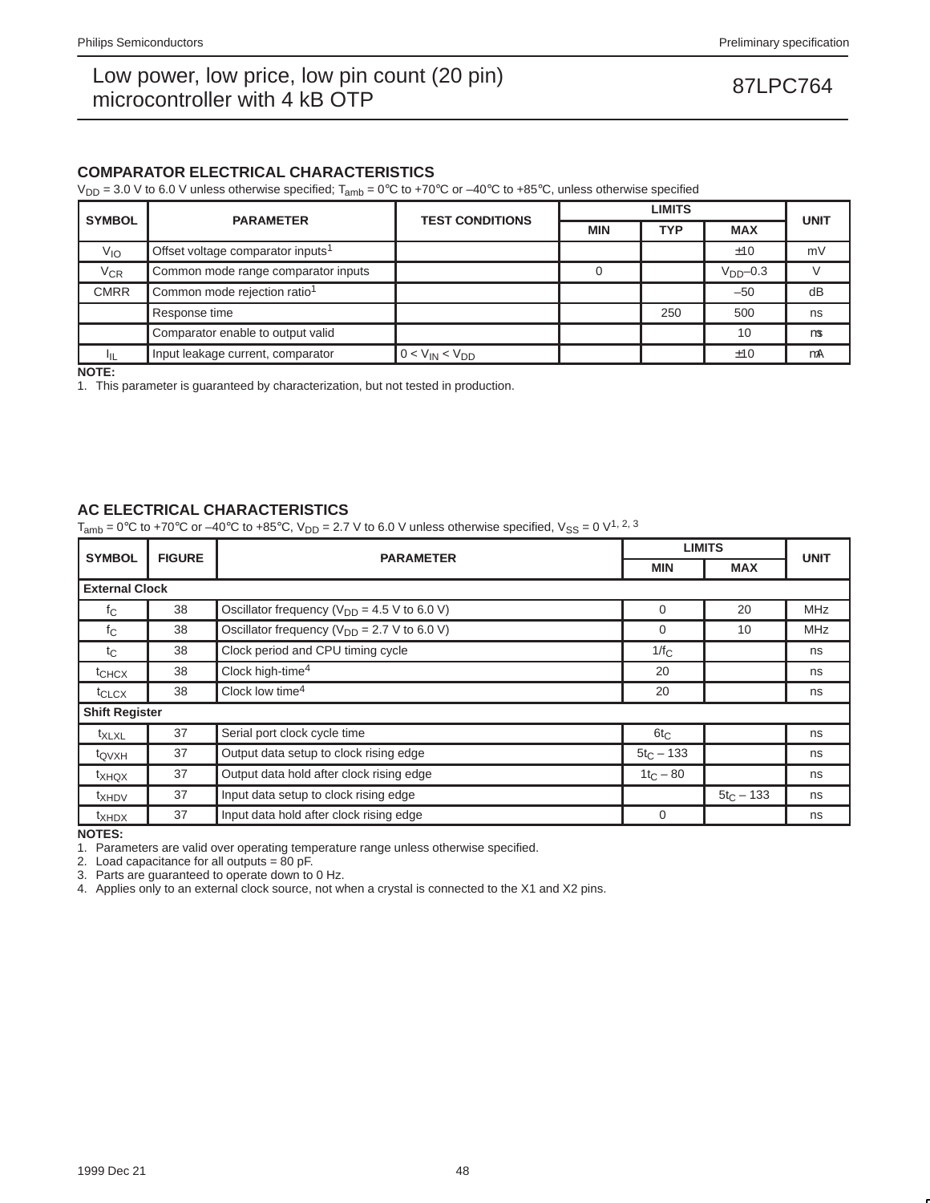## COMPARATOR ELECTRICAL CHARACTERISTICS

$V_{DD}$ = 3.0 V to 6.0 V unless otherwise specified; $T_{amb}$ = 0°C to +70°C or –40°C to +85°C, unless otherwise specified

| SYMBOL | PARAMETER | TEST CONDITIONS | LIMITS | | | UNIT |
|---|---|---|---|---|---|---|
| | | | MIN | TYP | MAX | |
| $V_{IO}$ | Offset voltage comparator inputs[1] | | | | ±10 | mV |
| $V_{CR}$ | Common mode range comparator inputs | | 0 | | $V_{DD}$–0.3 | V |
| CMRR | Common mode rejection ratio[1] | | | | –50 | dB |
| | Response time | | | 250 | 500 | ns |
| | Comparator enable to output valid | | | | 10 | µs |
| $I_{IL}$ | Input leakage current, comparator | $0 < V_{IN} < V_{DD}$ | | | ±10 | µA |

**NOTE:**
1. This parameter is guaranteed by characterization, but not tested in production.

## AC ELECTRICAL CHARACTERISTICS

$T_{amb}$ = 0°C to +70°C or –40°C to +85°C, $V_{DD}$ = 2.7 V to 6.0 V unless otherwise specified, $V_{SS}$ = 0 V[1, 2, 3]

| SYMBOL | FIGURE | PARAMETER | LIMITS | | UNIT |
|---|---|---|---|---|---|
| | | | MIN | MAX | |
| **External Clock** | | | | | |
| $f_C$ | 38 | Oscillator frequency ($V_{DD}$ = 4.5 V to 6.0 V) | 0 | 20 | MHz |
| $f_C$ | 38 | Oscillator frequency ($V_{DD}$ = 2.7 V to 6.0 V) | 0 | 10 | MHz |
| $t_C$ | 38 | Clock period and CPU timing cycle | $1/f_C$ | | ns |
| $t_{CHCX}$ | 38 | Clock high-time[4] | 20 | | ns |
| $t_{CLCX}$ | 38 | Clock low time[4] | 20 | | ns |
| **Shift Register** | | | | | |
| $t_{XLXL}$ | 37 | Serial port clock cycle time | $6t_C$ | | ns |
| $t_{QVXH}$ | 37 | Output data setup to clock rising edge | $5t_C$ – 133 | | ns |
| $t_{XHQX}$ | 37 | Output data hold after clock rising edge | $1t_C$ – 80 | | ns |
| $t_{XHDV}$ | 37 | Input data setup to clock rising edge | | $5t_C$ – 133 | ns |
| $t_{XHDX}$ | 37 | Input data hold after clock rising edge | 0 | | ns |

**NOTES:**
1. Parameters are valid over operating temperature range unless otherwise specified.
2. Load capacitance for all outputs = 80 pF.
3. Parts are guaranteed to operate down to 0 Hz.
4. Applies only to an external clock source, not when a crystal is connected to the X1 and X2 pins.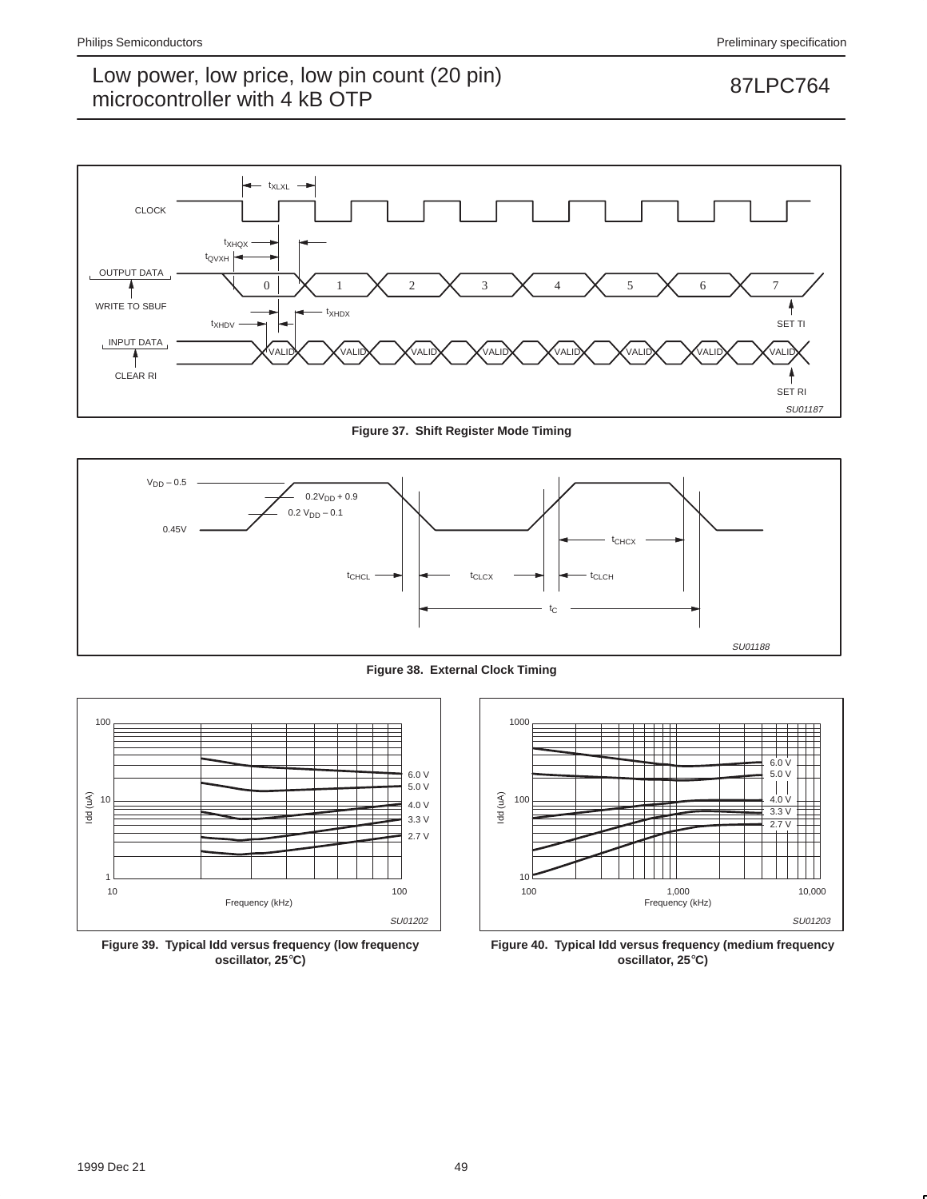CLOCK

$t_{XLXL}$

$t_{XHQX}$

$t_{QVXH}$

OUTPUT DATA

WRITE TO SBUF

0 1 2 3 4 5 6 7

$t_{XHDV}$

$t_{XHDX}$

SET TI

INPUT DATA

CLEAR RI

VALID VALID VALID VALID VALID VALID VALID VALID

SET RI

SU01187

**Figure 37. Shift Register Mode Timing**

$V_{DD} - 0.5$

$0.2V_{DD} + 0.9$

$0.2\ V_{DD} - 0.1$

0.45V

$t_{CHCX}$

$t_{CHCL}$ $t_{CLCX}$ $t_{CLCH}$

$t_C$

SU01188

**Figure 38. External Clock Timing**

Idd (uA)

100

10

1

10 100

Frequency (kHz)

6.0 V
5.0 V
4.0 V
3.3 V
2.7 V

SU01202

**Figure 39. Typical Idd versus frequency (low frequency oscillator, 25°C)**

Idd (uA)

1000

100

10

100 1,000 10,000

Frequency (kHz)

6.0 V
5.0 V
4.0 V
3.3 V
2.7 V

SU01203

**Figure 40. Typical Idd versus frequency (medium frequency oscillator, 25°C)**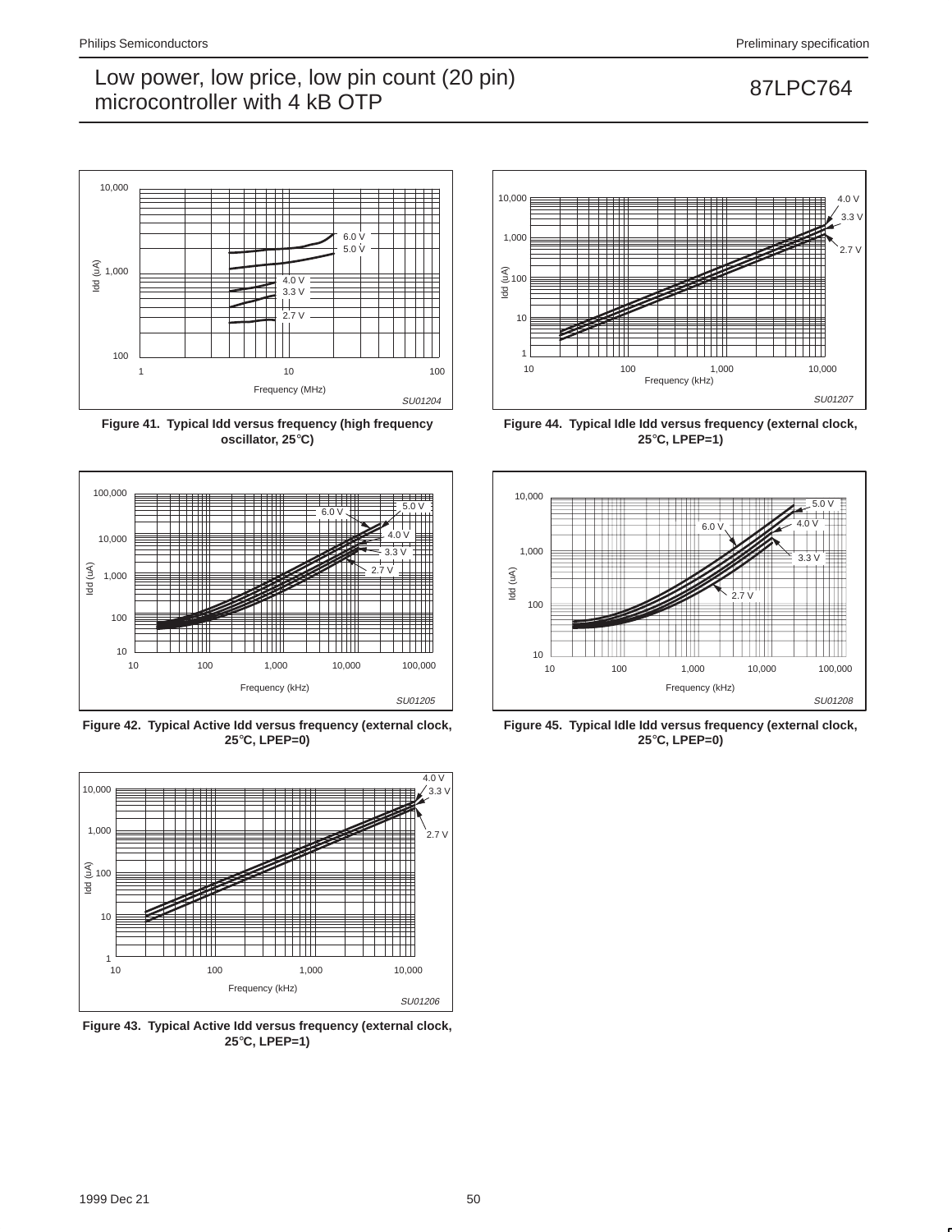Figure 41. Typical Idd versus frequency (high frequency oscillator, 25°C)

Figure 42. Typical Active Idd versus frequency (external clock, 25°C, LPEP=0)

Figure 43. Typical Active Idd versus frequency (external clock, 25°C, LPEP=1)

Figure 44. Typical Idle Idd versus frequency (external clock, 25°C, LPEP=1)

Figure 45. Typical Idle Idd versus frequency (external clock, 25°C, LPEP=0)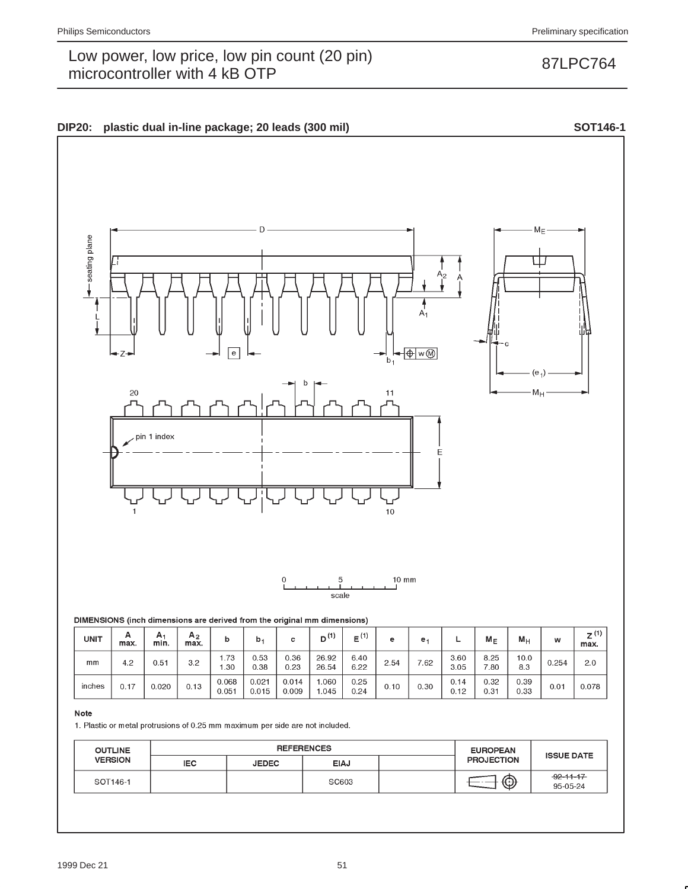**DIP20: plastic dual in-line package; 20 leads (300 mil)** **SOT146-1**

DIMENSIONS (inch dimensions are derived from the original mm dimensions)

| UNIT | A max. | $A_1$ min. | $A_2$ max. | b | $b_1$ | c | $D^{(1)}$ | $E^{(1)}$ | e | $e_1$ | L | $M_E$ | $M_H$ | w | $Z^{(1)}$ max. |
|---|---|---|---|---|---|---|---|---|---|---|---|---|---|---|---|
| mm | 4.2 | 0.51 | 3.2 | 1.73<br>1.30 | 0.53<br>0.38 | 0.36<br>0.23 | 26.92<br>26.54 | 6.40<br>6.22 | 2.54 | 7.62 | 3.60<br>3.05 | 8.25<br>7.80 | 10.0<br>8.3 | 0.254 | 2.0 |
| inches | 0.17 | 0.020 | 0.13 | 0.068<br>0.051 | 0.021<br>0.015 | 0.014<br>0.009 | 1.060<br>1.045 | 0.25<br>0.24 | 0.10 | 0.30 | 0.14<br>0.12 | 0.32<br>0.31 | 0.39<br>0.33 | 0.01 | 0.078 |

**Note**

1. Plastic or metal protrusions of 0.25 mm maximum per side are not included.

| OUTLINE VERSION | REFERENCES | | | | EUROPEAN PROJECTION | ISSUE DATE |
|---|---|---|---|---|---|---|
| | IEC | JEDEC | EIAJ | | | |
| SOT146-1 | | | SC603 | | | ~~92-11-17~~<br>95-05-24 |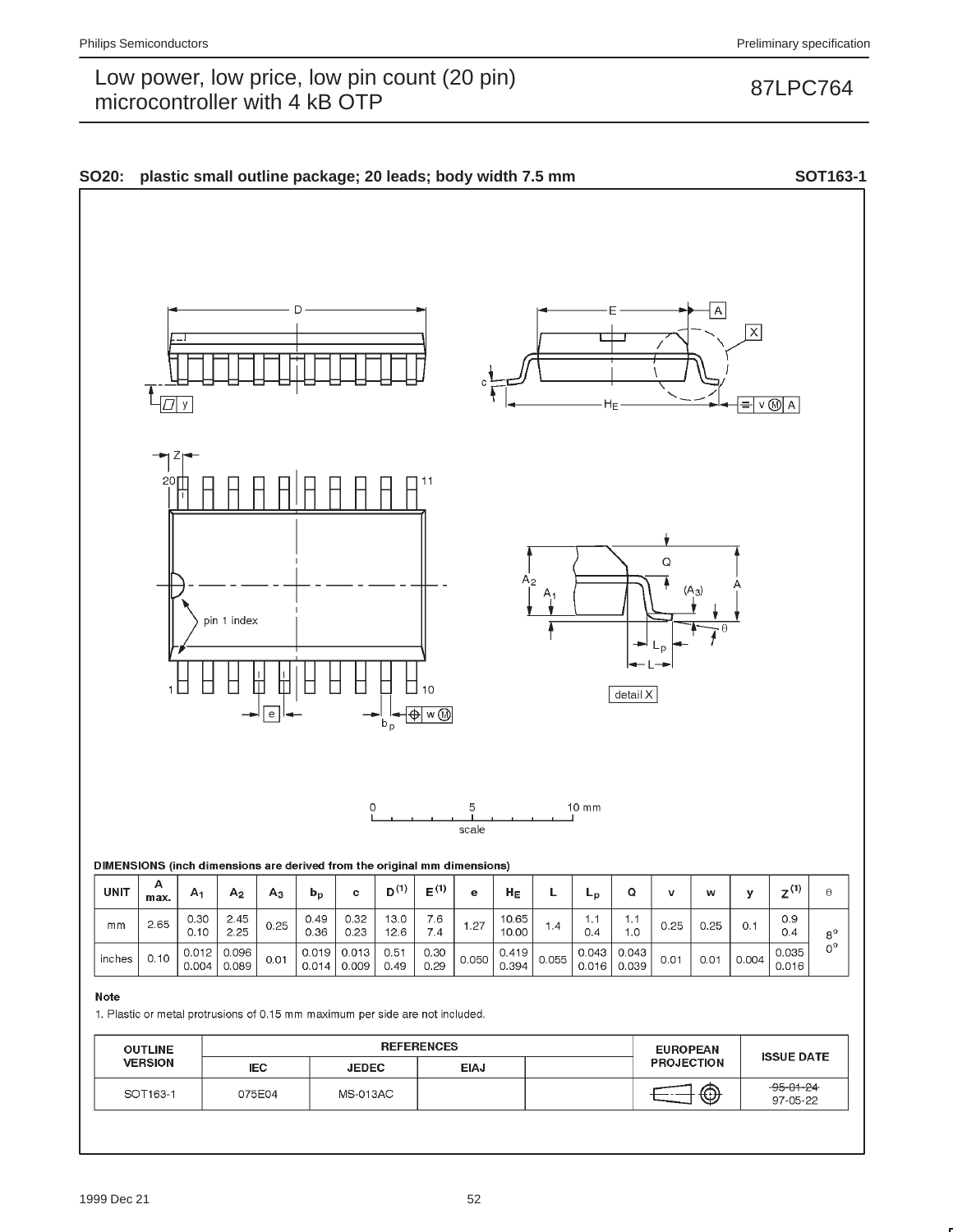**SO20: plastic small outline package; 20 leads; body width 7.5 mm** **SOT163-1**

0 5 10 mm
scale

**DIMENSIONS (inch dimensions are derived from the original mm dimensions)**

| UNIT | A max. | $A_1$ | $A_2$ | $A_3$ | $b_p$ | c | $D^{(1)}$ | $E^{(1)}$ | e | $H_E$ | L | $L_p$ | Q | v | w | y | $Z^{(1)}$ | θ |
|---|---|---|---|---|---|---|---|---|---|---|---|---|---|---|---|---|---|---|
| mm | 2.65 | 0.30<br>0.10 | 2.45<br>2.25 | 0.25 | 0.49<br>0.36 | 0.32<br>0.23 | 13.0<br>12.6 | 7.6<br>7.4 | 1.27 | 10.65<br>10.00 | 1.4 | 1.1<br>0.4 | 1.1<br>1.0 | 0.25 | 0.25 | 0.1 | 0.9<br>0.4 | 8°<br>0° |
| inches | 0.10 | 0.012<br>0.004 | 0.096<br>0.089 | 0.01 | 0.019<br>0.014 | 0.013<br>0.009 | 0.51<br>0.49 | 0.30<br>0.29 | 0.050 | 0.419<br>0.394 | 0.055 | 0.043<br>0.016 | 0.043<br>0.039 | 0.01 | 0.01 | 0.004 | 0.035<br>0.016 | |

**Note**

1. Plastic or metal protrusions of 0.15 mm maximum per side are not included.

| OUTLINE VERSION | REFERENCES | | | | EUROPEAN PROJECTION | ISSUE DATE |
|---|---|---|---|---|---|---|
| | IEC | JEDEC | EIAJ | | | |
| SOT163-1 | 075E04 | MS-013AC | | | | ~~95-01-24~~<br>97-05-22 |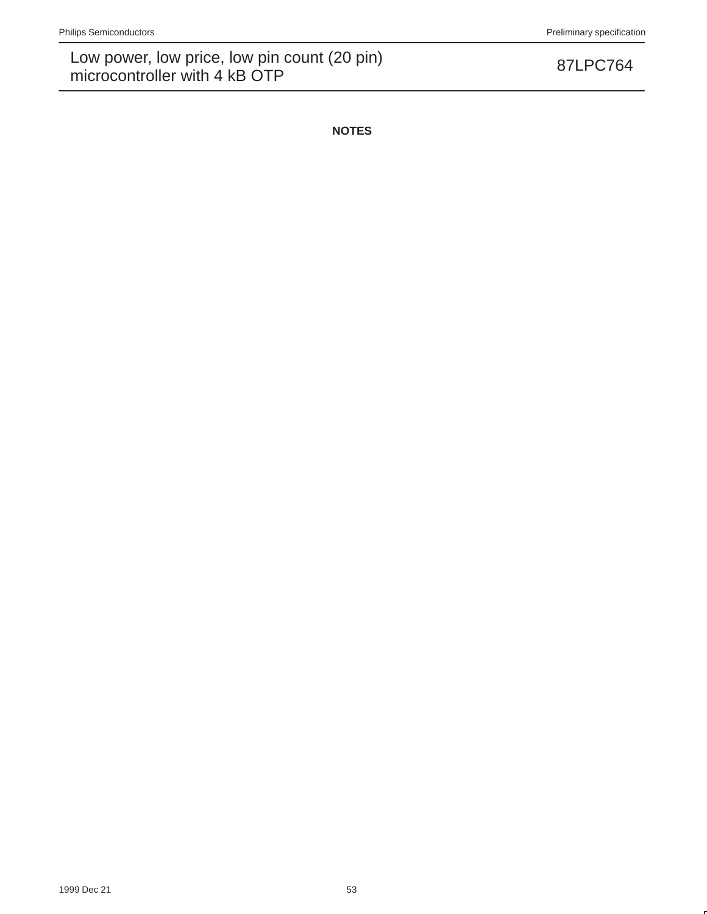**NOTES**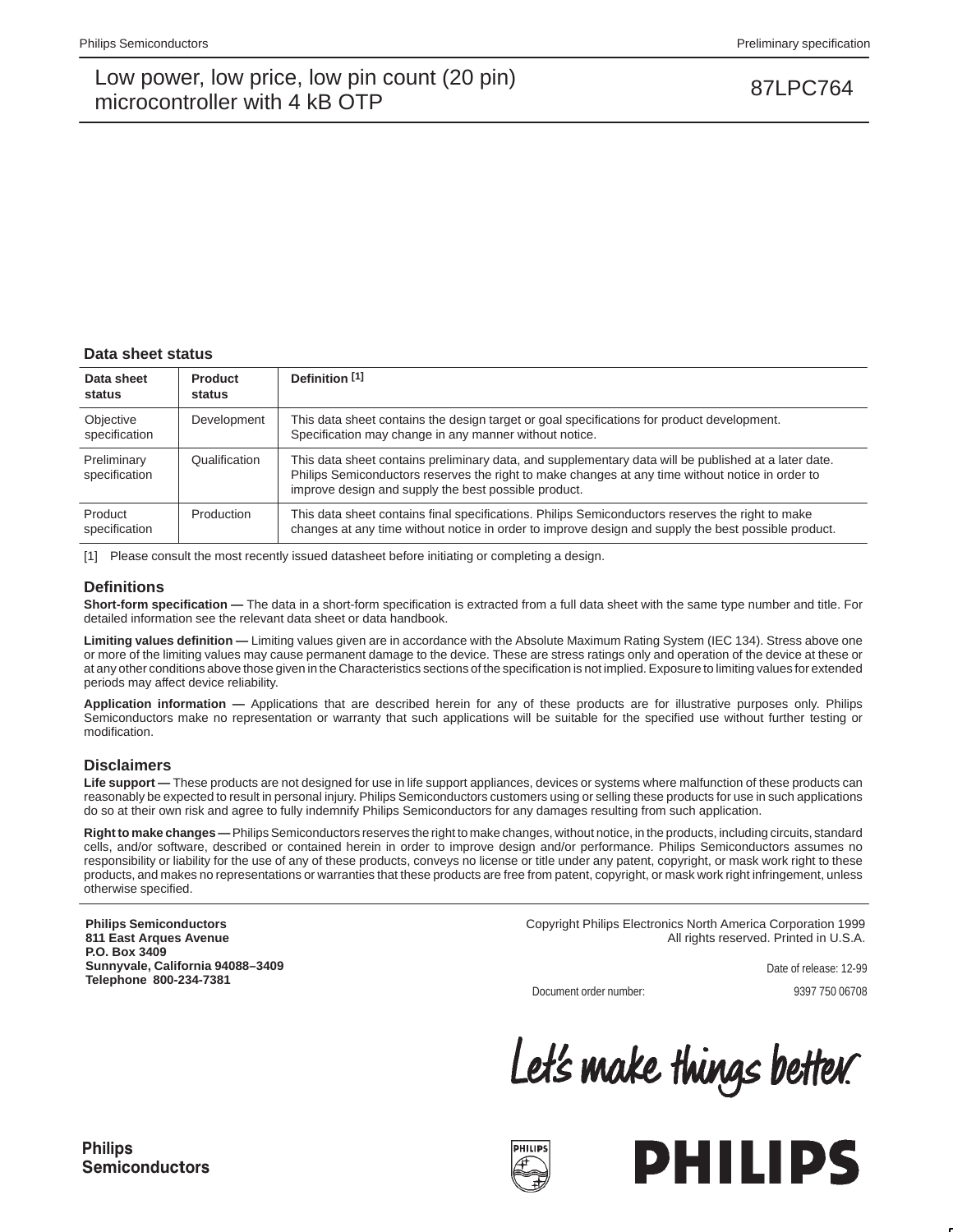## Data sheet status

| Data sheet status | Product status | Definition [1] |
|---|---|---|
| Objective specification | Development | This data sheet contains the design target or goal specifications for product development. Specification may change in any manner without notice. |
| Preliminary specification | Qualification | This data sheet contains preliminary data, and supplementary data will be published at a later date. Philips Semiconductors reserves the right to make changes at any time without notice in order to improve design and supply the best possible product. |
| Product specification | Production | This data sheet contains final specifications. Philips Semiconductors reserves the right to make changes at any time without notice in order to improve design and supply the best possible product. |

[1] Please consult the most recently issued datasheet before initiating or completing a design.

## Definitions

**Short-form specification —** The data in a short-form specification is extracted from a full data sheet with the same type number and title. For detailed information see the relevant data sheet or data handbook.

**Limiting values definition —** Limiting values given are in accordance with the Absolute Maximum Rating System (IEC 134). Stress above one or more of the limiting values may cause permanent damage to the device. These are stress ratings only and operation of the device at these or at any other conditions above those given in the Characteristics sections of the specification is not implied. Exposure to limiting values for extended periods may affect device reliability.

**Application information —** Applications that are described herein for any of these products are for illustrative purposes only. Philips Semiconductors make no representation or warranty that such applications will be suitable for the specified use without further testing or modification.

## Disclaimers

**Life support —** These products are not designed for use in life support appliances, devices or systems where malfunction of these products can reasonably be expected to result in personal injury. Philips Semiconductors customers using or selling these products for use in such applications do so at their own risk and agree to fully indemnify Philips Semiconductors for any damages resulting from such application.

**Right to make changes —** Philips Semiconductors reserves the right to make changes, without notice, in the products, including circuits, standard cells, and/or software, described or contained herein in order to improve design and/or performance. Philips Semiconductors assumes no responsibility or liability for the use of any of these products, conveys no license or title under any patent, copyright, or mask work right to these products, and makes no representations or warranties that these products are free from patent, copyright, or mask work right infringement, unless otherwise specified.

**Philips Semiconductors**
**811 East Arques Avenue**
**P.O. Box 3409**
**Sunnyvale, California 94088–3409**
**Telephone 800-234-7381**

Copyright Philips Electronics North America Corporation 1999
All rights reserved. Printed in U.S.A.

Date of release: 12-99

Document order number: 9397 750 06708

Let's make things better.

**Philips Semiconductors**

**PHILIPS**